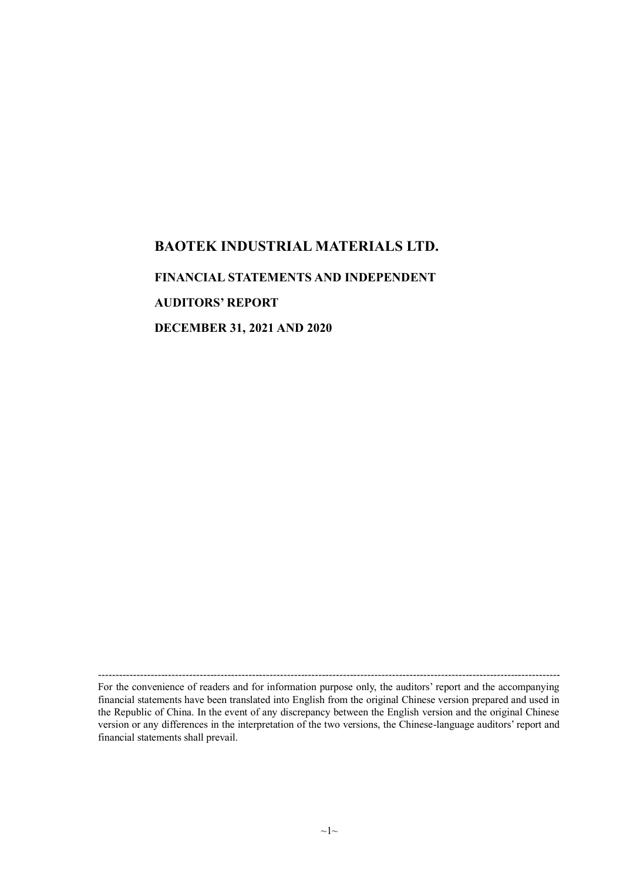# BAOTEK INDUSTRIAL MATERIALS LTD.

## FINANCIAL STATEMENTS AND INDEPENDENT AUDITORS' REPORT

## DECEMBER 31, 2021 AND 2020

---

For the convenience of readers and for information purpose only, the auditors' report and the accompanying financial statements have been translated into English from the original Chinese version prepared and used in the Republic of China. In the event of any discrepancy between the English version and the original Chinese version or any differences in the interpretation of the two versions, the Chinese-language auditors' report and financial statements shall prevail.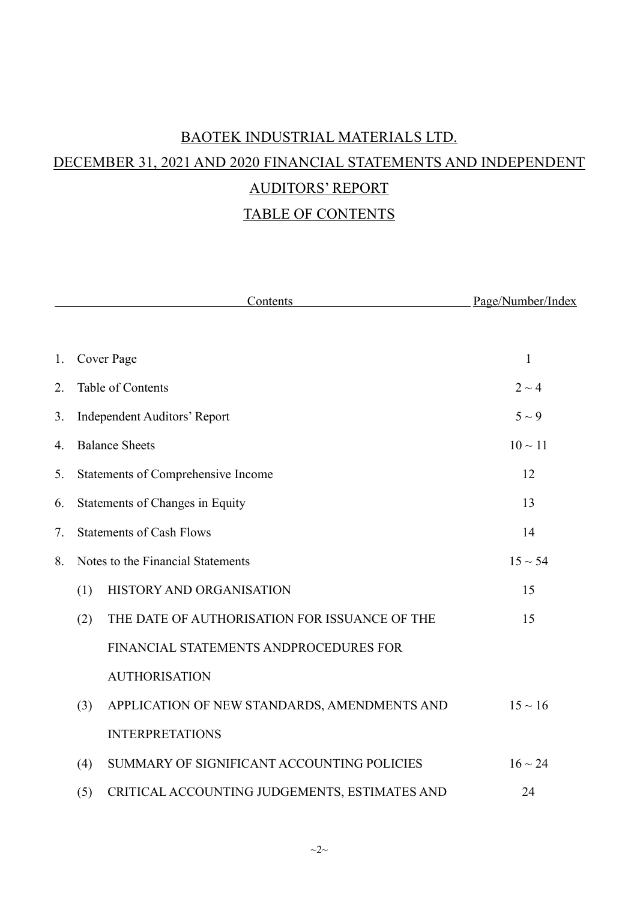# BAOTEK INDUSTRIAL MATERIALS LTD.

# DECEMBER 31, 2021 AND 2020 FINANCIAL STATEMENTS AND INDEPENDENT AUDITORS' REPORT

# TABLE OF CONTENTS

| Contents | | | Page/Number/Index |
|---|---|---|---|
| 1. | Cover Page | | 1 |
| 2. | Table of Contents | | 2 ~ 4 |
| 3. | Independent Auditors' Report | | 5 ~ 9 |
| 4. | Balance Sheets | | 10 ~ 11 |
| 5. | Statements of Comprehensive Income | | 12 |
| 6. | Statements of Changes in Equity | | 13 |
| 7. | Statements of Cash Flows | | 14 |
| 8. | Notes to the Financial Statements | | 15 ~ 54 |
| | (1) | HISTORY AND ORGANISATION | 15 |
| | (2) | THE DATE OF AUTHORISATION FOR ISSUANCE OF THE FINANCIAL STATEMENTS ANDPROCEDURES FOR AUTHORISATION | 15 |
| | (3) | APPLICATION OF NEW STANDARDS, AMENDMENTS AND INTERPRETATIONS | 15 ~ 16 |
| | (4) | SUMMARY OF SIGNIFICANT ACCOUNTING POLICIES | 16 ~ 24 |
| | (5) | CRITICAL ACCOUNTING JUDGEMENTS, ESTIMATES AND | 24 |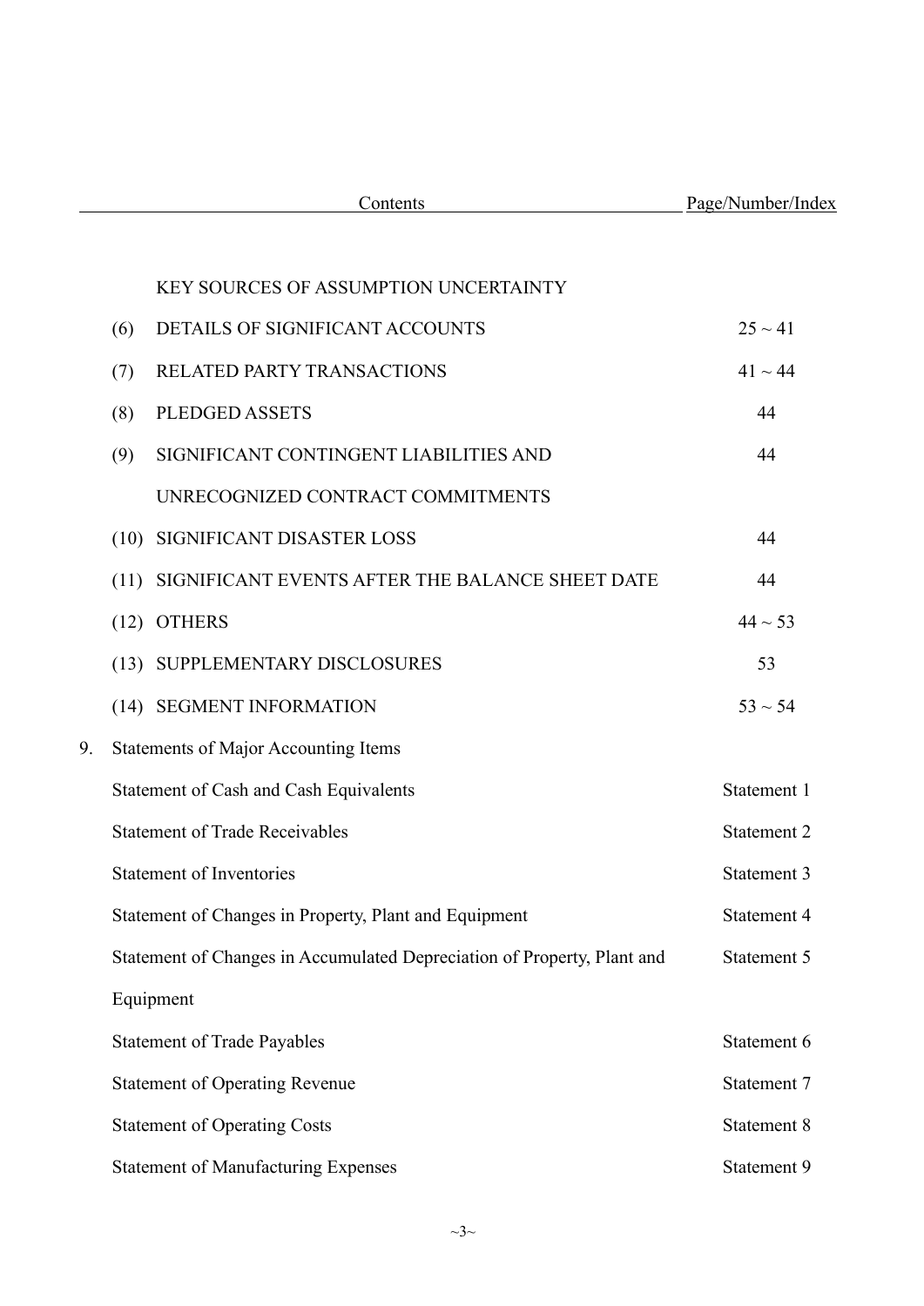| Contents | Page/Number/Index |
|---|---|
| KEY SOURCES OF ASSUMPTION UNCERTAINTY | |
| (6) DETAILS OF SIGNIFICANT ACCOUNTS | 25 ~ 41 |
| (7) RELATED PARTY TRANSACTIONS | 41 ~ 44 |
| (8) PLEDGED ASSETS | 44 |
| (9) SIGNIFICANT CONTINGENT LIABILITIES AND UNRECOGNIZED CONTRACT COMMITMENTS | 44 |
| (10) SIGNIFICANT DISASTER LOSS | 44 |
| (11) SIGNIFICANT EVENTS AFTER THE BALANCE SHEET DATE | 44 |
| (12) OTHERS | 44 ~ 53 |
| (13) SUPPLEMENTARY DISCLOSURES | 53 |
| (14) SEGMENT INFORMATION | 53 ~ 54 |
| 9. Statements of Major Accounting Items | |
| Statement of Cash and Cash Equivalents | Statement 1 |
| Statement of Trade Receivables | Statement 2 |
| Statement of Inventories | Statement 3 |
| Statement of Changes in Property, Plant and Equipment | Statement 4 |
| Statement of Changes in Accumulated Depreciation of Property, Plant and Equipment | Statement 5 |
| Statement of Trade Payables | Statement 6 |
| Statement of Operating Revenue | Statement 7 |
| Statement of Operating Costs | Statement 8 |
| Statement of Manufacturing Expenses | Statement 9 |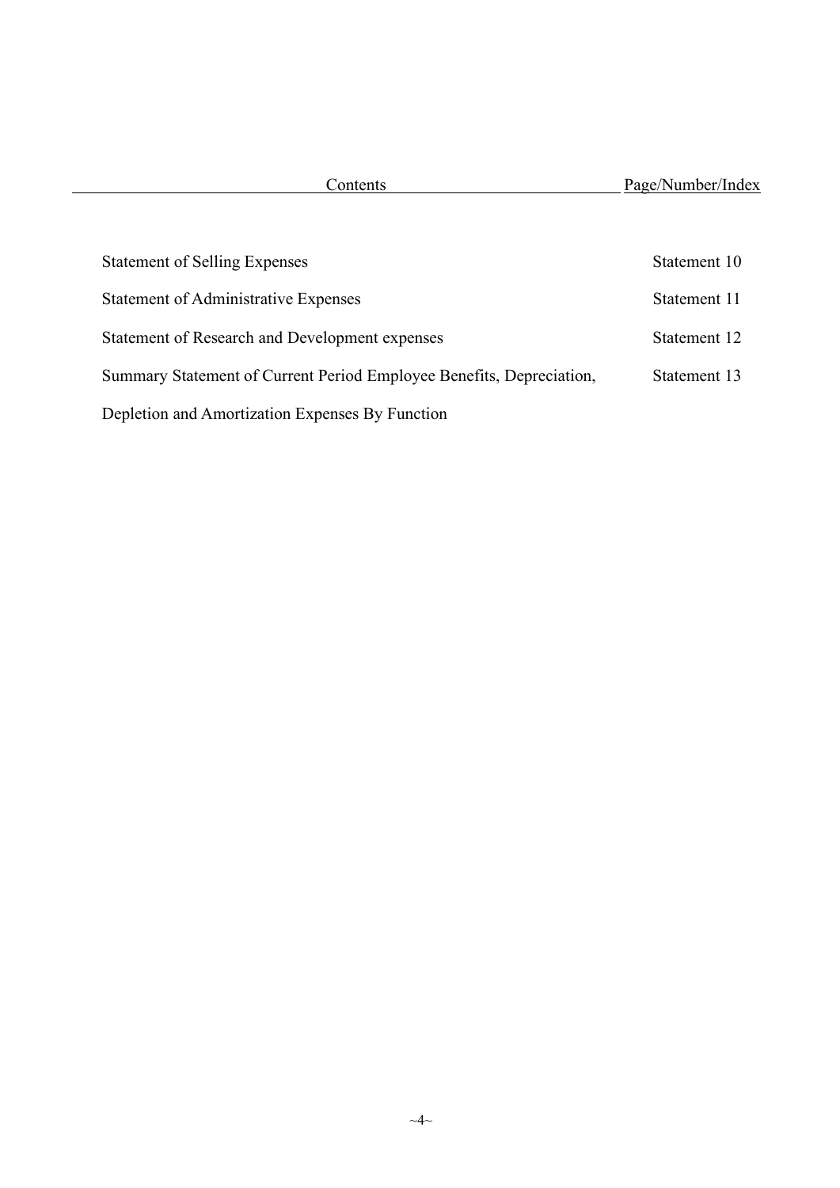| Contents | Page/Number/Index |
| --- | --- |
| Statement of Selling Expenses | Statement 10 |
| Statement of Administrative Expenses | Statement 11 |
| Statement of Research and Development expenses | Statement 12 |
| Summary Statement of Current Period Employee Benefits, Depreciation, Depletion and Amortization Expenses By Function | Statement 13 |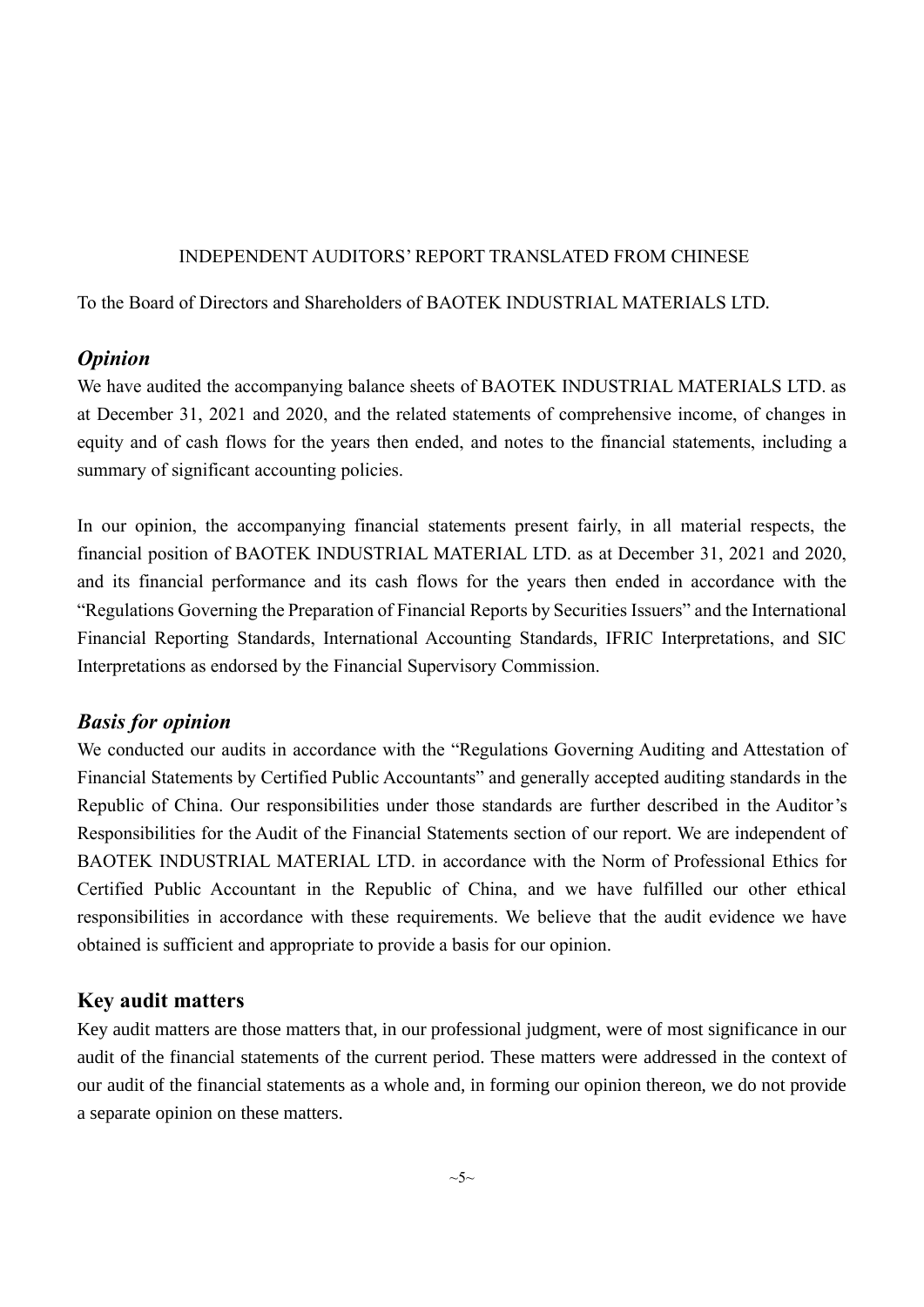INDEPENDENT AUDITORS' REPORT TRANSLATED FROM CHINESE

To the Board of Directors and Shareholders of BAOTEK INDUSTRIAL MATERIALS LTD.

## *Opinion*

We have audited the accompanying balance sheets of BAOTEK INDUSTRIAL MATERIALS LTD. as at December 31, 2021 and 2020, and the related statements of comprehensive income, of changes in equity and of cash flows for the years then ended, and notes to the financial statements, including a summary of significant accounting policies.

In our opinion, the accompanying financial statements present fairly, in all material respects, the financial position of BAOTEK INDUSTRIAL MATERIAL LTD. as at December 31, 2021 and 2020, and its financial performance and its cash flows for the years then ended in accordance with the "Regulations Governing the Preparation of Financial Reports by Securities Issuers" and the International Financial Reporting Standards, International Accounting Standards, IFRIC Interpretations, and SIC Interpretations as endorsed by the Financial Supervisory Commission.

## *Basis for opinion*

We conducted our audits in accordance with the "Regulations Governing Auditing and Attestation of Financial Statements by Certified Public Accountants" and generally accepted auditing standards in the Republic of China. Our responsibilities under those standards are further described in the Auditor's Responsibilities for the Audit of the Financial Statements section of our report. We are independent of BAOTEK INDUSTRIAL MATERIAL LTD. in accordance with the Norm of Professional Ethics for Certified Public Accountant in the Republic of China, and we have fulfilled our other ethical responsibilities in accordance with these requirements. We believe that the audit evidence we have obtained is sufficient and appropriate to provide a basis for our opinion.

## **Key audit matters**

Key audit matters are those matters that, in our professional judgment, were of most significance in our audit of the financial statements of the current period. These matters were addressed in the context of our audit of the financial statements as a whole and, in forming our opinion thereon, we do not provide a separate opinion on these matters.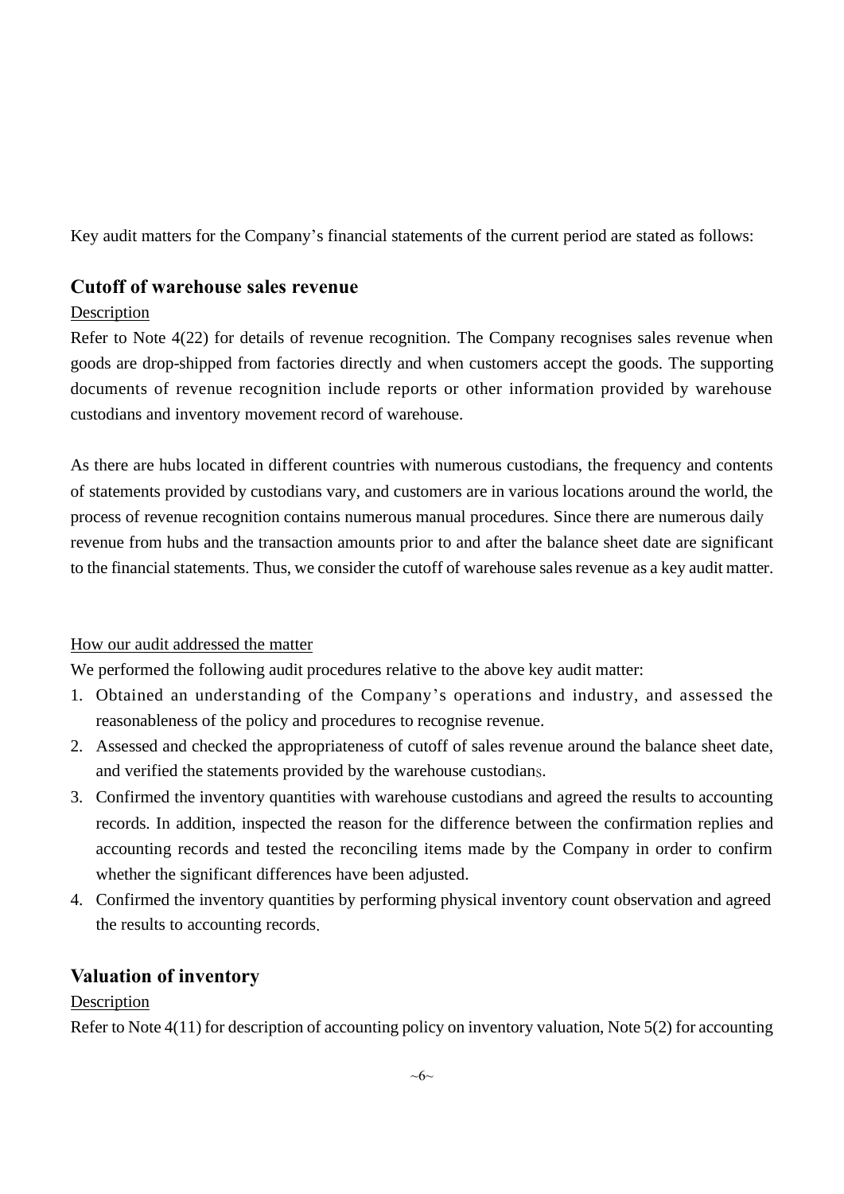Key audit matters for the Company's financial statements of the current period are stated as follows:

## Cutoff of warehouse sales revenue

Description

Refer to Note 4(22) for details of revenue recognition. The Company recognises sales revenue when goods are drop-shipped from factories directly and when customers accept the goods. The supporting documents of revenue recognition include reports or other information provided by warehouse custodians and inventory movement record of warehouse.

As there are hubs located in different countries with numerous custodians, the frequency and contents of statements provided by custodians vary, and customers are in various locations around the world, the process of revenue recognition contains numerous manual procedures. Since there are numerous daily revenue from hubs and the transaction amounts prior to and after the balance sheet date are significant to the financial statements. Thus, we consider the cutoff of warehouse sales revenue as a key audit matter.

How our audit addressed the matter

We performed the following audit procedures relative to the above key audit matter:

1. Obtained an understanding of the Company's operations and industry, and assessed the reasonableness of the policy and procedures to recognise revenue.
2. Assessed and checked the appropriateness of cutoff of sales revenue around the balance sheet date, and verified the statements provided by the warehouse custodians.
3. Confirmed the inventory quantities with warehouse custodians and agreed the results to accounting records. In addition, inspected the reason for the difference between the confirmation replies and accounting records and tested the reconciling items made by the Company in order to confirm whether the significant differences have been adjusted.
4. Confirmed the inventory quantities by performing physical inventory count observation and agreed the results to accounting records.

## Valuation of inventory

Description

Refer to Note 4(11) for description of accounting policy on inventory valuation, Note 5(2) for accounting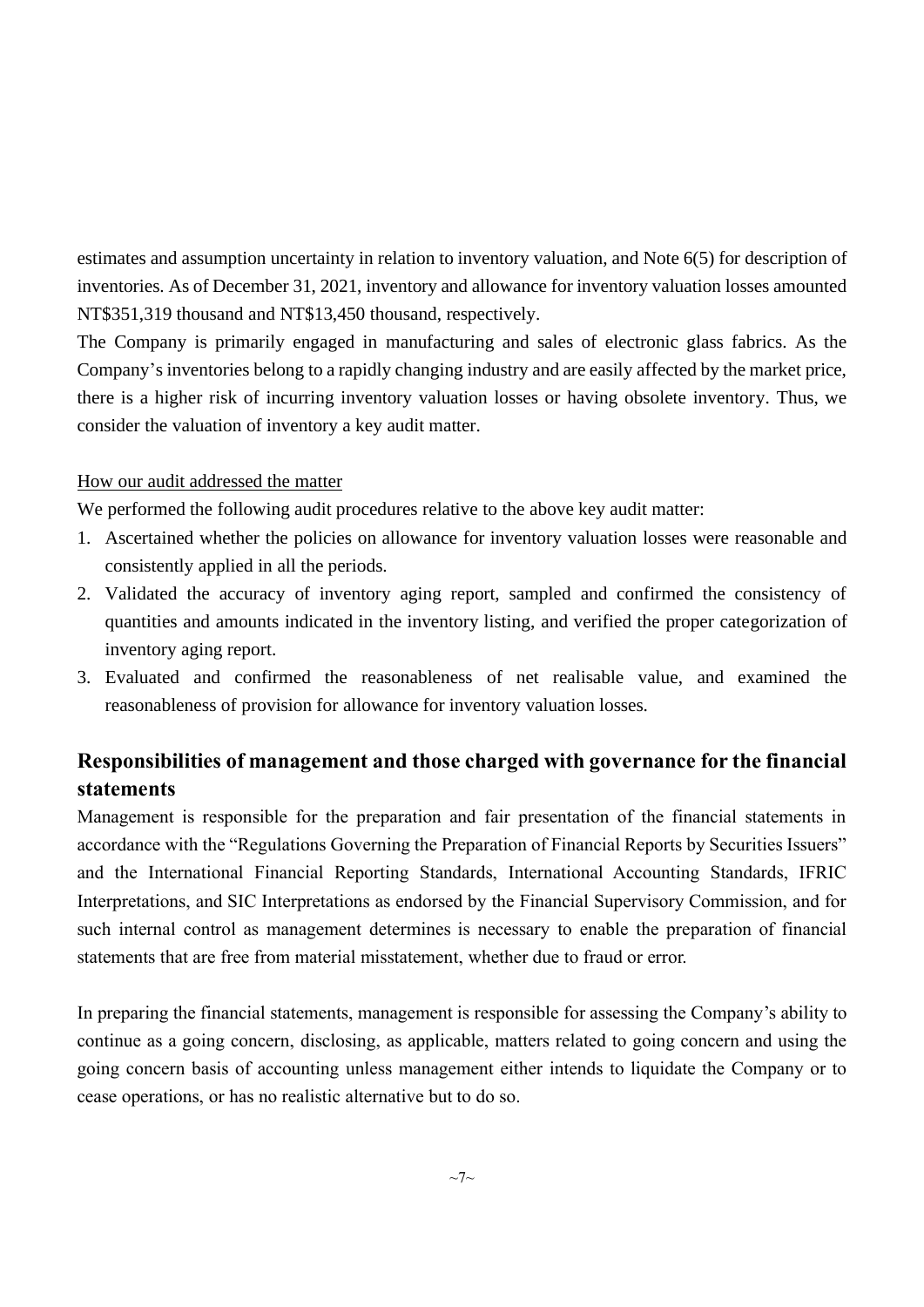estimates and assumption uncertainty in relation to inventory valuation, and Note 6(5) for description of inventories. As of December 31, 2021, inventory and allowance for inventory valuation losses amounted NT$351,319 thousand and NT$13,450 thousand, respectively.

The Company is primarily engaged in manufacturing and sales of electronic glass fabrics. As the Company's inventories belong to a rapidly changing industry and are easily affected by the market price, there is a higher risk of incurring inventory valuation losses or having obsolete inventory. Thus, we consider the valuation of inventory a key audit matter.

How our audit addressed the matter

We performed the following audit procedures relative to the above key audit matter:

1. Ascertained whether the policies on allowance for inventory valuation losses were reasonable and consistently applied in all the periods.
2. Validated the accuracy of inventory aging report, sampled and confirmed the consistency of quantities and amounts indicated in the inventory listing, and verified the proper categorization of inventory aging report.
3. Evaluated and confirmed the reasonableness of net realisable value, and examined the reasonableness of provision for allowance for inventory valuation losses.

## Responsibilities of management and those charged with governance for the financial statements

Management is responsible for the preparation and fair presentation of the financial statements in accordance with the "Regulations Governing the Preparation of Financial Reports by Securities Issuers" and the International Financial Reporting Standards, International Accounting Standards, IFRIC Interpretations, and SIC Interpretations as endorsed by the Financial Supervisory Commission, and for such internal control as management determines is necessary to enable the preparation of financial statements that are free from material misstatement, whether due to fraud or error.

In preparing the financial statements, management is responsible for assessing the Company's ability to continue as a going concern, disclosing, as applicable, matters related to going concern and using the going concern basis of accounting unless management either intends to liquidate the Company or to cease operations, or has no realistic alternative but to do so.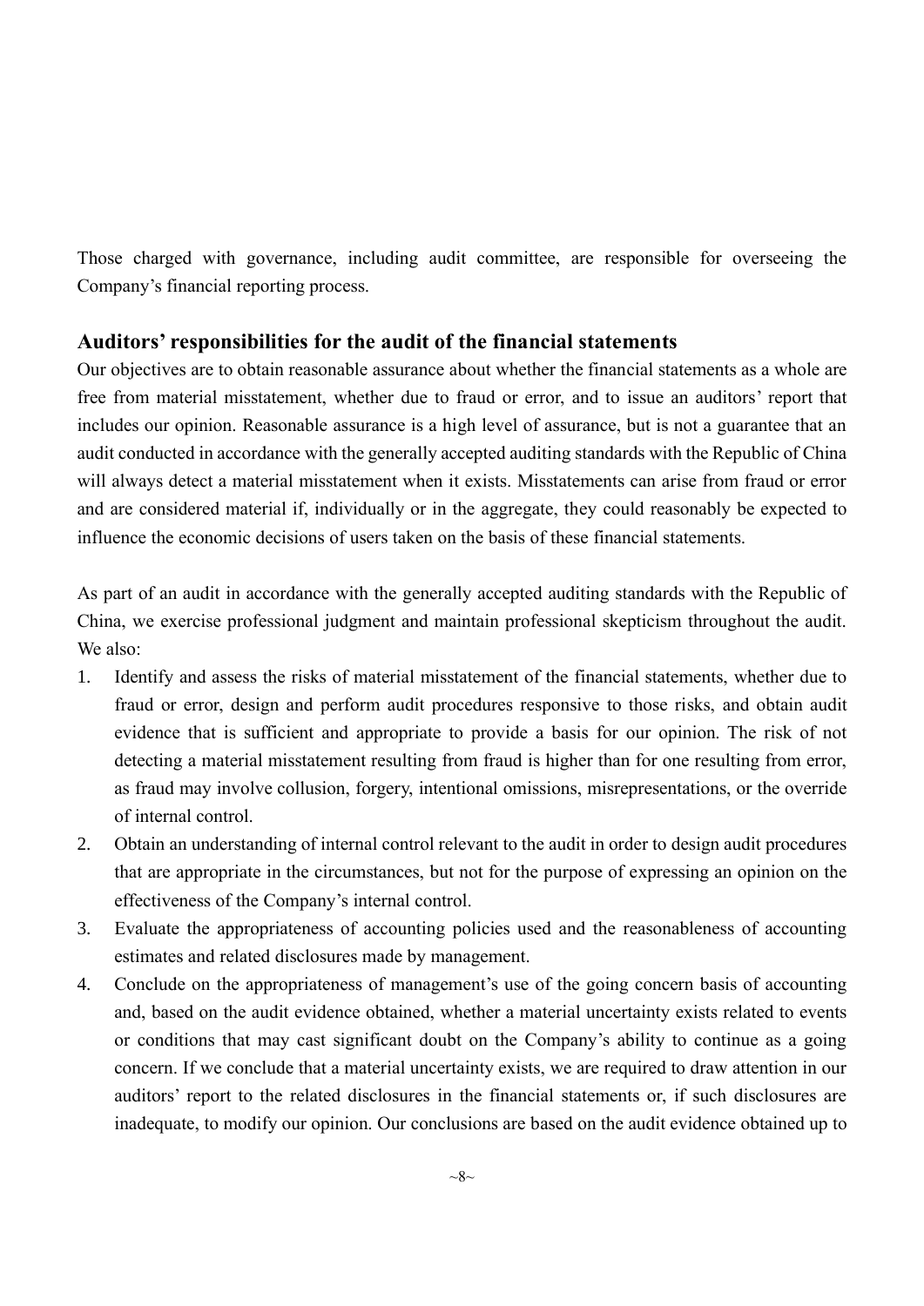Those charged with governance, including audit committee, are responsible for overseeing the Company's financial reporting process.

## Auditors' responsibilities for the audit of the financial statements

Our objectives are to obtain reasonable assurance about whether the financial statements as a whole are free from material misstatement, whether due to fraud or error, and to issue an auditors' report that includes our opinion. Reasonable assurance is a high level of assurance, but is not a guarantee that an audit conducted in accordance with the generally accepted auditing standards with the Republic of China will always detect a material misstatement when it exists. Misstatements can arise from fraud or error and are considered material if, individually or in the aggregate, they could reasonably be expected to influence the economic decisions of users taken on the basis of these financial statements.

As part of an audit in accordance with the generally accepted auditing standards with the Republic of China, we exercise professional judgment and maintain professional skepticism throughout the audit. We also:

1. Identify and assess the risks of material misstatement of the financial statements, whether due to fraud or error, design and perform audit procedures responsive to those risks, and obtain audit evidence that is sufficient and appropriate to provide a basis for our opinion. The risk of not detecting a material misstatement resulting from fraud is higher than for one resulting from error, as fraud may involve collusion, forgery, intentional omissions, misrepresentations, or the override of internal control.
2. Obtain an understanding of internal control relevant to the audit in order to design audit procedures that are appropriate in the circumstances, but not for the purpose of expressing an opinion on the effectiveness of the Company's internal control.
3. Evaluate the appropriateness of accounting policies used and the reasonableness of accounting estimates and related disclosures made by management.
4. Conclude on the appropriateness of management's use of the going concern basis of accounting and, based on the audit evidence obtained, whether a material uncertainty exists related to events or conditions that may cast significant doubt on the Company's ability to continue as a going concern. If we conclude that a material uncertainty exists, we are required to draw attention in our auditors' report to the related disclosures in the financial statements or, if such disclosures are inadequate, to modify our opinion. Our conclusions are based on the audit evidence obtained up to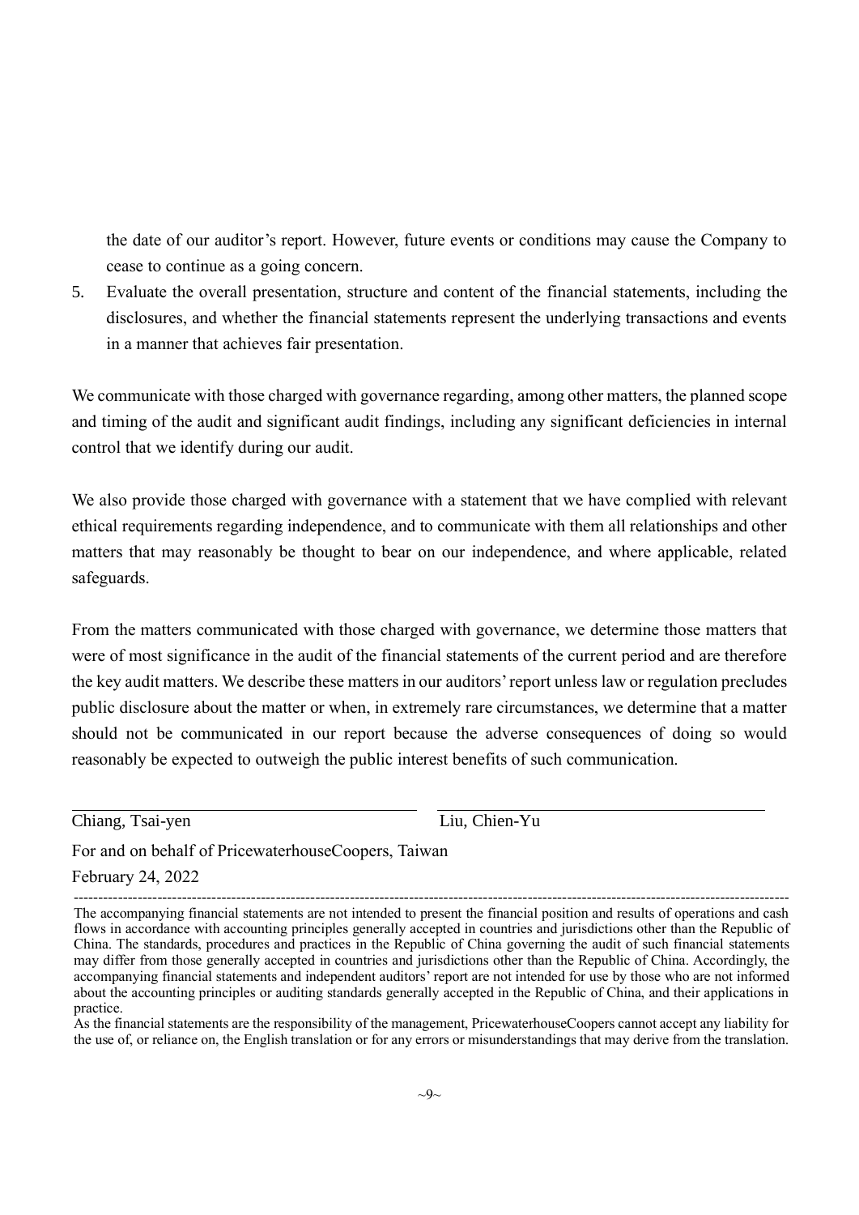the date of our auditor's report. However, future events or conditions may cause the Company to cease to continue as a going concern.

5. Evaluate the overall presentation, structure and content of the financial statements, including the disclosures, and whether the financial statements represent the underlying transactions and events in a manner that achieves fair presentation.

We communicate with those charged with governance regarding, among other matters, the planned scope and timing of the audit and significant audit findings, including any significant deficiencies in internal control that we identify during our audit.

We also provide those charged with governance with a statement that we have complied with relevant ethical requirements regarding independence, and to communicate with them all relationships and other matters that may reasonably be thought to bear on our independence, and where applicable, related safeguards.

From the matters communicated with those charged with governance, we determine those matters that were of most significance in the audit of the financial statements of the current period and are therefore the key audit matters. We describe these matters in our auditors' report unless law or regulation precludes public disclosure about the matter or when, in extremely rare circumstances, we determine that a matter should not be communicated in our report because the adverse consequences of doing so would reasonably be expected to outweigh the public interest benefits of such communication.

Chiang, Tsai-yen　　　　　　　　　　Liu, Chien-Yu

For and on behalf of PricewaterhouseCoopers, Taiwan

February 24, 2022

---

The accompanying financial statements are not intended to present the financial position and results of operations and cash flows in accordance with accounting principles generally accepted in countries and jurisdictions other than the Republic of China. The standards, procedures and practices in the Republic of China governing the audit of such financial statements may differ from those generally accepted in countries and jurisdictions other than the Republic of China. Accordingly, the accompanying financial statements and independent auditors' report are not intended for use by those who are not informed about the accounting principles or auditing standards generally accepted in the Republic of China, and their applications in practice.

As the financial statements are the responsibility of the management, PricewaterhouseCoopers cannot accept any liability for the use of, or reliance on, the English translation or for any errors or misunderstandings that may derive from the translation.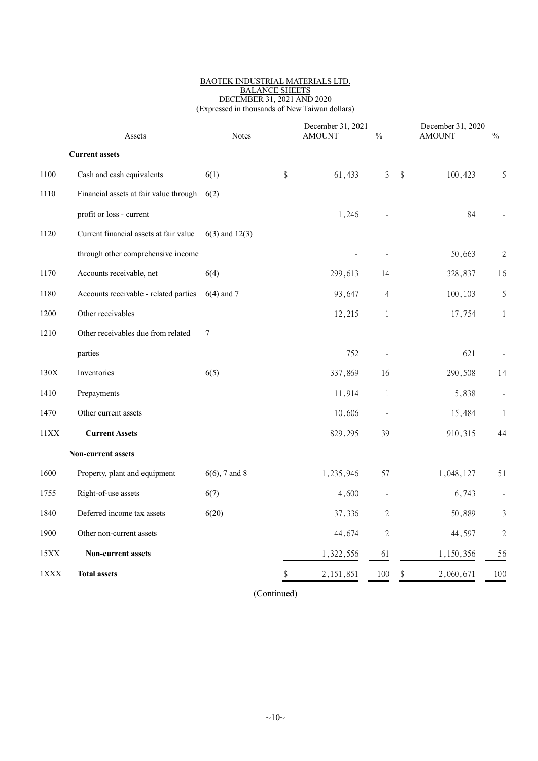BAOTEK INDUSTRIAL MATERIALS LTD.
BALANCE SHEETS
DECEMBER 31, 2021 AND 2020
(Expressed in thousands of New Taiwan dollars)

| | Assets | Notes | December 31, 2021 AMOUNT | % | December 31, 2020 AMOUNT | % |
|---|---|---|---|---|---|---|
| | **Current assets** | | | | | |
| 1100 | Cash and cash equivalents | 6(1) | $ 61,433 | 3 | $ 100,423 | 5 |
| 1110 | Financial assets at fair value through profit or loss - current | 6(2) | 1,246 | - | 84 | - |
| 1120 | Current financial assets at fair value through other comprehensive income | 6(3) and 12(3) | - | - | 50,663 | 2 |
| 1170 | Accounts receivable, net | 6(4) | 299,613 | 14 | 328,837 | 16 |
| 1180 | Accounts receivable - related parties | 6(4) and 7 | 93,647 | 4 | 100,103 | 5 |
| 1200 | Other receivables | | 12,215 | 1 | 17,754 | 1 |
| 1210 | Other receivables due from related parties | 7 | 752 | - | 621 | - |
| 130X | Inventories | 6(5) | 337,869 | 16 | 290,508 | 14 |
| 1410 | Prepayments | | 11,914 | 1 | 5,838 | - |
| 1470 | Other current assets | | 10,606 | - | 15,484 | 1 |
| 11XX | **Current Assets** | | 829,295 | 39 | 910,315 | 44 |
| | **Non-current assets** | | | | | |
| 1600 | Property, plant and equipment | 6(6), 7 and 8 | 1,235,946 | 57 | 1,048,127 | 51 |
| 1755 | Right-of-use assets | 6(7) | 4,600 | - | 6,743 | - |
| 1840 | Deferred income tax assets | 6(20) | 37,336 | 2 | 50,889 | 3 |
| 1900 | Other non-current assets | | 44,674 | 2 | 44,597 | 2 |
| 15XX | **Non-current assets** | | 1,322,556 | 61 | 1,150,356 | 56 |
| 1XXX | **Total assets** | | $ 2,151,851 | 100 | $ 2,060,671 | 100 |

(Continued)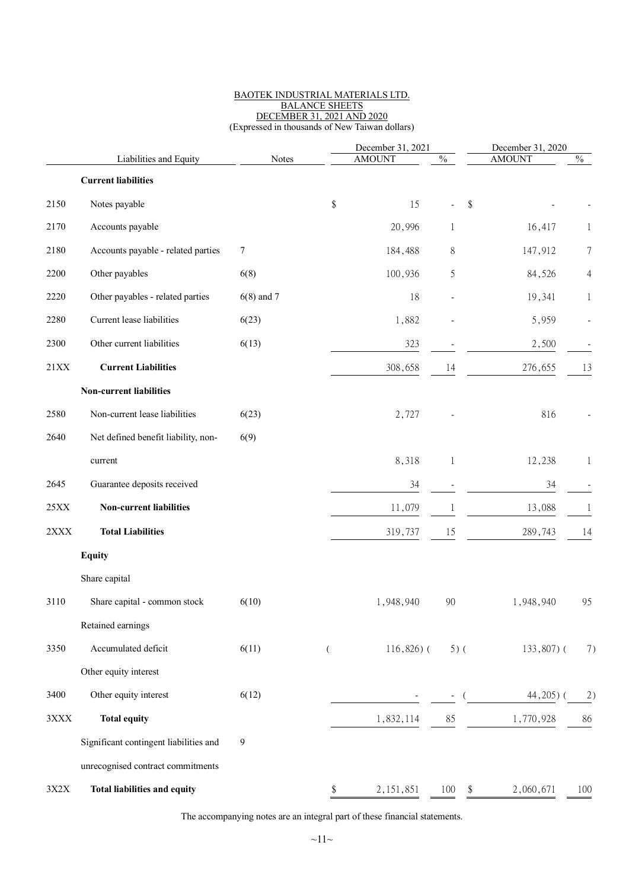BAOTEK INDUSTRIAL MATERIALS LTD.
BALANCE SHEETS
DECEMBER 31, 2021 AND 2020
(Expressed in thousands of New Taiwan dollars)

| | Liabilities and Equity | Notes | December 31, 2021 AMOUNT | % | December 31, 2020 AMOUNT | % |
|---|---|---|---|---|---|---|
| | **Current liabilities** | | | | | |
| 2150 | Notes payable | | $ 15 | - | $ - | - |
| 2170 | Accounts payable | | 20,996 | 1 | 16,417 | 1 |
| 2180 | Accounts payable - related parties | 7 | 184,488 | 8 | 147,912 | 7 |
| 2200 | Other payables | 6(8) | 100,936 | 5 | 84,526 | 4 |
| 2220 | Other payables - related parties | 6(8) and 7 | 18 | - | 19,341 | 1 |
| 2280 | Current lease liabilities | 6(23) | 1,882 | - | 5,959 | - |
| 2300 | Other current liabilities | 6(13) | 323 | - | 2,500 | - |
| 21XX | **Current Liabilities** | | 308,658 | 14 | 276,655 | 13 |
| | **Non-current liabilities** | | | | | |
| 2580 | Non-current lease liabilities | 6(23) | 2,727 | - | 816 | - |
| 2640 | Net defined benefit liability, non-current | 6(9) | 8,318 | 1 | 12,238 | 1 |
| 2645 | Guarantee deposits received | | 34 | - | 34 | - |
| 25XX | **Non-current liabilities** | | 11,079 | 1 | 13,088 | 1 |
| 2XXX | **Total Liabilities** | | 319,737 | 15 | 289,743 | 14 |
| | **Equity** | | | | | |
| | Share capital | | | | | |
| 3110 | Share capital - common stock | 6(10) | 1,948,940 | 90 | 1,948,940 | 95 |
| | Retained earnings | | | | | |
| 3350 | Accumulated deficit | 6(11) | ( 116,826) | ( 5) | ( 133,807) | ( 7) |
| | Other equity interest | | | | | |
| 3400 | Other equity interest | 6(12) | - | - | ( 44,205) | ( 2) |
| 3XXX | **Total equity** | | 1,832,114 | 85 | 1,770,928 | 86 |
| | Significant contingent liabilities and unrecognised contract commitments | 9 | | | | |
| 3X2X | **Total liabilities and equity** | | $ 2,151,851 | 100 | $ 2,060,671 | 100 |

The accompanying notes are an integral part of these financial statements.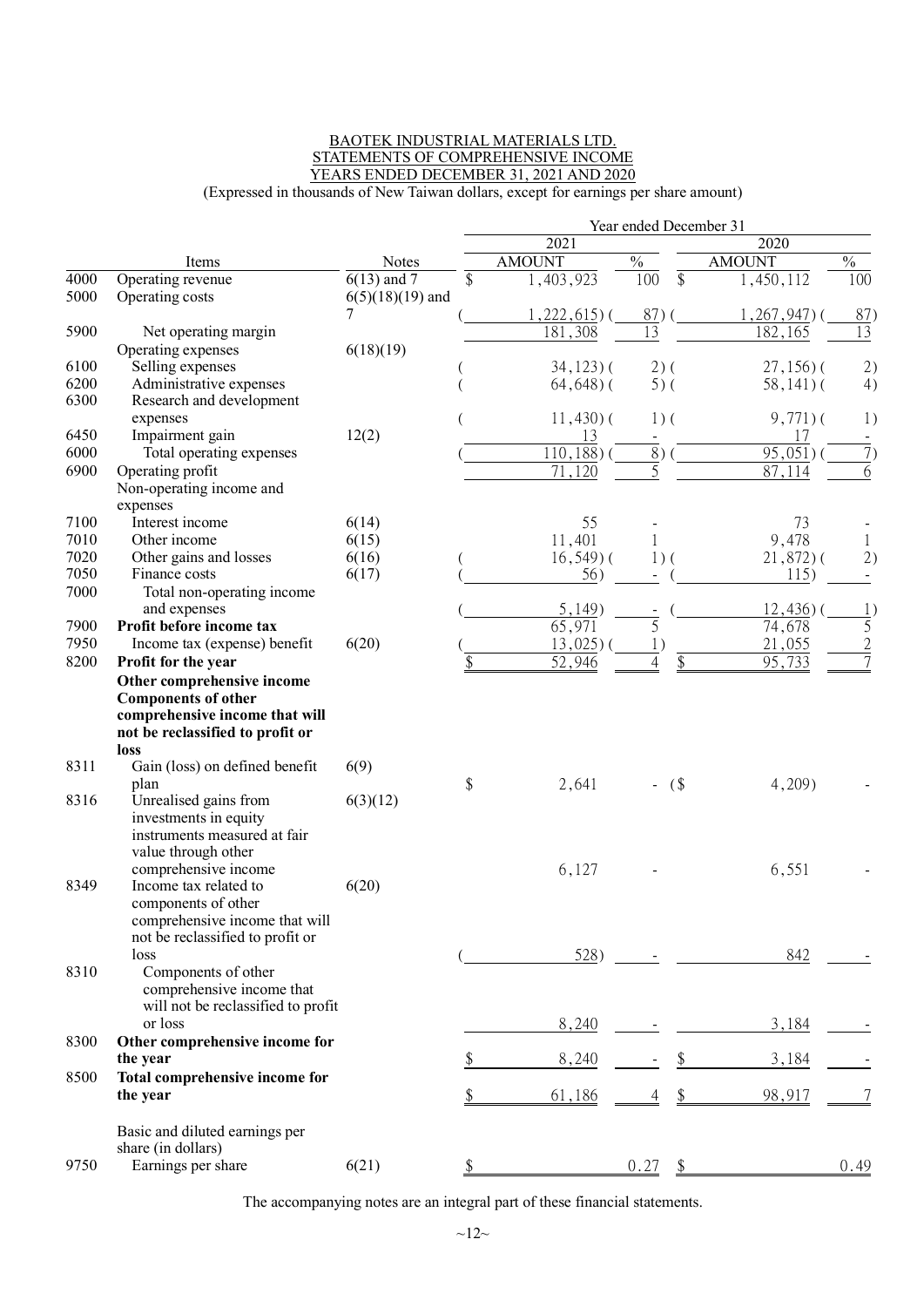BAOTEK INDUSTRIAL MATERIALS LTD.
STATEMENTS OF COMPREHENSIVE INCOME
YEARS ENDED DECEMBER 31, 2021 AND 2020
(Expressed in thousands of New Taiwan dollars, except for earnings per share amount)

| | | | Year ended December 31 | | | |
|---|---|---|---|---|---|---|
| | | | 2021 | | 2020 | |
| | Items | Notes | AMOUNT | % | AMOUNT | % |
| 4000 | Operating revenue | 6(13) and 7 | $ 1,403,923 | 100 | $ 1,450,112 | 100 |
| 5000 | Operating costs | 6(5)(18)(19) and 7 | ( 1,222,615) | ( 87) | ( 1,267,947) | ( 87) |
| 5900 | Net operating margin | | 181,308 | 13 | 182,165 | 13 |
| | Operating expenses | 6(18)(19) | | | | |
| 6100 | Selling expenses | | ( 34,123) | ( 2) | ( 27,156) | ( 2) |
| 6200 | Administrative expenses | | ( 64,648) | ( 5) | ( 58,141) | ( 4) |
| 6300 | Research and development expenses | | ( 11,430) | ( 1) | ( 9,771) | ( 1) |
| 6450 | Impairment gain | 12(2) | 13 | - | 17 | - |
| 6000 | Total operating expenses | | ( 110,188) | ( 8) | ( 95,051) | ( 7) |
| 6900 | Operating profit | | 71,120 | 5 | 87,114 | 6 |
| | Non-operating income and expenses | | | | | |
| 7100 | Interest income | 6(14) | 55 | - | 73 | - |
| 7010 | Other income | 6(15) | 11,401 | 1 | 9,478 | 1 |
| 7020 | Other gains and losses | 6(16) | ( 16,549) | ( 1) | ( 21,872) | ( 2) |
| 7050 | Finance costs | 6(17) | ( 56) | - | ( 115) | - |
| 7000 | Total non-operating income and expenses | | ( 5,149) | - | ( 12,436) | ( 1) |
| 7900 | **Profit before income tax** | | 65,971 | 5 | 74,678 | 5 |
| 7950 | Income tax (expense) benefit | 6(20) | ( 13,025) | ( 1) | 21,055 | 2 |
| 8200 | **Profit for the year** | | $ 52,946 | 4 | $ 95,733 | 7 |
| | **Other comprehensive income** | | | | | |
| | **Components of other comprehensive income that will not be reclassified to profit or loss** | | | | | |
| 8311 | Gain (loss) on defined benefit plan | 6(9) | $ 2,641 | - | ($ 4,209) | - |
| 8316 | Unrealised gains from investments in equity instruments measured at fair value through other comprehensive income | 6(3)(12) | 6,127 | - | 6,551 | - |
| 8349 | Income tax related to components of other comprehensive income that will not be reclassified to profit or loss | 6(20) | ( 528) | - | 842 | - |
| 8310 | Components of other comprehensive income that will not be reclassified to profit or loss | | 8,240 | - | 3,184 | - |
| 8300 | **Other comprehensive income for the year** | | $ 8,240 | - | $ 3,184 | - |
| 8500 | **Total comprehensive income for the year** | | $ 61,186 | 4 | $ 98,917 | 7 |
| | Basic and diluted earnings per share (in dollars) | | | | | |
| 9750 | Earnings per share | 6(21) | $ 0.27 | | $ 0.49 | |

The accompanying notes are an integral part of these financial statements.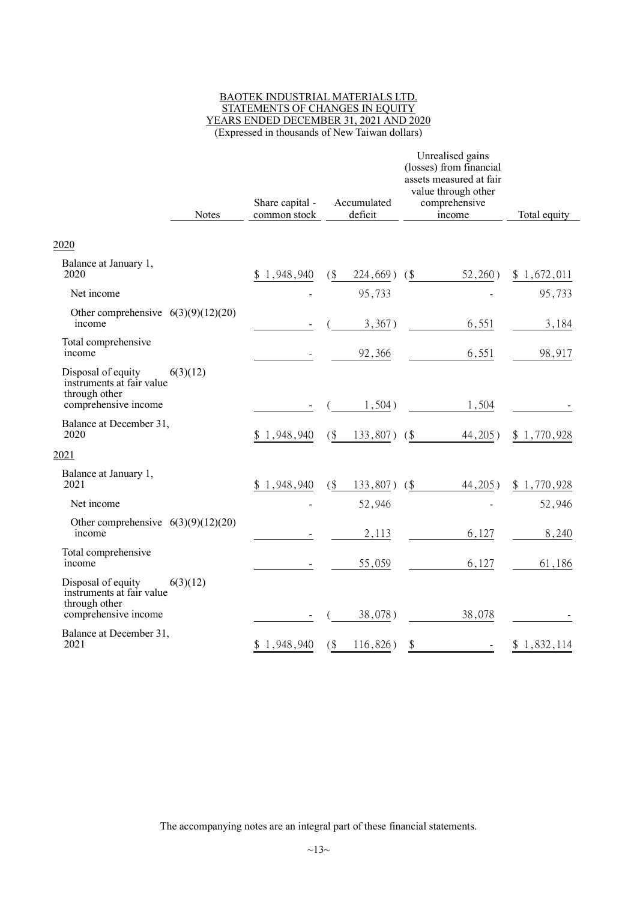BAOTEK INDUSTRIAL MATERIALS LTD.
STATEMENTS OF CHANGES IN EQUITY
YEARS ENDED DECEMBER 31, 2021 AND 2020
(Expressed in thousands of New Taiwan dollars)

| | Notes | Share capital - common stock | Accumulated deficit | Unrealised gains (losses) from financial assets measured at fair value through other comprehensive income | Total equity |
|---|---|---|---|---|---|
| **2020** | | | | | |
| Balance at January 1, 2020 | | $ 1,948,940 | ($ 224,669) | ($ 52,260) | $ 1,672,011 |
| Net income | | - | 95,733 | - | 95,733 |
| Other comprehensive income | 6(3)(9)(12)(20) | - | ( 3,367) | 6,551 | 3,184 |
| Total comprehensive income | | - | 92,366 | 6,551 | 98,917 |
| Disposal of equity instruments at fair value through other comprehensive income | 6(3)(12) | - | ( 1,504) | 1,504 | - |
| Balance at December 31, 2020 | | $ 1,948,940 | ($ 133,807) | ($ 44,205) | $ 1,770,928 |
| **2021** | | | | | |
| Balance at January 1, 2021 | | $ 1,948,940 | ($ 133,807) | ($ 44,205) | $ 1,770,928 |
| Net income | | - | 52,946 | - | 52,946 |
| Other comprehensive income | 6(3)(9)(12)(20) | - | 2,113 | 6,127 | 8,240 |
| Total comprehensive income | | - | 55,059 | 6,127 | 61,186 |
| Disposal of equity instruments at fair value through other comprehensive income | 6(3)(12) | - | ( 38,078) | 38,078 | - |
| Balance at December 31, 2021 | | $ 1,948,940 | ($ 116,826) | $ - | $ 1,832,114 |

The accompanying notes are an integral part of these financial statements.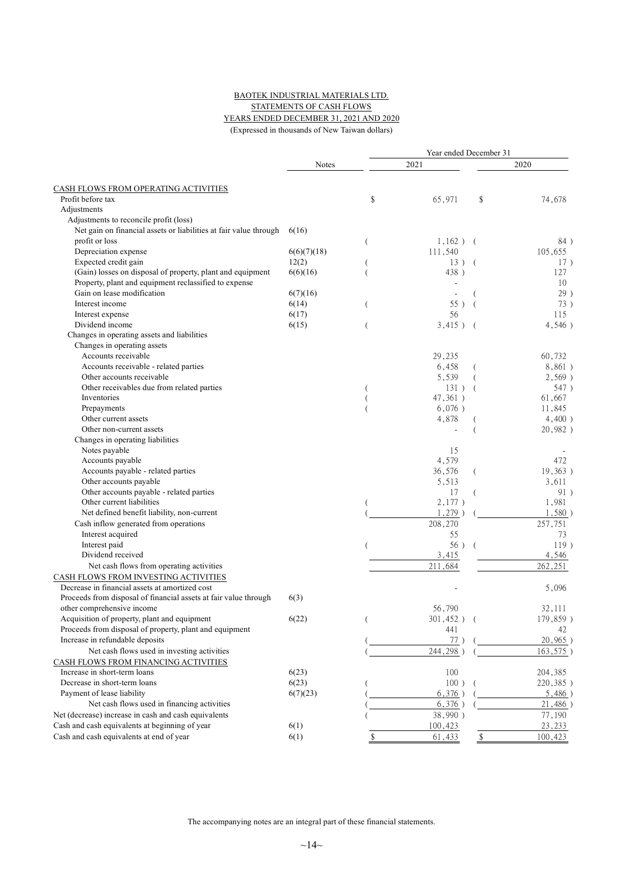BAOTEK INDUSTRIAL MATERIALS LTD.
STATEMENTS OF CASH FLOWS
YEARS ENDED DECEMBER 31, 2021 AND 2020
(Expressed in thousands of New Taiwan dollars)

| | Notes | 2021 | 2020 |
|---|---|---|---|
| CASH FLOWS FROM OPERATING ACTIVITIES | | | |
| Profit before tax | | $ 65,971 | $ 74,678 |
| Adjustments | | | |
| Adjustments to reconcile profit (loss) | | | |
| Net gain on financial assets or liabilities at fair value through profit or loss | 6(16) | ( 1,162 ) | ( 84 ) |
| Depreciation expense | 6(6)(7)(18) | 111,540 | 105,655 |
| Expected credit gain | 12(2) | ( 13 ) | ( 17 ) |
| (Gain) losses on disposal of property, plant and equipment | 6(6)(16) | ( 438 ) | 127 |
| Property, plant and equipment reclassified to expense | | - | 10 |
| Gain on lease modification | 6(7)(16) | - | ( 29 ) |
| Interest income | 6(14) | ( 55 ) | ( 73 ) |
| Interest expense | 6(17) | 56 | 115 |
| Dividend income | 6(15) | ( 3,415 ) | ( 4,546 ) |
| Changes in operating assets and liabilities | | | |
| Changes in operating assets | | | |
| Accounts receivable | | 29,235 | 60,732 |
| Accounts receivable - related parties | | 6,458 | ( 8,861 ) |
| Other accounts receivable | | 5,539 | ( 2,569 ) |
| Other receivables due from related parties | | ( 131 ) | ( 547 ) |
| Inventories | | ( 47,361 ) | 61,667 |
| Prepayments | | ( 6,076 ) | 11,845 |
| Other current assets | | 4,878 | ( 4,400 ) |
| Other non-current assets | | - | ( 20,982 ) |
| Changes in operating liabilities | | | |
| Notes payable | | 15 | - |
| Accounts payable | | 4,579 | 472 |
| Accounts payable - related parties | | 36,576 | ( 19,363 ) |
| Other accounts payable | | 5,513 | 3,611 |
| Other accounts payable - related parties | | 17 | ( 91 ) |
| Other current liabilities | | ( 2,177 ) | 1,981 |
| Net defined benefit liability, non-current | | ( 1,279 ) | ( 1,580 ) |
| Cash inflow generated from operations | | 208,270 | 257,751 |
| Interest acquired | | 55 | 73 |
| Interest paid | | ( 56 ) | ( 119 ) |
| Dividend received | | 3,415 | 4,546 |
| Net cash flows from operating activities | | 211,684 | 262,251 |
| CASH FLOWS FROM INVESTING ACTIVITIES | | | |
| Decrease in financial assets at amortized cost | | - | 5,096 |
| Proceeds from disposal of financial assets at fair value through other comprehensive income | 6(3) | 56,790 | 32,111 |
| Acquisition of property, plant and equipment | 6(22) | ( 301,452 ) | ( 179,859 ) |
| Proceeds from disposal of property, plant and equipment | | 441 | 42 |
| Increase in refundable deposits | | ( 77 ) | ( 20,965 ) |
| Net cash flows used in investing activities | | ( 244,298 ) | ( 163,575 ) |
| CASH FLOWS FROM FINANCING ACTIVITIES | | | |
| Increase in short-term loans | 6(23) | 100 | 204,385 |
| Decrease in short-term loans | 6(23) | ( 100 ) | ( 220,385 ) |
| Payment of lease liability | 6(7)(23) | ( 6,376 ) | ( 5,486 ) |
| Net cash flows used in financing activities | | ( 6,376 ) | ( 21,486 ) |
| Net (decrease) increase in cash and cash equivalents | | ( 38,990 ) | 77,190 |
| Cash and cash equivalents at beginning of year | 6(1) | 100,423 | 23,233 |
| Cash and cash equivalents at end of year | 6(1) | $ 61,433 | $ 100,423 |

The accompanying notes are an integral part of these financial statements.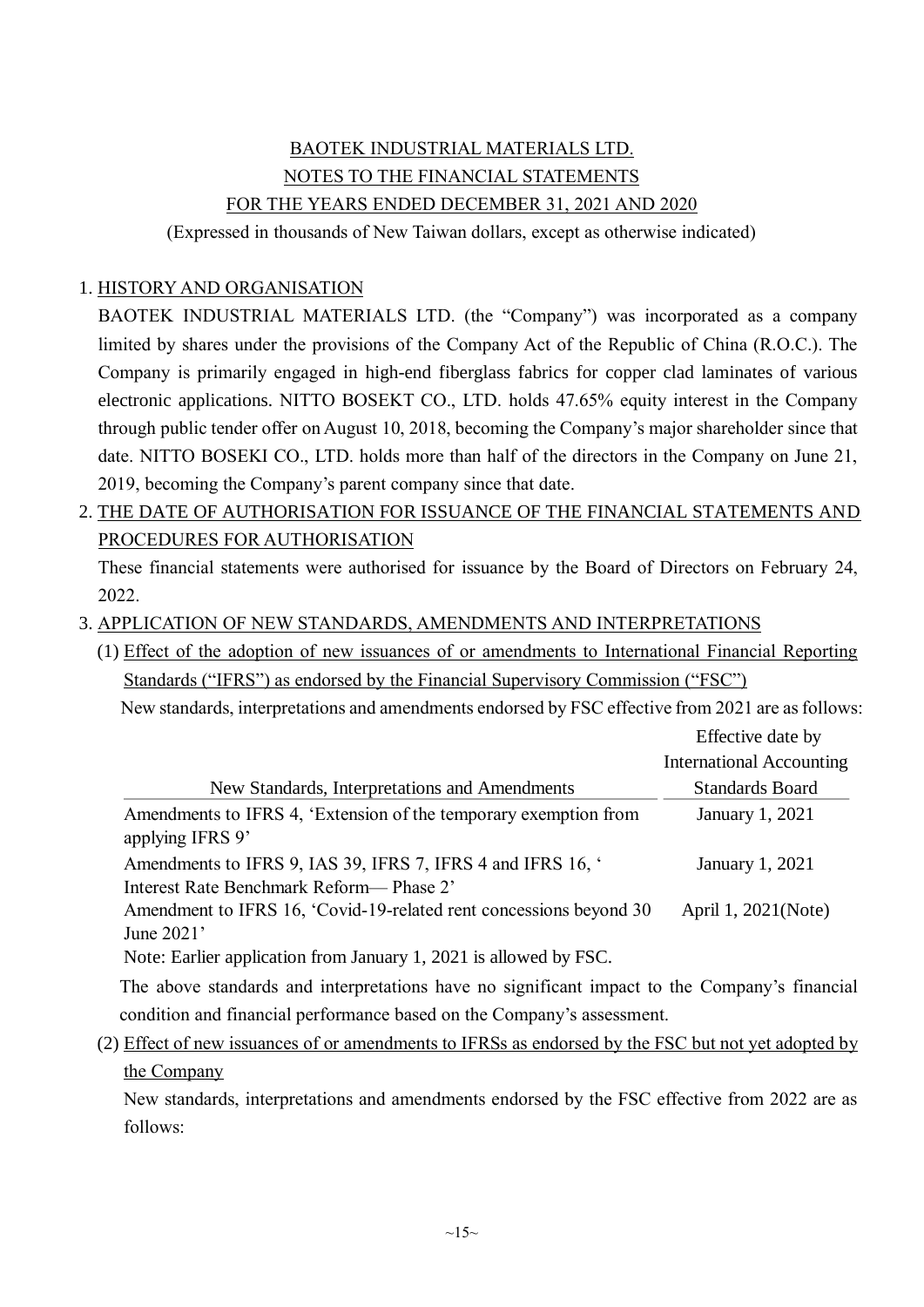# BAOTEK INDUSTRIAL MATERIALS LTD.
# NOTES TO THE FINANCIAL STATEMENTS
# FOR THE YEARS ENDED DECEMBER 31, 2021 AND 2020

(Expressed in thousands of New Taiwan dollars, except as otherwise indicated)

## 1. HISTORY AND ORGANISATION

BAOTEK INDUSTRIAL MATERIALS LTD. (the "Company") was incorporated as a company limited by shares under the provisions of the Company Act of the Republic of China (R.O.C.). The Company is primarily engaged in high-end fiberglass fabrics for copper clad laminates of various electronic applications. NITTO BOSEKT CO., LTD. holds 47.65% equity interest in the Company through public tender offer on August 10, 2018, becoming the Company's major shareholder since that date. NITTO BOSEKI CO., LTD. holds more than half of the directors in the Company on June 21, 2019, becoming the Company's parent company since that date.

## 2. THE DATE OF AUTHORISATION FOR ISSUANCE OF THE FINANCIAL STATEMENTS AND PROCEDURES FOR AUTHORISATION

These financial statements were authorised for issuance by the Board of Directors on February 24, 2022.

## 3. APPLICATION OF NEW STANDARDS, AMENDMENTS AND INTERPRETATIONS

### (1) Effect of the adoption of new issuances of or amendments to International Financial Reporting Standards ("IFRS") as endorsed by the Financial Supervisory Commission ("FSC")

New standards, interpretations and amendments endorsed by FSC effective from 2021 are as follows:

| New Standards, Interpretations and Amendments | Effective date by International Accounting Standards Board |
|---|---|
| Amendments to IFRS 4, 'Extension of the temporary exemption from applying IFRS 9' | January 1, 2021 |
| Amendments to IFRS 9, IAS 39, IFRS 7, IFRS 4 and IFRS 16, ' Interest Rate Benchmark Reform— Phase 2' | January 1, 2021 |
| Amendment to IFRS 16, 'Covid-19-related rent concessions beyond 30 June 2021' | April 1, 2021(Note) |

Note: Earlier application from January 1, 2021 is allowed by FSC.

The above standards and interpretations have no significant impact to the Company's financial condition and financial performance based on the Company's assessment.

### (2) Effect of new issuances of or amendments to IFRSs as endorsed by the FSC but not yet adopted by the Company

New standards, interpretations and amendments endorsed by the FSC effective from 2022 are as follows: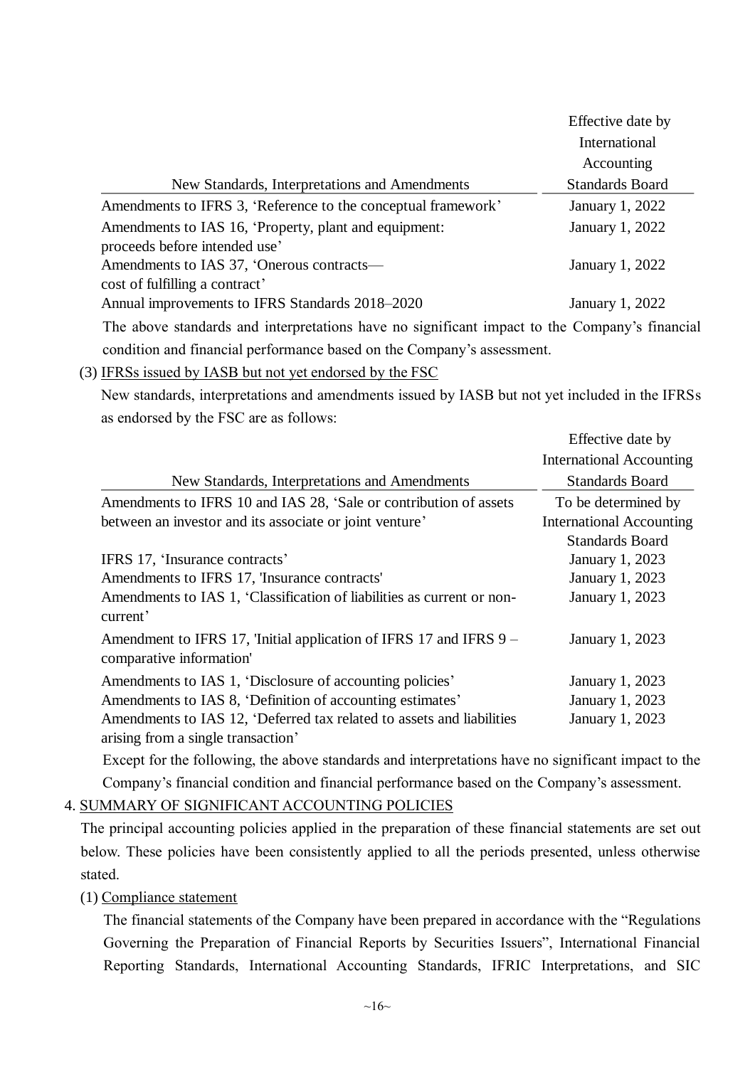| New Standards, Interpretations and Amendments | Effective date by International Accounting Standards Board |
|---|---|
| Amendments to IFRS 3, 'Reference to the conceptual framework' | January 1, 2022 |
| Amendments to IAS 16, 'Property, plant and equipment: proceeds before intended use' | January 1, 2022 |
| Amendments to IAS 37, 'Onerous contracts— cost of fulfilling a contract' | January 1, 2022 |
| Annual improvements to IFRS Standards 2018–2020 | January 1, 2022 |

The above standards and interpretations have no significant impact to the Company's financial condition and financial performance based on the Company's assessment.

(3) IFRSs issued by IASB but not yet endorsed by the FSC

New standards, interpretations and amendments issued by IASB but not yet included in the IFRSs as endorsed by the FSC are as follows:

| New Standards, Interpretations and Amendments | Effective date by International Accounting Standards Board |
|---|---|
| Amendments to IFRS 10 and IAS 28, 'Sale or contribution of assets between an investor and its associate or joint venture' | To be determined by International Accounting Standards Board |
| IFRS 17, 'Insurance contracts' | January 1, 2023 |
| Amendments to IFRS 17, 'Insurance contracts' | January 1, 2023 |
| Amendments to IAS 1, 'Classification of liabilities as current or non-current' | January 1, 2023 |
| Amendment to IFRS 17, 'Initial application of IFRS 17 and IFRS 9 – comparative information' | January 1, 2023 |
| Amendments to IAS 1, 'Disclosure of accounting policies' | January 1, 2023 |
| Amendments to IAS 8, 'Definition of accounting estimates' | January 1, 2023 |
| Amendments to IAS 12, 'Deferred tax related to assets and liabilities arising from a single transaction' | January 1, 2023 |

Except for the following, the above standards and interpretations have no significant impact to the Company's financial condition and financial performance based on the Company's assessment.

4. SUMMARY OF SIGNIFICANT ACCOUNTING POLICIES

The principal accounting policies applied in the preparation of these financial statements are set out below. These policies have been consistently applied to all the periods presented, unless otherwise stated.

(1) Compliance statement

The financial statements of the Company have been prepared in accordance with the "Regulations Governing the Preparation of Financial Reports by Securities Issuers", International Financial Reporting Standards, International Accounting Standards, IFRIC Interpretations, and SIC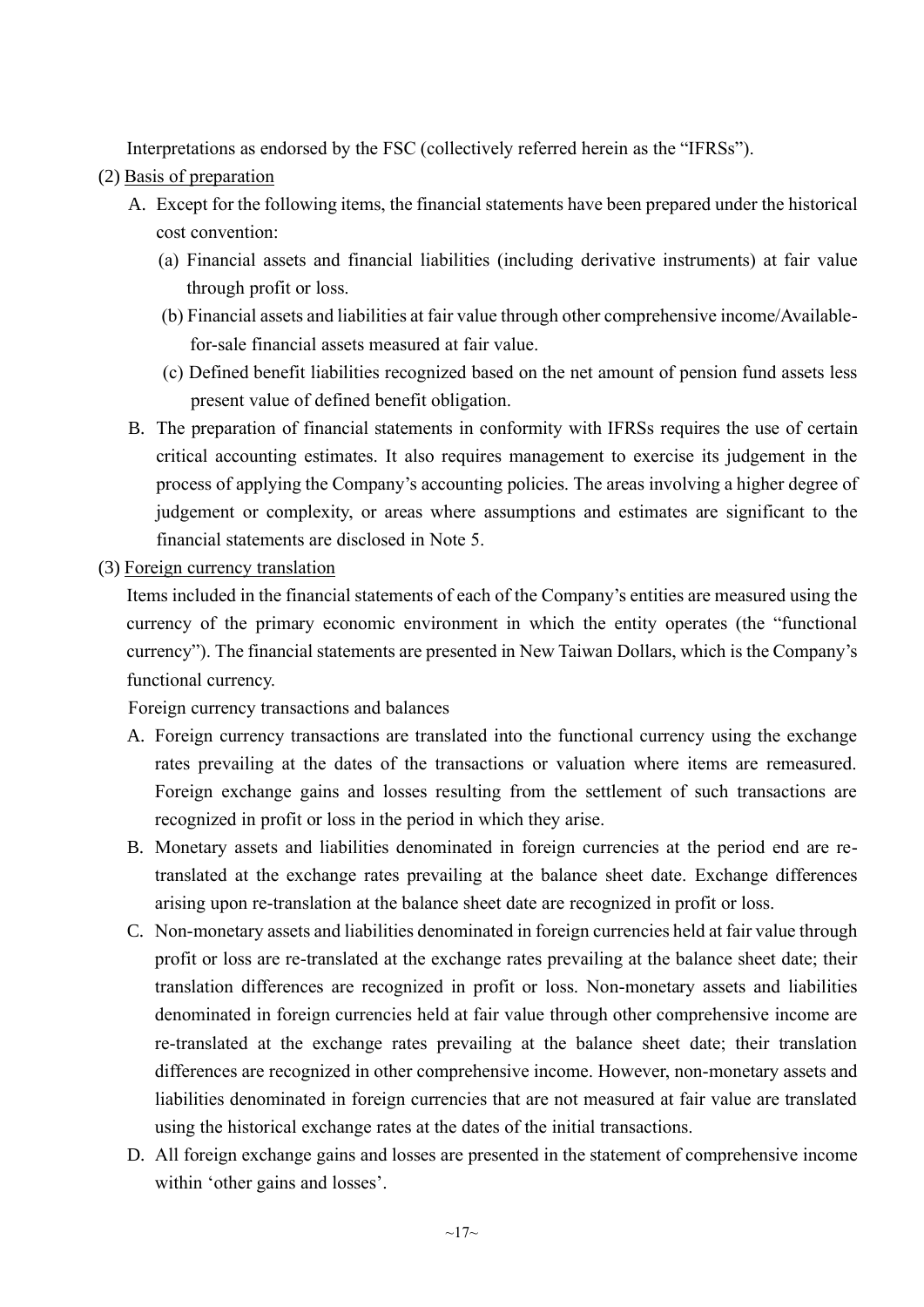Interpretations as endorsed by the FSC (collectively referred herein as the “IFRSs”).

(2) Basis of preparation

A. Except for the following items, the financial statements have been prepared under the historical cost convention:

(a) Financial assets and financial liabilities (including derivative instruments) at fair value through profit or loss.

(b) Financial assets and liabilities at fair value through other comprehensive income/Available-for-sale financial assets measured at fair value.

(c) Defined benefit liabilities recognized based on the net amount of pension fund assets less present value of defined benefit obligation.

B. The preparation of financial statements in conformity with IFRSs requires the use of certain critical accounting estimates. It also requires management to exercise its judgement in the process of applying the Company’s accounting policies. The areas involving a higher degree of judgement or complexity, or areas where assumptions and estimates are significant to the financial statements are disclosed in Note 5.

(3) Foreign currency translation

Items included in the financial statements of each of the Company’s entities are measured using the currency of the primary economic environment in which the entity operates (the “functional currency”). The financial statements are presented in New Taiwan Dollars, which is the Company’s functional currency.

Foreign currency transactions and balances

A. Foreign currency transactions are translated into the functional currency using the exchange rates prevailing at the dates of the transactions or valuation where items are remeasured. Foreign exchange gains and losses resulting from the settlement of such transactions are recognized in profit or loss in the period in which they arise.

B. Monetary assets and liabilities denominated in foreign currencies at the period end are re-translated at the exchange rates prevailing at the balance sheet date. Exchange differences arising upon re-translation at the balance sheet date are recognized in profit or loss.

C. Non-monetary assets and liabilities denominated in foreign currencies held at fair value through profit or loss are re-translated at the exchange rates prevailing at the balance sheet date; their translation differences are recognized in profit or loss. Non-monetary assets and liabilities denominated in foreign currencies held at fair value through other comprehensive income are re-translated at the exchange rates prevailing at the balance sheet date; their translation differences are recognized in other comprehensive income. However, non-monetary assets and liabilities denominated in foreign currencies that are not measured at fair value are translated using the historical exchange rates at the dates of the initial transactions.

D. All foreign exchange gains and losses are presented in the statement of comprehensive income within ‘other gains and losses’.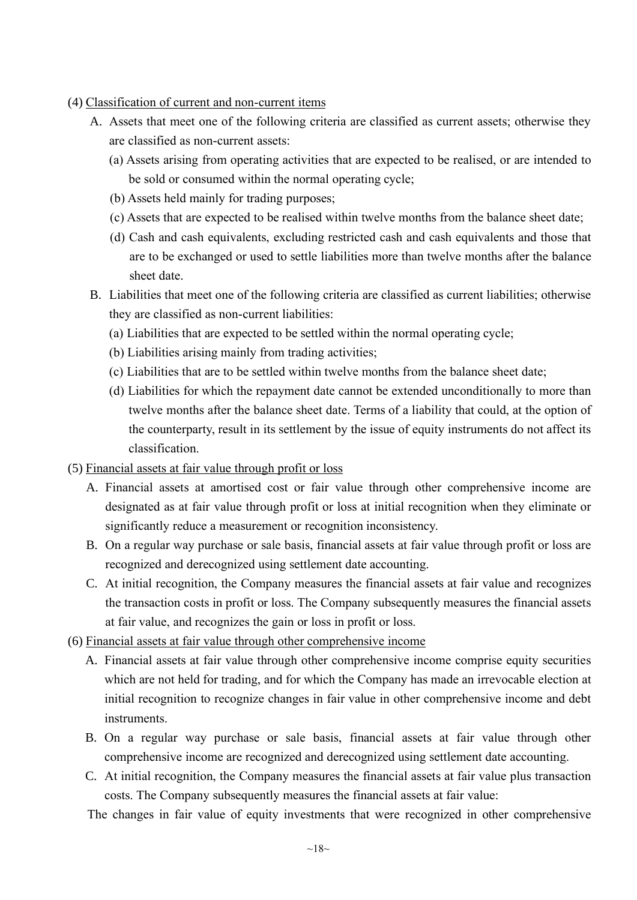(4) <u>Classification of current and non-current items</u>

A. Assets that meet one of the following criteria are classified as current assets; otherwise they are classified as non-current assets:

(a) Assets arising from operating activities that are expected to be realised, or are intended to be sold or consumed within the normal operating cycle;

(b) Assets held mainly for trading purposes;

(c) Assets that are expected to be realised within twelve months from the balance sheet date;

(d) Cash and cash equivalents, excluding restricted cash and cash equivalents and those that are to be exchanged or used to settle liabilities more than twelve months after the balance sheet date.

B. Liabilities that meet one of the following criteria are classified as current liabilities; otherwise they are classified as non-current liabilities:

(a) Liabilities that are expected to be settled within the normal operating cycle;

(b) Liabilities arising mainly from trading activities;

(c) Liabilities that are to be settled within twelve months from the balance sheet date;

(d) Liabilities for which the repayment date cannot be extended unconditionally to more than twelve months after the balance sheet date. Terms of a liability that could, at the option of the counterparty, result in its settlement by the issue of equity instruments do not affect its classification.

(5) <u>Financial assets at fair value through profit or loss</u>

A. Financial assets at amortised cost or fair value through other comprehensive income are designated as at fair value through profit or loss at initial recognition when they eliminate or significantly reduce a measurement or recognition inconsistency.

B. On a regular way purchase or sale basis, financial assets at fair value through profit or loss are recognized and derecognized using settlement date accounting.

C. At initial recognition, the Company measures the financial assets at fair value and recognizes the transaction costs in profit or loss. The Company subsequently measures the financial assets at fair value, and recognizes the gain or loss in profit or loss.

(6) <u>Financial assets at fair value through other comprehensive income</u>

A. Financial assets at fair value through other comprehensive income comprise equity securities which are not held for trading, and for which the Company has made an irrevocable election at initial recognition to recognize changes in fair value in other comprehensive income and debt instruments.

B. On a regular way purchase or sale basis, financial assets at fair value through other comprehensive income are recognized and derecognized using settlement date accounting.

C. At initial recognition, the Company measures the financial assets at fair value plus transaction costs. The Company subsequently measures the financial assets at fair value:

The changes in fair value of equity investments that were recognized in other comprehensive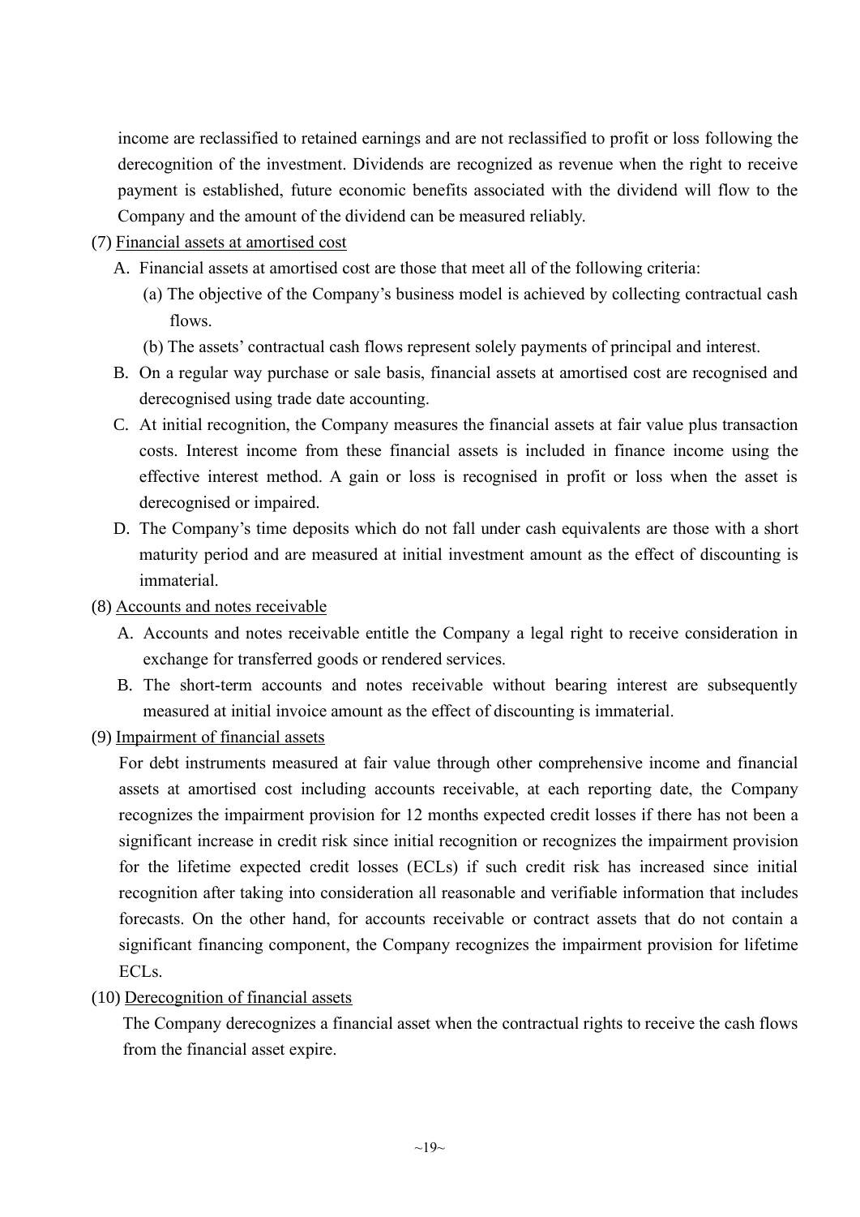income are reclassified to retained earnings and are not reclassified to profit or loss following the derecognition of the investment. Dividends are recognized as revenue when the right to receive payment is established, future economic benefits associated with the dividend will flow to the Company and the amount of the dividend can be measured reliably.

(7) Financial assets at amortised cost

A. Financial assets at amortised cost are those that meet all of the following criteria:

  (a) The objective of the Company's business model is achieved by collecting contractual cash flows.

  (b) The assets' contractual cash flows represent solely payments of principal and interest.

B. On a regular way purchase or sale basis, financial assets at amortised cost are recognised and derecognised using trade date accounting.

C. At initial recognition, the Company measures the financial assets at fair value plus transaction costs. Interest income from these financial assets is included in finance income using the effective interest method. A gain or loss is recognised in profit or loss when the asset is derecognised or impaired.

D. The Company's time deposits which do not fall under cash equivalents are those with a short maturity period and are measured at initial investment amount as the effect of discounting is immaterial.

(8) Accounts and notes receivable

A. Accounts and notes receivable entitle the Company a legal right to receive consideration in exchange for transferred goods or rendered services.

B. The short-term accounts and notes receivable without bearing interest are subsequently measured at initial invoice amount as the effect of discounting is immaterial.

(9) Impairment of financial assets

For debt instruments measured at fair value through other comprehensive income and financial assets at amortised cost including accounts receivable, at each reporting date, the Company recognizes the impairment provision for 12 months expected credit losses if there has not been a significant increase in credit risk since initial recognition or recognizes the impairment provision for the lifetime expected credit losses (ECLs) if such credit risk has increased since initial recognition after taking into consideration all reasonable and verifiable information that includes forecasts. On the other hand, for accounts receivable or contract assets that do not contain a significant financing component, the Company recognizes the impairment provision for lifetime ECLs.

(10) Derecognition of financial assets

The Company derecognizes a financial asset when the contractual rights to receive the cash flows from the financial asset expire.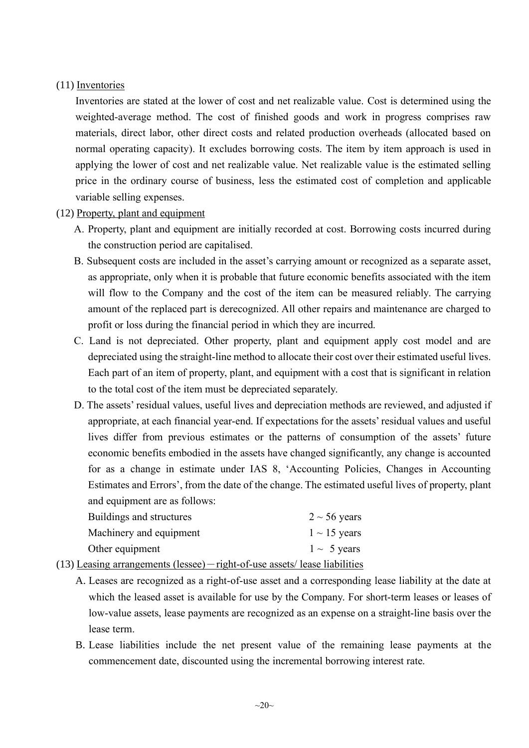(11) Inventories

Inventories are stated at the lower of cost and net realizable value. Cost is determined using the weighted-average method. The cost of finished goods and work in progress comprises raw materials, direct labor, other direct costs and related production overheads (allocated based on normal operating capacity). It excludes borrowing costs. The item by item approach is used in applying the lower of cost and net realizable value. Net realizable value is the estimated selling price in the ordinary course of business, less the estimated cost of completion and applicable variable selling expenses.

(12) Property, plant and equipment

A. Property, plant and equipment are initially recorded at cost. Borrowing costs incurred during the construction period are capitalised.

B. Subsequent costs are included in the asset's carrying amount or recognized as a separate asset, as appropriate, only when it is probable that future economic benefits associated with the item will flow to the Company and the cost of the item can be measured reliably. The carrying amount of the replaced part is derecognized. All other repairs and maintenance are charged to profit or loss during the financial period in which they are incurred.

C. Land is not depreciated. Other property, plant and equipment apply cost model and are depreciated using the straight-line method to allocate their cost over their estimated useful lives. Each part of an item of property, plant, and equipment with a cost that is significant in relation to the total cost of the item must be depreciated separately.

D. The assets' residual values, useful lives and depreciation methods are reviewed, and adjusted if appropriate, at each financial year-end. If expectations for the assets' residual values and useful lives differ from previous estimates or the patterns of consumption of the assets' future economic benefits embodied in the assets have changed significantly, any change is accounted for as a change in estimate under IAS 8, 'Accounting Policies, Changes in Accounting Estimates and Errors', from the date of the change. The estimated useful lives of property, plant and equipment are as follows:

| | |
|---|---|
| Buildings and structures | 2 ~ 56 years |
| Machinery and equipment | 1 ~ 15 years |
| Other equipment | 1 ~ 5 years |

(13) Leasing arrangements (lessee)－right-of-use assets/ lease liabilities

A. Leases are recognized as a right-of-use asset and a corresponding lease liability at the date at which the leased asset is available for use by the Company. For short-term leases or leases of low-value assets, lease payments are recognized as an expense on a straight-line basis over the lease term.

B. Lease liabilities include the net present value of the remaining lease payments at the commencement date, discounted using the incremental borrowing interest rate.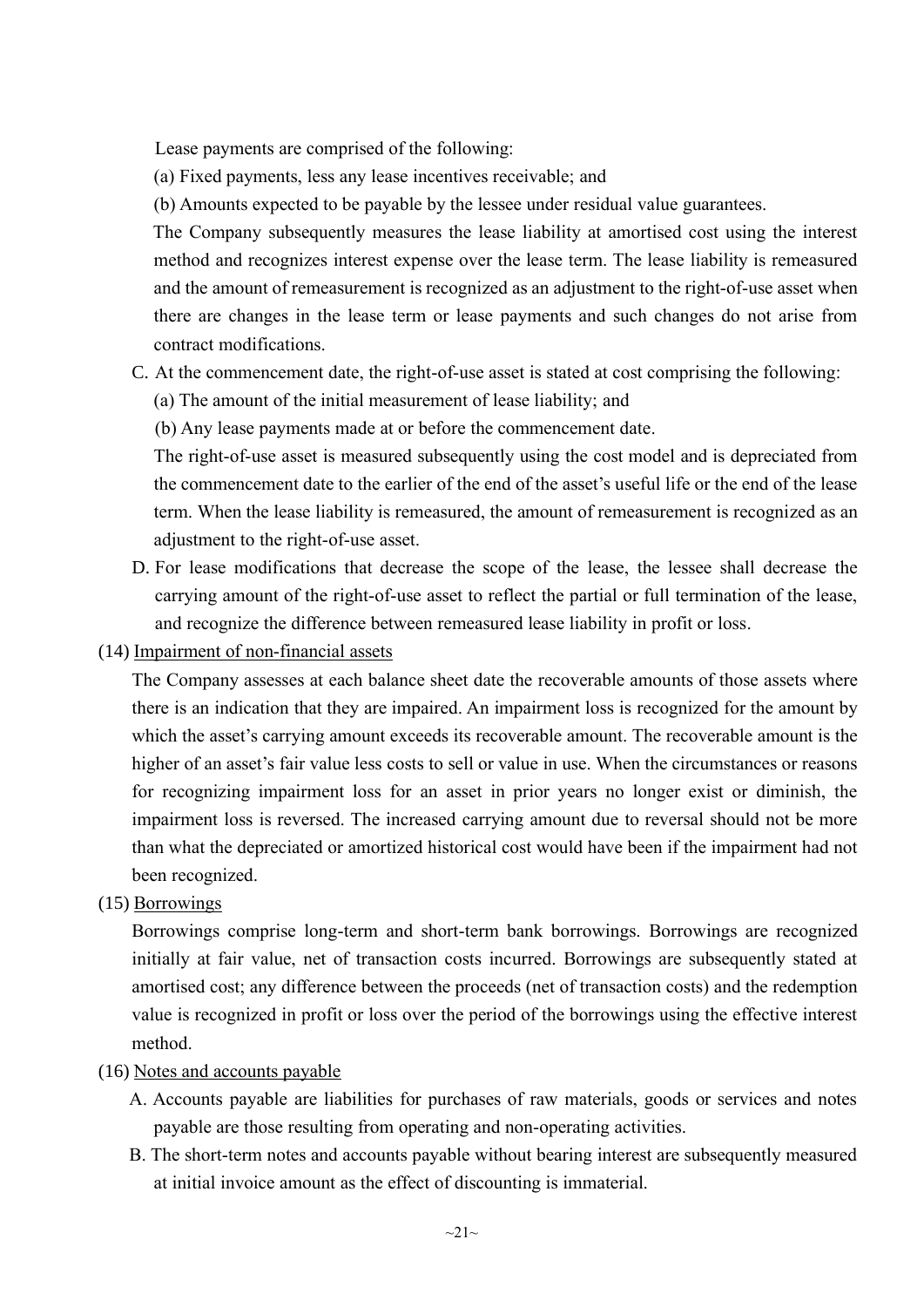Lease payments are comprised of the following:

(a) Fixed payments, less any lease incentives receivable; and

(b) Amounts expected to be payable by the lessee under residual value guarantees.

The Company subsequently measures the lease liability at amortised cost using the interest method and recognizes interest expense over the lease term. The lease liability is remeasured and the amount of remeasurement is recognized as an adjustment to the right-of-use asset when there are changes in the lease term or lease payments and such changes do not arise from contract modifications.

C. At the commencement date, the right-of-use asset is stated at cost comprising the following:

(a) The amount of the initial measurement of lease liability; and

(b) Any lease payments made at or before the commencement date.

The right-of-use asset is measured subsequently using the cost model and is depreciated from the commencement date to the earlier of the end of the asset's useful life or the end of the lease term. When the lease liability is remeasured, the amount of remeasurement is recognized as an adjustment to the right-of-use asset.

D. For lease modifications that decrease the scope of the lease, the lessee shall decrease the carrying amount of the right-of-use asset to reflect the partial or full termination of the lease, and recognize the difference between remeasured lease liability in profit or loss.

(14) Impairment of non-financial assets

The Company assesses at each balance sheet date the recoverable amounts of those assets where there is an indication that they are impaired. An impairment loss is recognized for the amount by which the asset's carrying amount exceeds its recoverable amount. The recoverable amount is the higher of an asset's fair value less costs to sell or value in use. When the circumstances or reasons for recognizing impairment loss for an asset in prior years no longer exist or diminish, the impairment loss is reversed. The increased carrying amount due to reversal should not be more than what the depreciated or amortized historical cost would have been if the impairment had not been recognized.

(15) Borrowings

Borrowings comprise long-term and short-term bank borrowings. Borrowings are recognized initially at fair value, net of transaction costs incurred. Borrowings are subsequently stated at amortised cost; any difference between the proceeds (net of transaction costs) and the redemption value is recognized in profit or loss over the period of the borrowings using the effective interest method.

(16) Notes and accounts payable

A. Accounts payable are liabilities for purchases of raw materials, goods or services and notes payable are those resulting from operating and non-operating activities.

B. The short-term notes and accounts payable without bearing interest are subsequently measured at initial invoice amount as the effect of discounting is immaterial.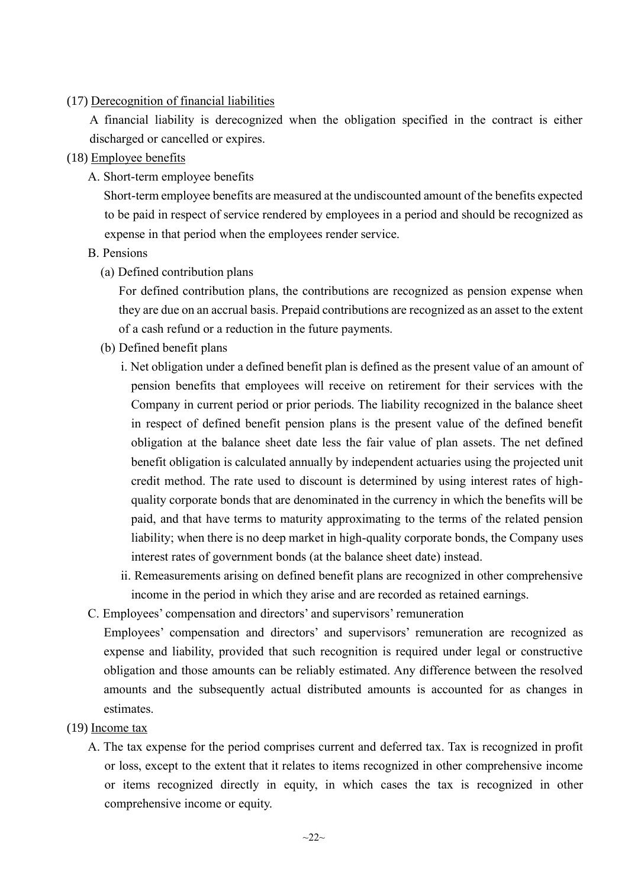(17) <u>Derecognition of financial liabilities</u>

A financial liability is derecognized when the obligation specified in the contract is either discharged or cancelled or expires.

(18) <u>Employee benefits</u>

A. Short-term employee benefits

Short-term employee benefits are measured at the undiscounted amount of the benefits expected to be paid in respect of service rendered by employees in a period and should be recognized as expense in that period when the employees render service.

B. Pensions

(a) Defined contribution plans

For defined contribution plans, the contributions are recognized as pension expense when they are due on an accrual basis. Prepaid contributions are recognized as an asset to the extent of a cash refund or a reduction in the future payments.

(b) Defined benefit plans

i. Net obligation under a defined benefit plan is defined as the present value of an amount of pension benefits that employees will receive on retirement for their services with the Company in current period or prior periods. The liability recognized in the balance sheet in respect of defined benefit pension plans is the present value of the defined benefit obligation at the balance sheet date less the fair value of plan assets. The net defined benefit obligation is calculated annually by independent actuaries using the projected unit credit method. The rate used to discount is determined by using interest rates of high-quality corporate bonds that are denominated in the currency in which the benefits will be paid, and that have terms to maturity approximating to the terms of the related pension liability; when there is no deep market in high-quality corporate bonds, the Company uses interest rates of government bonds (at the balance sheet date) instead.

ii. Remeasurements arising on defined benefit plans are recognized in other comprehensive income in the period in which they arise and are recorded as retained earnings.

C. Employees' compensation and directors' and supervisors' remuneration

Employees' compensation and directors' and supervisors' remuneration are recognized as expense and liability, provided that such recognition is required under legal or constructive obligation and those amounts can be reliably estimated. Any difference between the resolved amounts and the subsequently actual distributed amounts is accounted for as changes in estimates.

(19) <u>Income tax</u>

A. The tax expense for the period comprises current and deferred tax. Tax is recognized in profit or loss, except to the extent that it relates to items recognized in other comprehensive income or items recognized directly in equity, in which cases the tax is recognized in other comprehensive income or equity.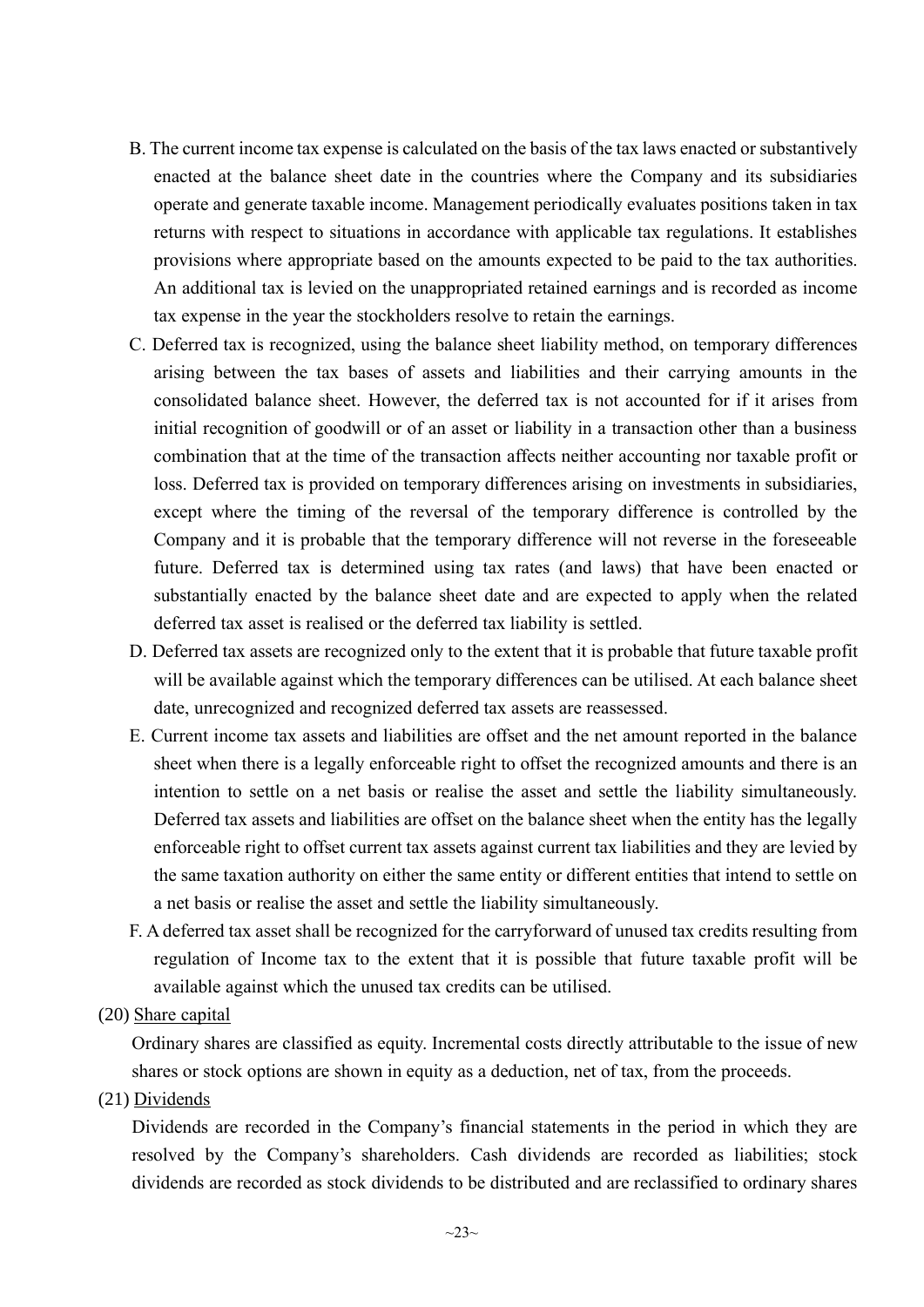B. The current income tax expense is calculated on the basis of the tax laws enacted or substantively enacted at the balance sheet date in the countries where the Company and its subsidiaries operate and generate taxable income. Management periodically evaluates positions taken in tax returns with respect to situations in accordance with applicable tax regulations. It establishes provisions where appropriate based on the amounts expected to be paid to the tax authorities. An additional tax is levied on the unappropriated retained earnings and is recorded as income tax expense in the year the stockholders resolve to retain the earnings.

C. Deferred tax is recognized, using the balance sheet liability method, on temporary differences arising between the tax bases of assets and liabilities and their carrying amounts in the consolidated balance sheet. However, the deferred tax is not accounted for if it arises from initial recognition of goodwill or of an asset or liability in a transaction other than a business combination that at the time of the transaction affects neither accounting nor taxable profit or loss. Deferred tax is provided on temporary differences arising on investments in subsidiaries, except where the timing of the reversal of the temporary difference is controlled by the Company and it is probable that the temporary difference will not reverse in the foreseeable future. Deferred tax is determined using tax rates (and laws) that have been enacted or substantially enacted by the balance sheet date and are expected to apply when the related deferred tax asset is realised or the deferred tax liability is settled.

D. Deferred tax assets are recognized only to the extent that it is probable that future taxable profit will be available against which the temporary differences can be utilised. At each balance sheet date, unrecognized and recognized deferred tax assets are reassessed.

E. Current income tax assets and liabilities are offset and the net amount reported in the balance sheet when there is a legally enforceable right to offset the recognized amounts and there is an intention to settle on a net basis or realise the asset and settle the liability simultaneously. Deferred tax assets and liabilities are offset on the balance sheet when the entity has the legally enforceable right to offset current tax assets against current tax liabilities and they are levied by the same taxation authority on either the same entity or different entities that intend to settle on a net basis or realise the asset and settle the liability simultaneously.

F. A deferred tax asset shall be recognized for the carryforward of unused tax credits resulting from regulation of Income tax to the extent that it is possible that future taxable profit will be available against which the unused tax credits can be utilised.

(20) Share capital

Ordinary shares are classified as equity. Incremental costs directly attributable to the issue of new shares or stock options are shown in equity as a deduction, net of tax, from the proceeds.

(21) Dividends

Dividends are recorded in the Company's financial statements in the period in which they are resolved by the Company's shareholders. Cash dividends are recorded as liabilities; stock dividends are recorded as stock dividends to be distributed and are reclassified to ordinary shares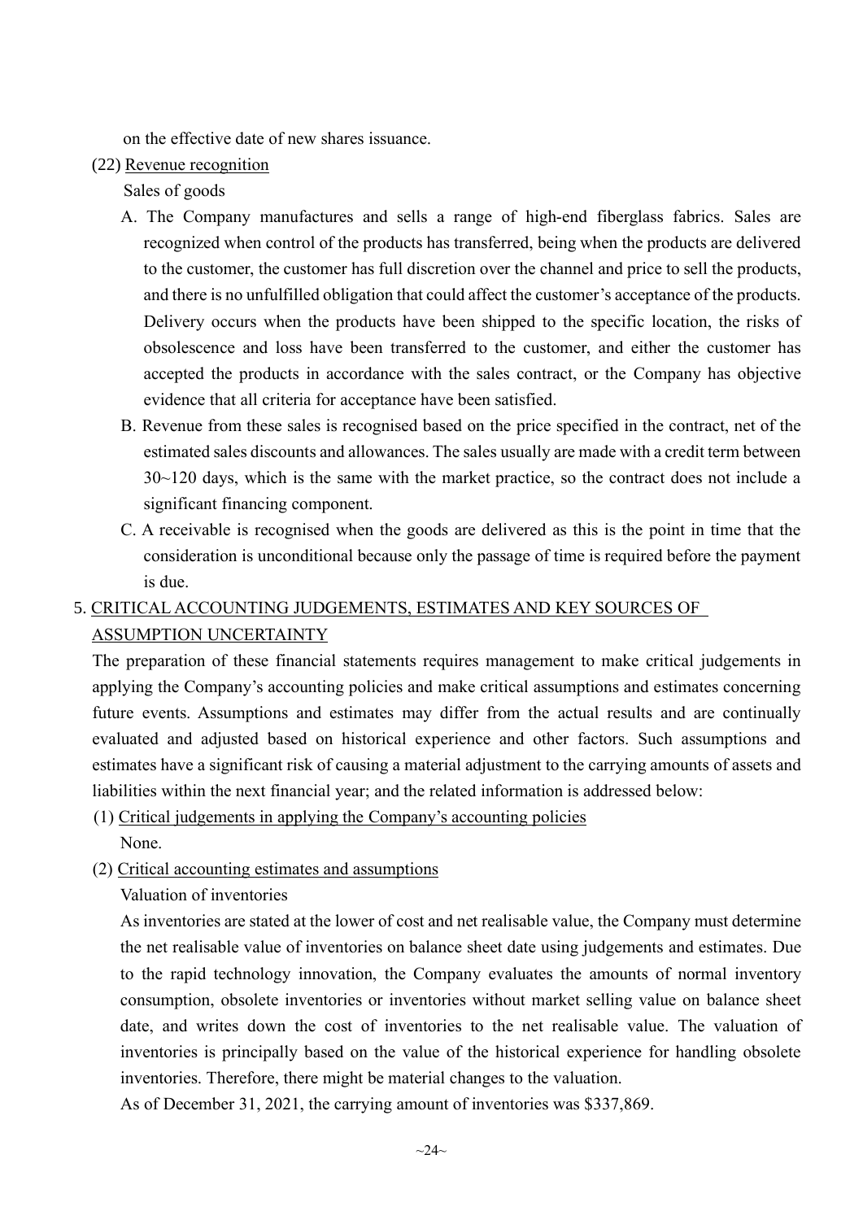on the effective date of new shares issuance.

(22) Revenue recognition

Sales of goods

A. The Company manufactures and sells a range of high-end fiberglass fabrics. Sales are recognized when control of the products has transferred, being when the products are delivered to the customer, the customer has full discretion over the channel and price to sell the products, and there is no unfulfilled obligation that could affect the customer's acceptance of the products. Delivery occurs when the products have been shipped to the specific location, the risks of obsolescence and loss have been transferred to the customer, and either the customer has accepted the products in accordance with the sales contract, or the Company has objective evidence that all criteria for acceptance have been satisfied.

B. Revenue from these sales is recognised based on the price specified in the contract, net of the estimated sales discounts and allowances. The sales usually are made with a credit term between 30~120 days, which is the same with the market practice, so the contract does not include a significant financing component.

C. A receivable is recognised when the goods are delivered as this is the point in time that the consideration is unconditional because only the passage of time is required before the payment is due.

## 5. CRITICAL ACCOUNTING JUDGEMENTS, ESTIMATES AND KEY SOURCES OF ASSUMPTION UNCERTAINTY

The preparation of these financial statements requires management to make critical judgements in applying the Company's accounting policies and make critical assumptions and estimates concerning future events. Assumptions and estimates may differ from the actual results and are continually evaluated and adjusted based on historical experience and other factors. Such assumptions and estimates have a significant risk of causing a material adjustment to the carrying amounts of assets and liabilities within the next financial year; and the related information is addressed below:

(1) Critical judgements in applying the Company's accounting policies

None.

(2) Critical accounting estimates and assumptions

Valuation of inventories

As inventories are stated at the lower of cost and net realisable value, the Company must determine the net realisable value of inventories on balance sheet date using judgements and estimates. Due to the rapid technology innovation, the Company evaluates the amounts of normal inventory consumption, obsolete inventories or inventories without market selling value on balance sheet date, and writes down the cost of inventories to the net realisable value. The valuation of inventories is principally based on the value of the historical experience for handling obsolete inventories. Therefore, there might be material changes to the valuation.

As of December 31, 2021, the carrying amount of inventories was $337,869.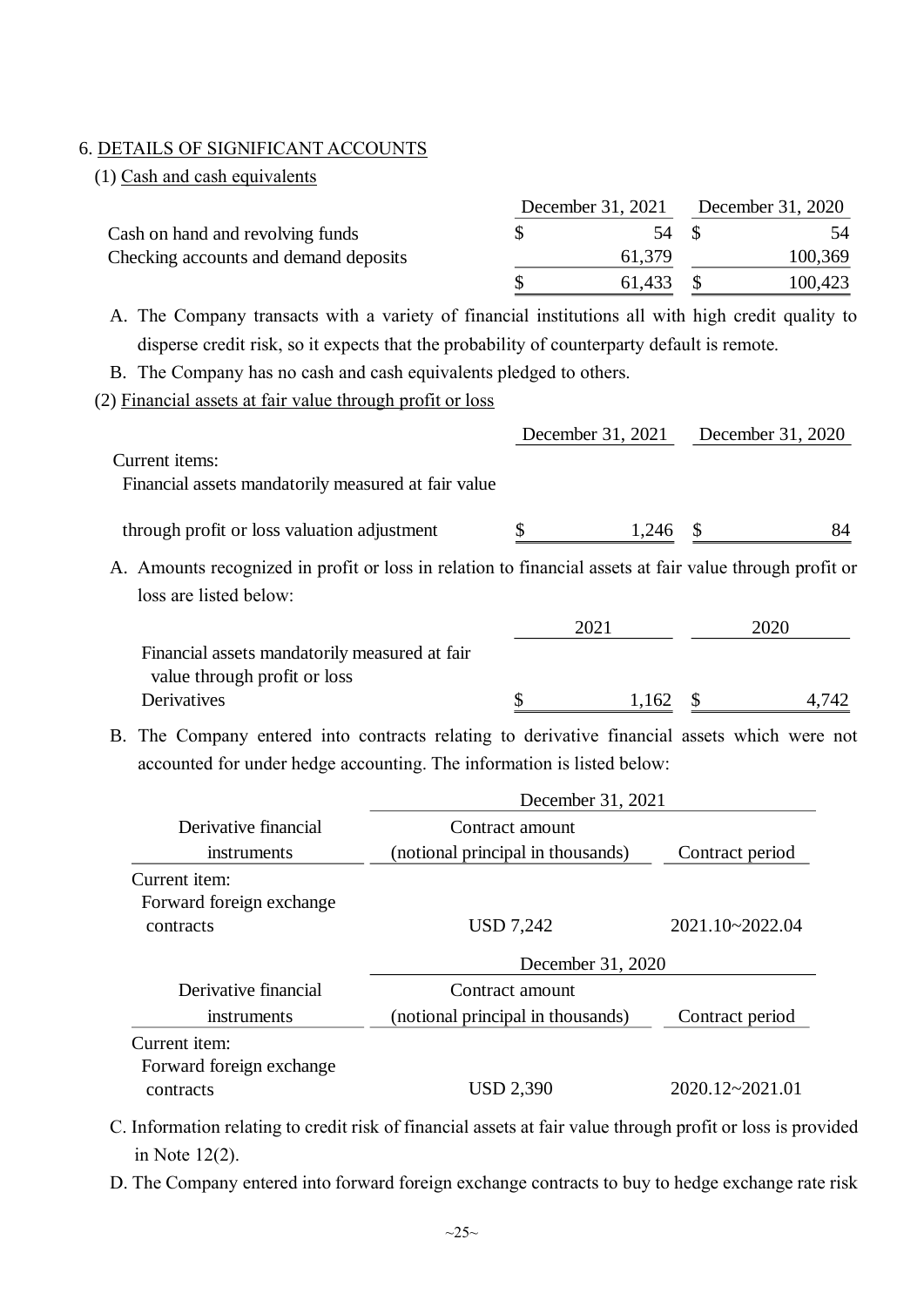## 6. DETAILS OF SIGNIFICANT ACCOUNTS

### (1) Cash and cash equivalents

| | December 31, 2021 | December 31, 2020 |
|---|---|---|
| Cash on hand and revolving funds | $ 54 | $ 54 |
| Checking accounts and demand deposits | 61,379 | 100,369 |
| | $ 61,433 | $ 100,423 |

A. The Company transacts with a variety of financial institutions all with high credit quality to disperse credit risk, so it expects that the probability of counterparty default is remote.

B. The Company has no cash and cash equivalents pledged to others.

### (2) Financial assets at fair value through profit or loss

| | December 31, 2021 | December 31, 2020 |
|---|---|---|
| Current items: | | |
| Financial assets mandatorily measured at fair value | | |
| through profit or loss valuation adjustment | $ 1,246 | $ 84 |

A. Amounts recognized in profit or loss in relation to financial assets at fair value through profit or loss are listed below:

| | 2021 | 2020 |
|---|---|---|
| Financial assets mandatorily measured at fair value through profit or loss | | |
| Derivatives | $ 1,162 | $ 4,742 |

B. The Company entered into contracts relating to derivative financial assets which were not accounted for under hedge accounting. The information is listed below:

| | December 31, 2021 | |
|---|---|---|
| Derivative financial instruments | Contract amount (notional principal in thousands) | Contract period |
| Current item: | | |
| Forward foreign exchange contracts | USD 7,242 | 2021.10~2022.04 |

| | December 31, 2020 | |
|---|---|---|
| Derivative financial instruments | Contract amount (notional principal in thousands) | Contract period |
| Current item: | | |
| Forward foreign exchange contracts | USD 2,390 | 2020.12~2021.01 |

C. Information relating to credit risk of financial assets at fair value through profit or loss is provided in Note 12(2).

D. The Company entered into forward foreign exchange contracts to buy to hedge exchange rate risk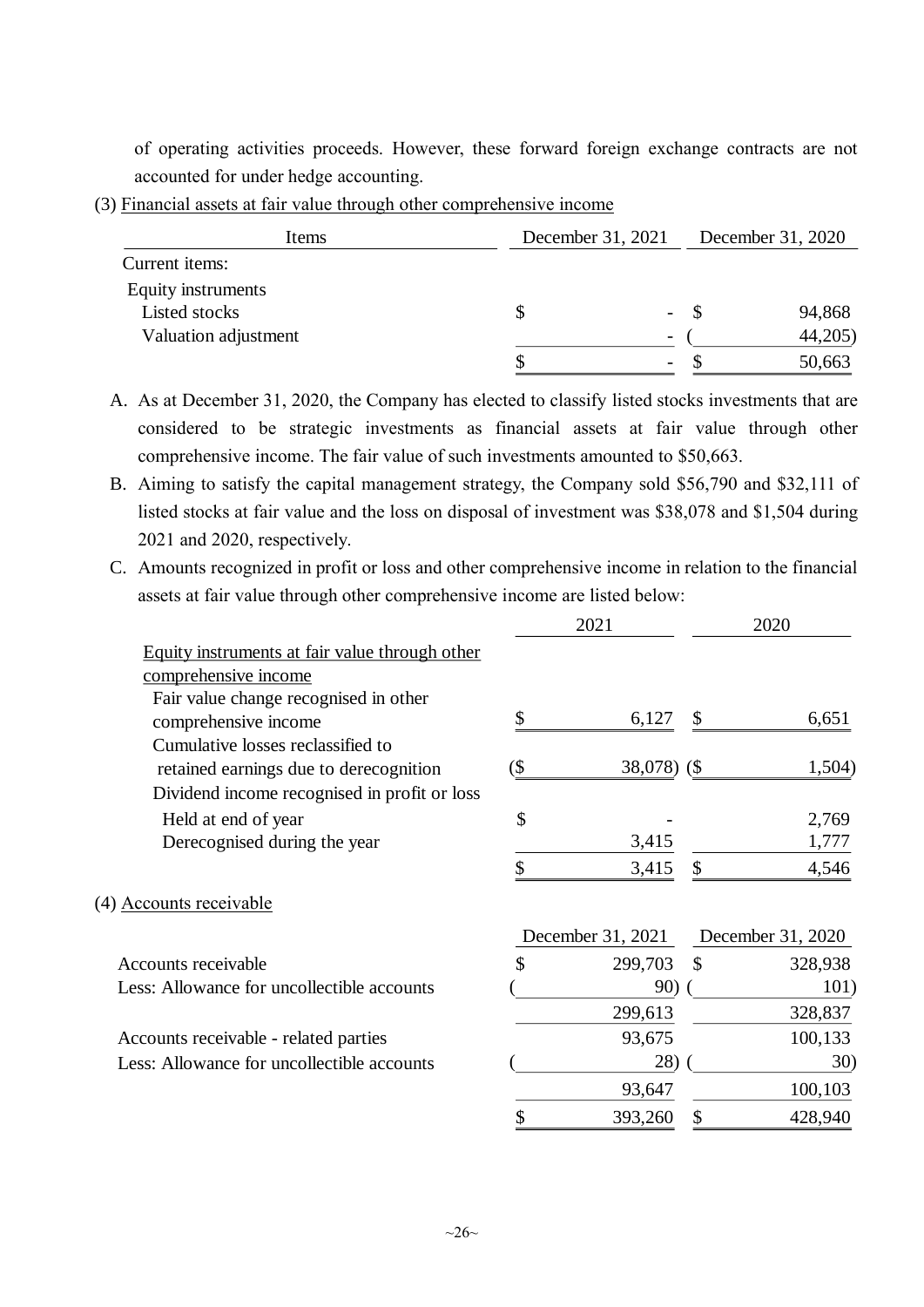of operating activities proceeds. However, these forward foreign exchange contracts are not accounted for under hedge accounting.

(3) Financial assets at fair value through other comprehensive income

| Items | December 31, 2021 | December 31, 2020 |
|---|---|---|
| Current items: | | |
| Equity instruments | | |
| Listed stocks | $ - | $ 94,868 |
| Valuation adjustment | - | ( 44,205) |
| | $ - | $ 50,663 |

A. As at December 31, 2020, the Company has elected to classify listed stocks investments that are considered to be strategic investments as financial assets at fair value through other comprehensive income. The fair value of such investments amounted to $50,663.

B. Aiming to satisfy the capital management strategy, the Company sold $56,790 and $32,111 of listed stocks at fair value and the loss on disposal of investment was $38,078 and $1,504 during 2021 and 2020, respectively.

C. Amounts recognized in profit or loss and other comprehensive income in relation to the financial assets at fair value through other comprehensive income are listed below:

| | 2021 | 2020 |
|---|---|---|
| Equity instruments at fair value through other comprehensive income | | |
| Fair value change recognised in other comprehensive income | $ 6,127 | $ 6,651 |
| Cumulative losses reclassified to retained earnings due to derecognition | ($ 38,078) | ($ 1,504) |
| Dividend income recognised in profit or loss | | |
| Held at end of year | $ - | 2,769 |
| Derecognised during the year | 3,415 | 1,777 |
| | $ 3,415 | $ 4,546 |

(4) Accounts receivable

| | December 31, 2021 | December 31, 2020 |
|---|---|---|
| Accounts receivable | $ 299,703 | $ 328,938 |
| Less: Allowance for uncollectible accounts | ( 90) | ( 101) |
| | 299,613 | 328,837 |
| Accounts receivable - related parties | 93,675 | 100,133 |
| Less: Allowance for uncollectible accounts | ( 28) | ( 30) |
| | 93,647 | 100,103 |
| | $ 393,260 | $ 428,940 |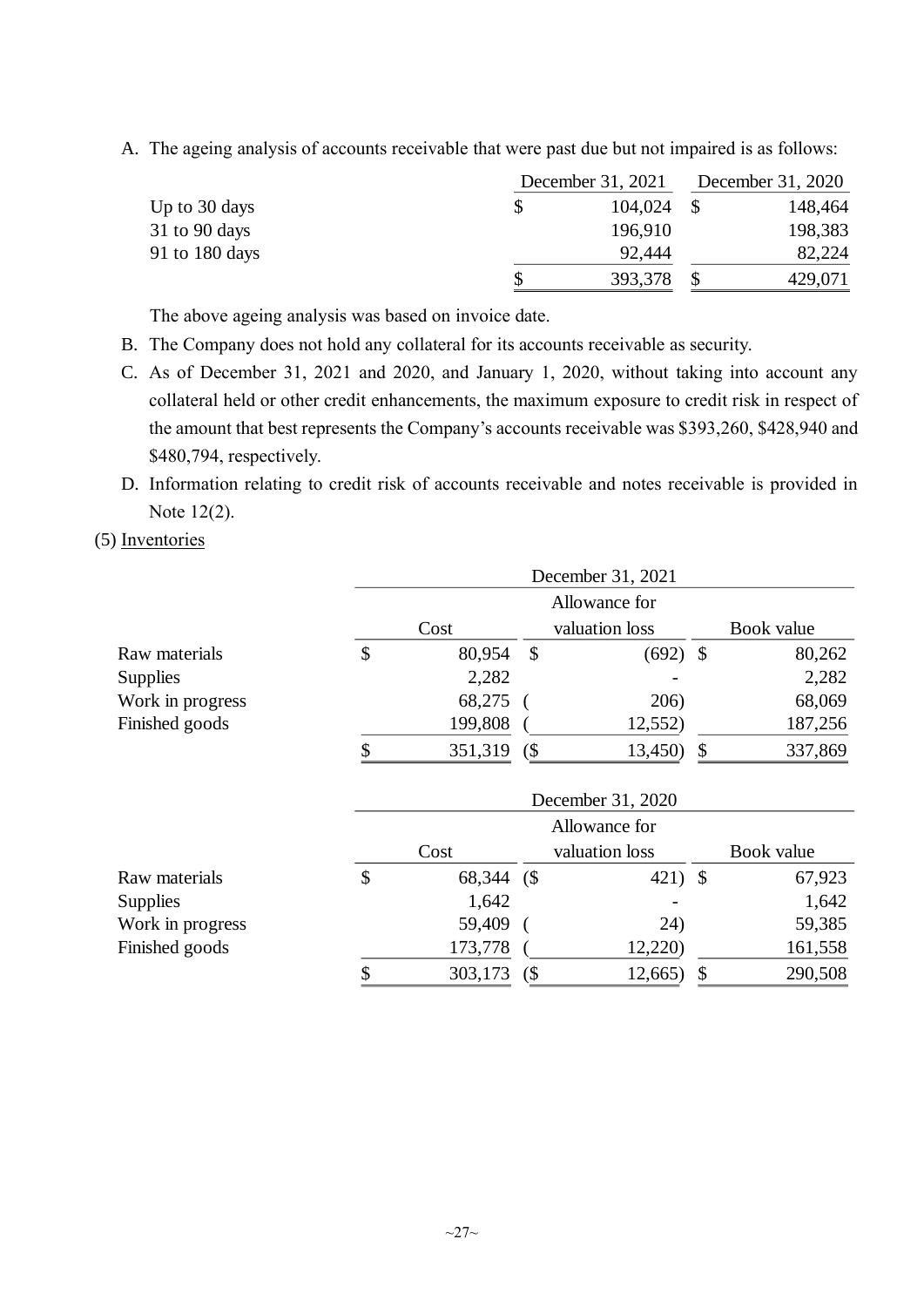A. The ageing analysis of accounts receivable that were past due but not impaired is as follows:

| | December 31, 2021 | December 31, 2020 |
|---|---|---|
| Up to 30 days | $ 104,024 | $ 148,464 |
| 31 to 90 days | 196,910 | 198,383 |
| 91 to 180 days | 92,444 | 82,224 |
| | $ 393,378 | $ 429,071 |

The above ageing analysis was based on invoice date.

B. The Company does not hold any collateral for its accounts receivable as security.

C. As of December 31, 2021 and 2020, and January 1, 2020, without taking into account any collateral held or other credit enhancements, the maximum exposure to credit risk in respect of the amount that best represents the Company's accounts receivable was $393,260, $428,940 and $480,794, respectively.

D. Information relating to credit risk of accounts receivable and notes receivable is provided in Note 12(2).

(5) Inventories

| | December 31, 2021 | | |
|---|---|---|---|
| | Cost | Allowance for valuation loss | Book value |
| Raw materials | $ 80,954 | $ (692) | $ 80,262 |
| Supplies | 2,282 | - | 2,282 |
| Work in progress | 68,275 | ( 206) | 68,069 |
| Finished goods | 199,808 | ( 12,552) | 187,256 |
| | $ 351,319 | ($ 13,450) | $ 337,869 |

| | December 31, 2020 | | |
|---|---|---|---|
| | Cost | Allowance for valuation loss | Book value |
| Raw materials | $ 68,344 | ($ 421) | $ 67,923 |
| Supplies | 1,642 | - | 1,642 |
| Work in progress | 59,409 | ( 24) | 59,385 |
| Finished goods | 173,778 | ( 12,220) | 161,558 |
| | $ 303,173 | ($ 12,665) | $ 290,508 |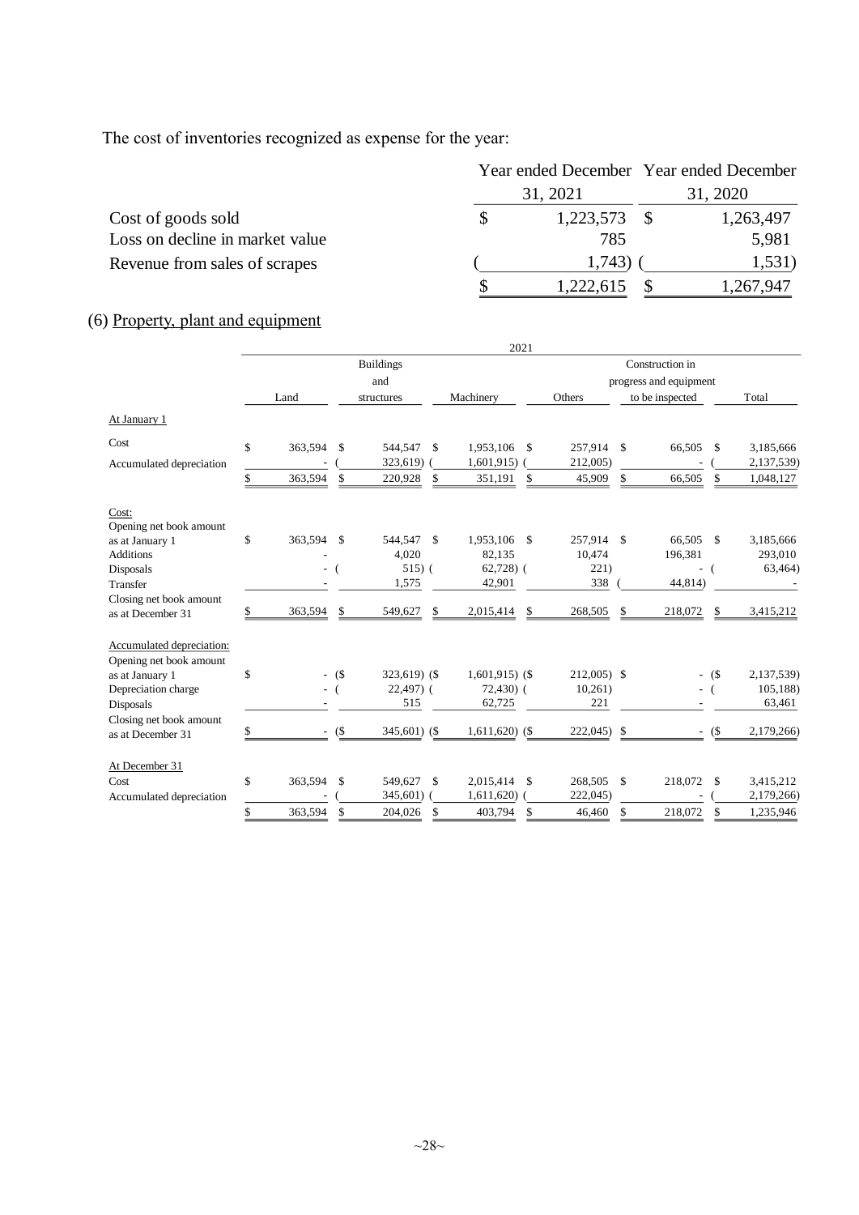The cost of inventories recognized as expense for the year:

| | Year ended December 31, 2021 | Year ended December 31, 2020 |
|---|---|---|
| Cost of goods sold | $ 1,223,573 | $ 1,263,497 |
| Loss on decline in market value | 785 | 5,981 |
| Revenue from sales of scrapes | ( 1,743) | ( 1,531) |
| | $ 1,222,615 | $ 1,267,947 |

(6) Property, plant and equipment

| 2021 | Land | Buildings and structures | Machinery | Others | Construction in progress and equipment to be inspected | Total |
|---|---|---|---|---|---|---|
| At January 1 | | | | | | |
| Cost | $ 363,594 | $ 544,547 | $ 1,953,106 | $ 257,914 | $ 66,505 | $ 3,185,666 |
| Accumulated depreciation | - | ( 323,619) | ( 1,601,915) | ( 212,005) | - | ( 2,137,539) |
| | $ 363,594 | $ 220,928 | $ 351,191 | $ 45,909 | $ 66,505 | $ 1,048,127 |
| Cost: | | | | | | |
| Opening net book amount as at January 1 | $ 363,594 | $ 544,547 | $ 1,953,106 | $ 257,914 | $ 66,505 | $ 3,185,666 |
| Additions | - | 4,020 | 82,135 | 10,474 | 196,381 | 293,010 |
| Disposals | - | ( 515) | ( 62,728) | ( 221) | - | ( 63,464) |
| Transfer | - | 1,575 | 42,901 | 338 | ( 44,814) | - |
| Closing net book amount as at December 31 | $ 363,594 | $ 549,627 | $ 2,015,414 | $ 268,505 | $ 218,072 | $ 3,415,212 |
| Accumulated depreciation: | | | | | | |
| Opening net book amount as at January 1 | $ - | ($ 323,619) | ($ 1,601,915) | ($ 212,005) | $ - | ($ 2,137,539) |
| Depreciation charge | - | ( 22,497) | ( 72,430) | ( 10,261) | - | ( 105,188) |
| Disposals | - | 515 | 62,725 | 221 | - | 63,461 |
| Closing net book amount as at December 31 | $ - | ($ 345,601) | ($ 1,611,620) | ($ 222,045) | $ - | ($ 2,179,266) |
| At December 31 | | | | | | |
| Cost | $ 363,594 | $ 549,627 | $ 2,015,414 | $ 268,505 | $ 218,072 | $ 3,415,212 |
| Accumulated depreciation | - | ( 345,601) | ( 1,611,620) | ( 222,045) | - | ( 2,179,266) |
| | $ 363,594 | $ 204,026 | $ 403,794 | $ 46,460 | $ 218,072 | $ 1,235,946 |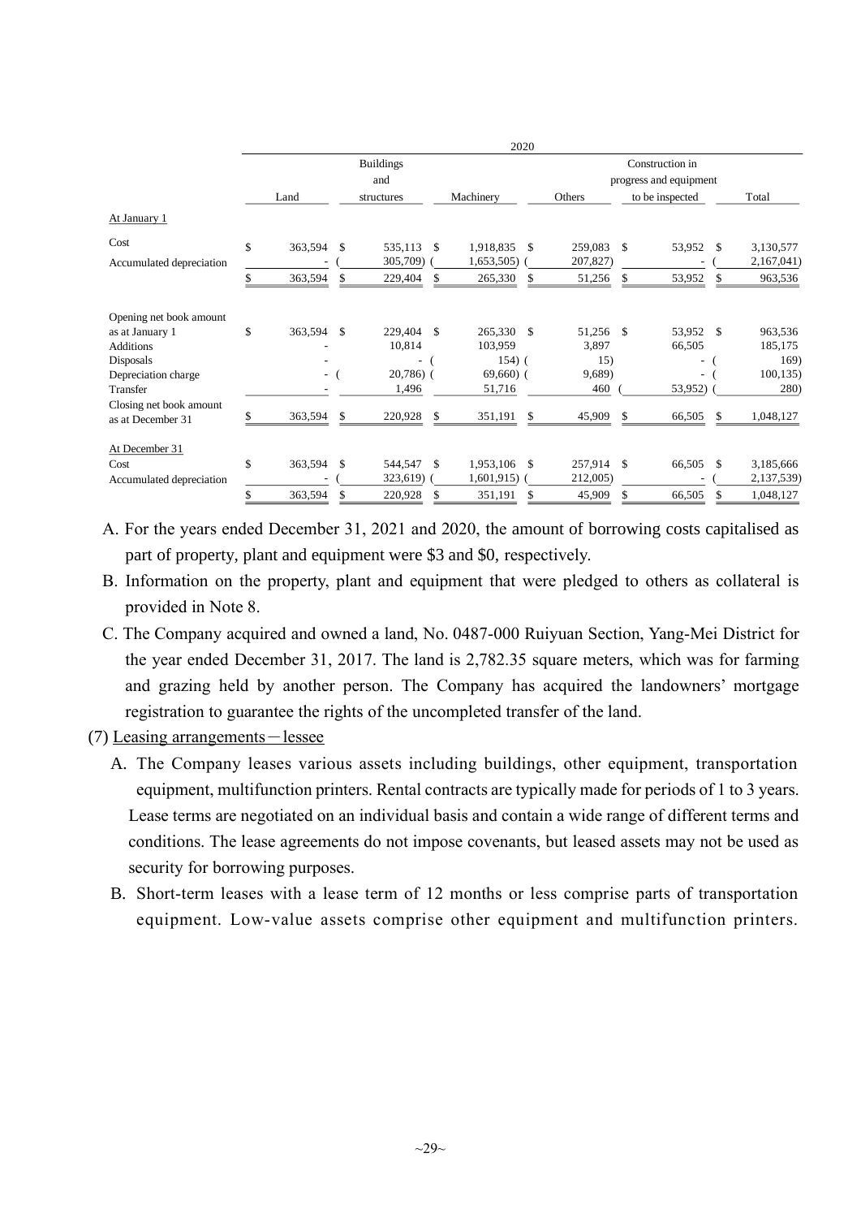| | 2020 | | | | | |
|---|---|---|---|---|---|---|
| | Land | Buildings and structures | Machinery | Others | Construction in progress and equipment to be inspected | Total |
| At January 1 | | | | | | |
| Cost | $ 363,594 | $ 535,113 | $ 1,918,835 | $ 259,083 | $ 53,952 | $ 3,130,577 |
| Accumulated depreciation | - | ( 305,709) | ( 1,653,505) | ( 207,827) | - | ( 2,167,041) |
| | $ 363,594 | $ 229,404 | $ 265,330 | $ 51,256 | $ 53,952 | $ 963,536 |
| Opening net book amount as at January 1 | $ 363,594 | $ 229,404 | $ 265,330 | $ 51,256 | $ 53,952 | $ 963,536 |
| Additions | - | 10,814 | 103,959 | 3,897 | 66,505 | 185,175 |
| Disposals | - | - | ( 154) | ( 15) | - | ( 169) |
| Depreciation charge | - | ( 20,786) | ( 69,660) | ( 9,689) | - | ( 100,135) |
| Transfer | - | 1,496 | 51,716 | 460 | ( 53,952) | ( 280) |
| Closing net book amount as at December 31 | $ 363,594 | $ 220,928 | $ 351,191 | $ 45,909 | $ 66,505 | $ 1,048,127 |
| At December 31 | | | | | | |
| Cost | $ 363,594 | $ 544,547 | $ 1,953,106 | $ 257,914 | $ 66,505 | $ 3,185,666 |
| Accumulated depreciation | - | ( 323,619) | ( 1,601,915) | ( 212,005) | - | ( 2,137,539) |
| | $ 363,594 | $ 220,928 | $ 351,191 | $ 45,909 | $ 66,505 | $ 1,048,127 |

A. For the years ended December 31, 2021 and 2020, the amount of borrowing costs capitalised as part of property, plant and equipment were $3 and $0, respectively.

B. Information on the property, plant and equipment that were pledged to others as collateral is provided in Note 8.

C. The Company acquired and owned a land, No. 0487-000 Ruiyuan Section, Yang-Mei District for the year ended December 31, 2017. The land is 2,782.35 square meters, which was for farming and grazing held by another person. The Company has acquired the landowners' mortgage registration to guarantee the rights of the uncompleted transfer of the land.

(7) Leasing arrangements－lessee

A. The Company leases various assets including buildings, other equipment, transportation equipment, multifunction printers. Rental contracts are typically made for periods of 1 to 3 years. Lease terms are negotiated on an individual basis and contain a wide range of different terms and conditions. The lease agreements do not impose covenants, but leased assets may not be used as security for borrowing purposes.

B. Short-term leases with a lease term of 12 months or less comprise parts of transportation equipment. Low-value assets comprise other equipment and multifunction printers.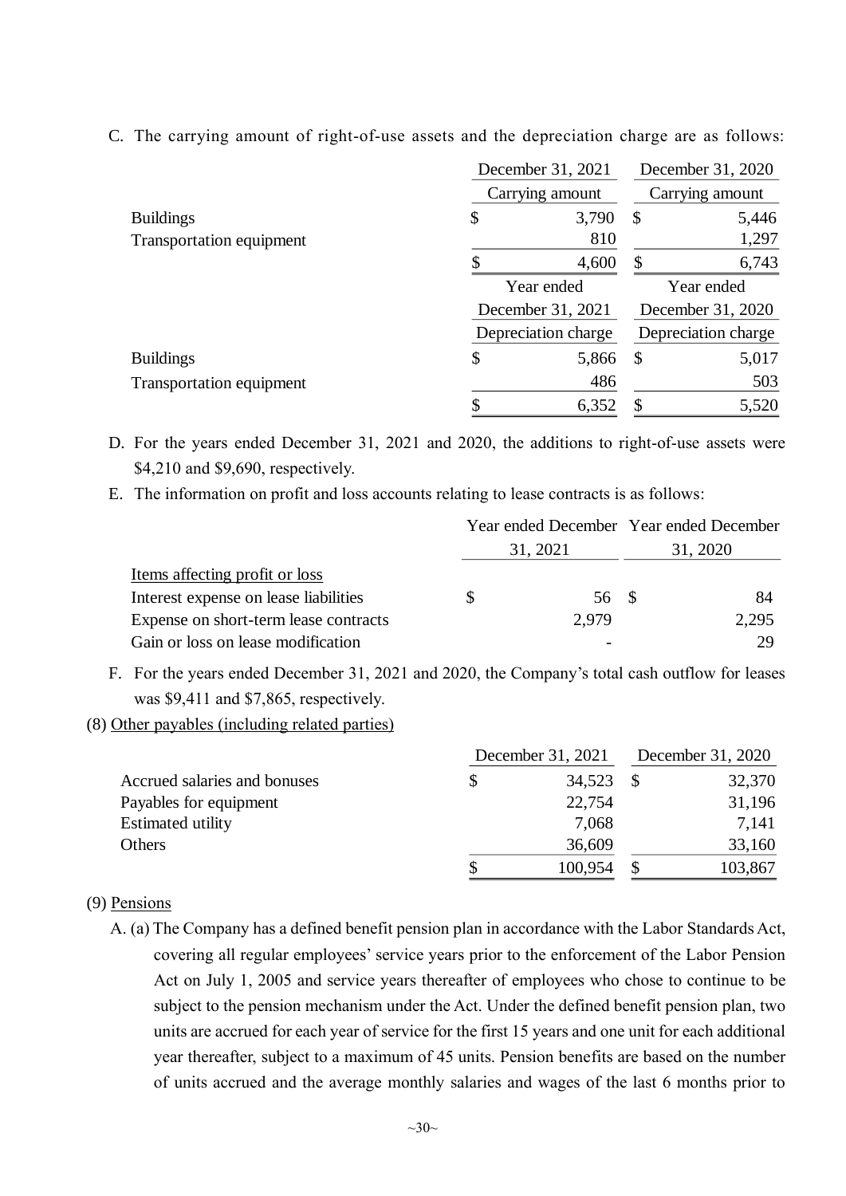C. The carrying amount of right-of-use assets and the depreciation charge are as follows:

| | December 31, 2021 | December 31, 2020 |
|---|---|---|
| | Carrying amount | Carrying amount |
| Buildings | $ 3,790 | $ 5,446 |
| Transportation equipment | 810 | 1,297 |
| | $ 4,600 | $ 6,743 |

| | Year ended December 31, 2021 | Year ended December 31, 2020 |
|---|---|---|
| | Depreciation charge | Depreciation charge |
| Buildings | $ 5,866 | $ 5,017 |
| Transportation equipment | 486 | 503 |
| | $ 6,352 | $ 5,520 |

D. For the years ended December 31, 2021 and 2020, the additions to right-of-use assets were $4,210 and $9,690, respectively.

E. The information on profit and loss accounts relating to lease contracts is as follows:

| | Year ended December 31, 2021 | Year ended December 31, 2020 |
|---|---|---|
| Items affecting profit or loss | | |
| Interest expense on lease liabilities | $ 56 | $ 84 |
| Expense on short-term lease contracts | 2,979 | 2,295 |
| Gain or loss on lease modification | - | 29 |

F. For the years ended December 31, 2021 and 2020, the Company's total cash outflow for leases was $9,411 and $7,865, respectively.

(8) Other payables (including related parties)

| | December 31, 2021 | December 31, 2020 |
|---|---|---|
| Accrued salaries and bonuses | $ 34,523 | $ 32,370 |
| Payables for equipment | 22,754 | 31,196 |
| Estimated utility | 7,068 | 7,141 |
| Others | 36,609 | 33,160 |
| | $ 100,954 | $ 103,867 |

(9) Pensions

A. (a) The Company has a defined benefit pension plan in accordance with the Labor Standards Act, covering all regular employees' service years prior to the enforcement of the Labor Pension Act on July 1, 2005 and service years thereafter of employees who chose to continue to be subject to the pension mechanism under the Act. Under the defined benefit pension plan, two units are accrued for each year of service for the first 15 years and one unit for each additional year thereafter, subject to a maximum of 45 units. Pension benefits are based on the number of units accrued and the average monthly salaries and wages of the last 6 months prior to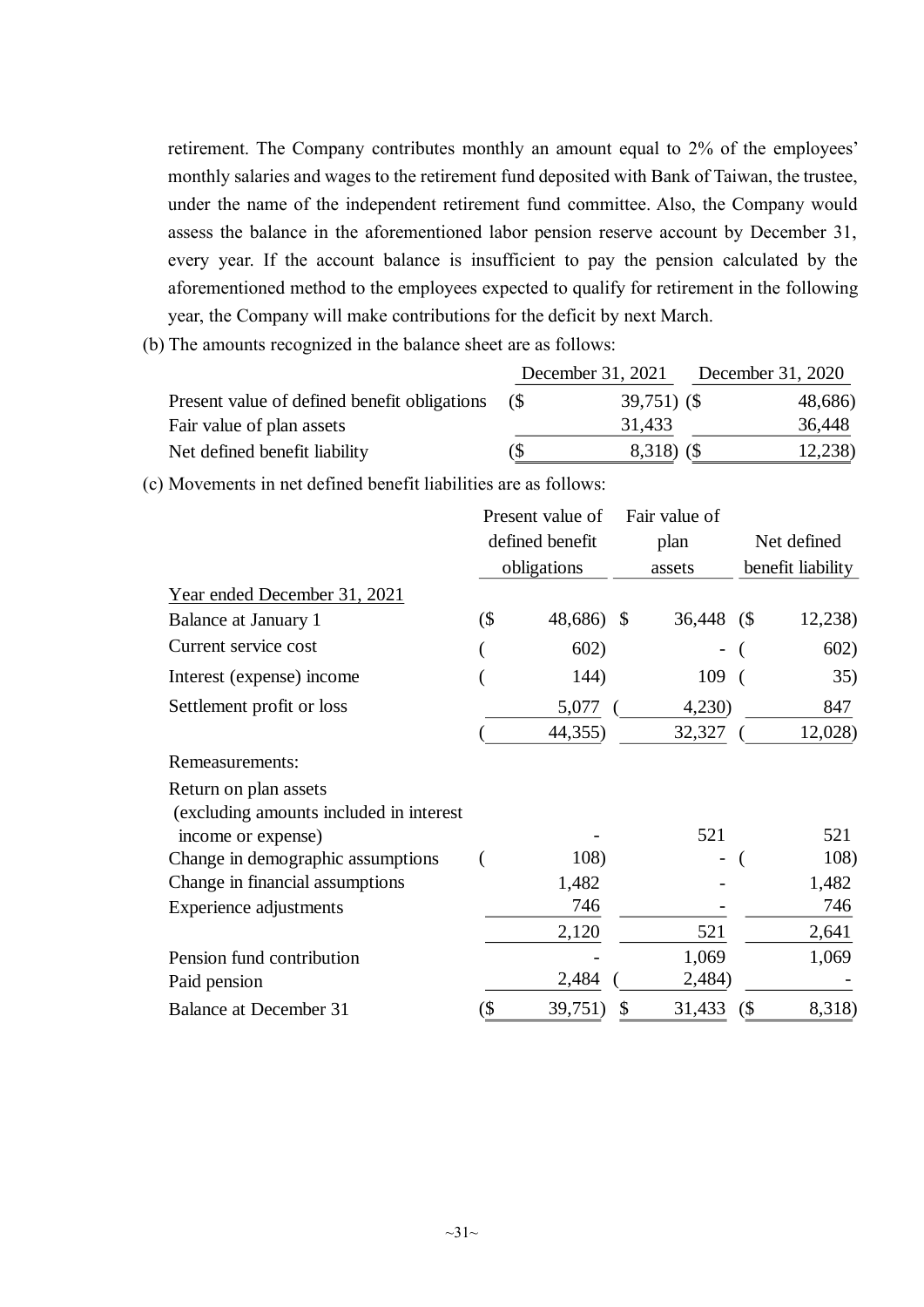retirement. The Company contributes monthly an amount equal to 2% of the employees' monthly salaries and wages to the retirement fund deposited with Bank of Taiwan, the trustee, under the name of the independent retirement fund committee. Also, the Company would assess the balance in the aforementioned labor pension reserve account by December 31, every year. If the account balance is insufficient to pay the pension calculated by the aforementioned method to the employees expected to qualify for retirement in the following year, the Company will make contributions for the deficit by next March.

(b) The amounts recognized in the balance sheet are as follows:

| | December 31, 2021 | December 31, 2020 |
|---|---|---|
| Present value of defined benefit obligations | ($ 39,751) | ($ 48,686) |
| Fair value of plan assets | 31,433 | 36,448 |
| Net defined benefit liability | ($ 8,318) | ($ 12,238) |

(c) Movements in net defined benefit liabilities are as follows:

| | Present value of defined benefit obligations | Fair value of plan assets | Net defined benefit liability |
|---|---|---|---|
| Year ended December 31, 2021 | | | |
| Balance at January 1 | ($ 48,686) | $ 36,448 | ($ 12,238) |
| Current service cost | ( 602) | - | ( 602) |
| Interest (expense) income | ( 144) | 109 | ( 35) |
| Settlement profit or loss | 5,077 | ( 4,230) | 847 |
| | ( 44,355) | 32,327 | ( 12,028) |
| Remeasurements: | | | |
| Return on plan assets (excluding amounts included in interest income or expense) | - | 521 | 521 |
| Change in demographic assumptions | ( 108) | - | ( 108) |
| Change in financial assumptions | 1,482 | - | 1,482 |
| Experience adjustments | 746 | - | 746 |
| | 2,120 | 521 | 2,641 |
| Pension fund contribution | - | 1,069 | 1,069 |
| Paid pension | 2,484 | ( 2,484) | - |
| Balance at December 31 | ($ 39,751) | $ 31,433 | ($ 8,318) |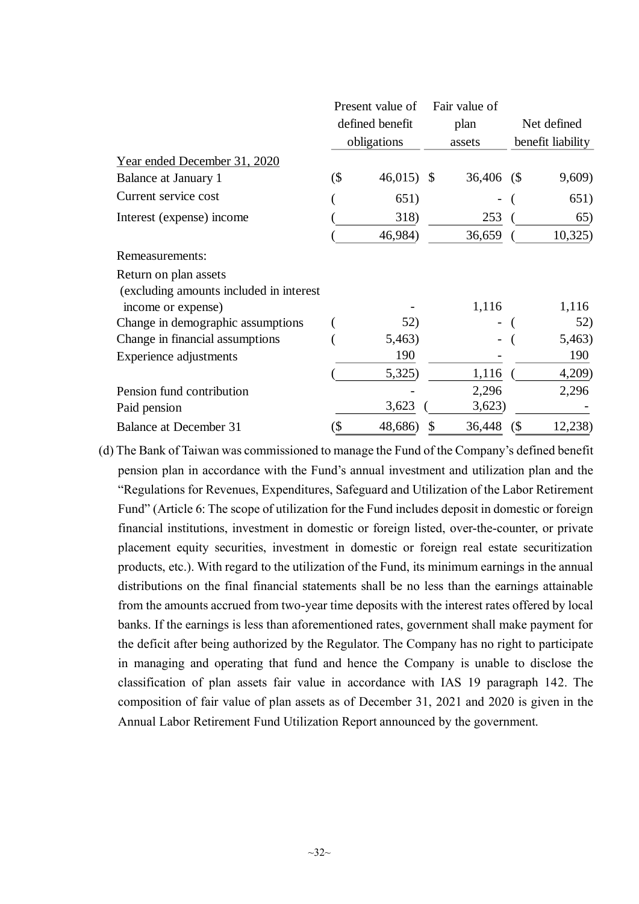| | Present value of defined benefit obligations | Fair value of plan assets | Net defined benefit liability |
|---|---|---|---|
| Year ended December 31, 2020 | | | |
| Balance at January 1 | ($ 46,015) | $ 36,406 | ($ 9,609) |
| Current service cost | ( 651) | - | ( 651) |
| Interest (expense) income | ( 318) | 253 | ( 65) |
| | ( 46,984) | 36,659 | ( 10,325) |
| Remeasurements: | | | |
| Return on plan assets (excluding amounts included in interest income or expense) | - | 1,116 | 1,116 |
| Change in demographic assumptions | ( 52) | - | ( 52) |
| Change in financial assumptions | ( 5,463) | - | ( 5,463) |
| Experience adjustments | 190 | - | 190 |
| | ( 5,325) | 1,116 | ( 4,209) |
| Pension fund contribution | - | 2,296 | 2,296 |
| Paid pension | 3,623 | ( 3,623) | - |
| Balance at December 31 | ($ 48,686) | $ 36,448 | ($ 12,238) |

(d) The Bank of Taiwan was commissioned to manage the Fund of the Company's defined benefit pension plan in accordance with the Fund's annual investment and utilization plan and the "Regulations for Revenues, Expenditures, Safeguard and Utilization of the Labor Retirement Fund" (Article 6: The scope of utilization for the Fund includes deposit in domestic or foreign financial institutions, investment in domestic or foreign listed, over-the-counter, or private placement equity securities, investment in domestic or foreign real estate securitization products, etc.). With regard to the utilization of the Fund, its minimum earnings in the annual distributions on the final financial statements shall be no less than the earnings attainable from the amounts accrued from two-year time deposits with the interest rates offered by local banks. If the earnings is less than aforementioned rates, government shall make payment for the deficit after being authorized by the Regulator. The Company has no right to participate in managing and operating that fund and hence the Company is unable to disclose the classification of plan assets fair value in accordance with IAS 19 paragraph 142. The composition of fair value of plan assets as of December 31, 2021 and 2020 is given in the Annual Labor Retirement Fund Utilization Report announced by the government.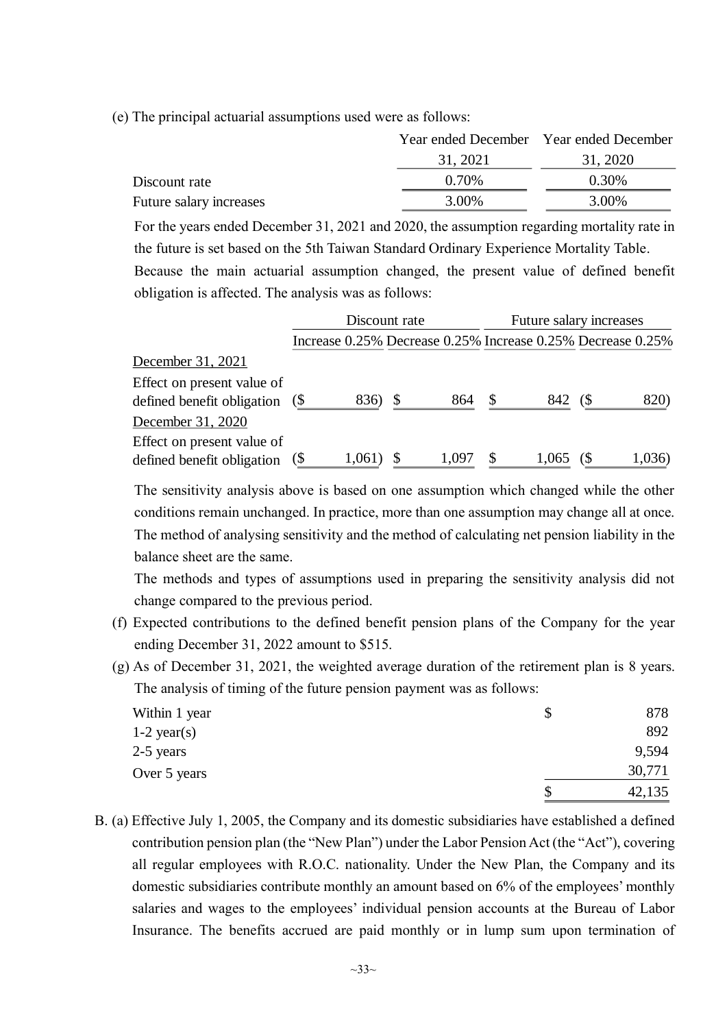(e) The principal actuarial assumptions used were as follows:

| | Year ended December 31, 2021 | Year ended December 31, 2020 |
|---|---|---|
| Discount rate | 0.70% | 0.30% |
| Future salary increases | 3.00% | 3.00% |

For the years ended December 31, 2021 and 2020, the assumption regarding mortality rate in the future is set based on the 5th Taiwan Standard Ordinary Experience Mortality Table.

Because the main actuarial assumption changed, the present value of defined benefit obligation is affected. The analysis was as follows:

| | Discount rate | | Future salary increases | |
|---|---|---|---|---|
| | Increase 0.25% | Decrease 0.25% | Increase 0.25% | Decrease 0.25% |
| December 31, 2021 | | | | |
| Effect on present value of defined benefit obligation | ($ 836) | $ 864 | $ 842 | ($ 820) |
| December 31, 2020 | | | | |
| Effect on present value of defined benefit obligation | ($ 1,061) | $ 1,097 | $ 1,065 | ($ 1,036) |

The sensitivity analysis above is based on one assumption which changed while the other conditions remain unchanged. In practice, more than one assumption may change all at once. The method of analysing sensitivity and the method of calculating net pension liability in the balance sheet are the same.

The methods and types of assumptions used in preparing the sensitivity analysis did not change compared to the previous period.

(f) Expected contributions to the defined benefit pension plans of the Company for the year ending December 31, 2022 amount to $515.

(g) As of December 31, 2021, the weighted average duration of the retirement plan is 8 years. The analysis of timing of the future pension payment was as follows:

| | |
|---|---|
| Within 1 year | $ 878 |
| 1-2 year(s) | 892 |
| 2-5 years | 9,594 |
| Over 5 years | 30,771 |
| | $ 42,135 |

B. (a) Effective July 1, 2005, the Company and its domestic subsidiaries have established a defined contribution pension plan (the "New Plan") under the Labor Pension Act (the "Act"), covering all regular employees with R.O.C. nationality. Under the New Plan, the Company and its domestic subsidiaries contribute monthly an amount based on 6% of the employees' monthly salaries and wages to the employees' individual pension accounts at the Bureau of Labor Insurance. The benefits accrued are paid monthly or in lump sum upon termination of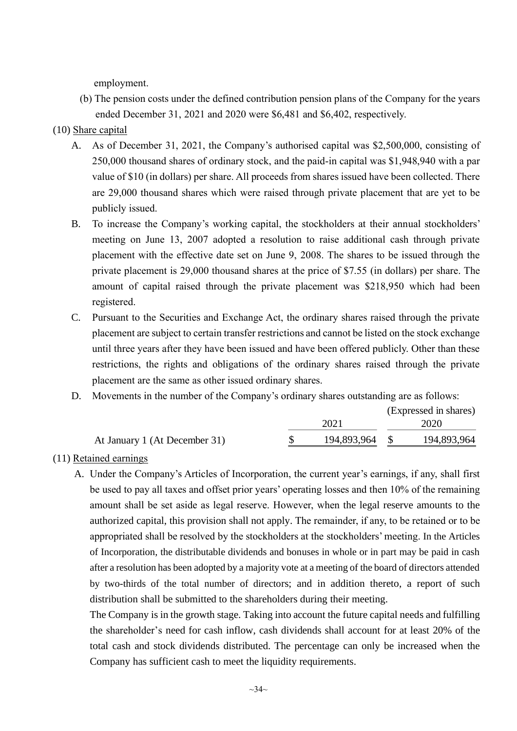employment.

(b) The pension costs under the defined contribution pension plans of the Company for the years ended December 31, 2021 and 2020 were $6,481 and $6,402, respectively.

(10) Share capital

A. As of December 31, 2021, the Company's authorised capital was $2,500,000, consisting of 250,000 thousand shares of ordinary stock, and the paid-in capital was $1,948,940 with a par value of $10 (in dollars) per share. All proceeds from shares issued have been collected. There are 29,000 thousand shares which were raised through private placement that are yet to be publicly issued.

B. To increase the Company's working capital, the stockholders at their annual stockholders' meeting on June 13, 2007 adopted a resolution to raise additional cash through private placement with the effective date set on June 9, 2008. The shares to be issued through the private placement is 29,000 thousand shares at the price of $7.55 (in dollars) per share. The amount of capital raised through the private placement was $218,950 which had been registered.

C. Pursuant to the Securities and Exchange Act, the ordinary shares raised through the private placement are subject to certain transfer restrictions and cannot be listed on the stock exchange until three years after they have been issued and have been offered publicly. Other than these restrictions, the rights and obligations of the ordinary shares raised through the private placement are the same as other issued ordinary shares.

D. Movements in the number of the Company's ordinary shares outstanding are as follows:

(Expressed in shares)

| | 2021 | 2020 |
|---|---|---|
| At January 1 (At December 31) | $ 194,893,964 | $ 194,893,964 |

(11) Retained earnings

A. Under the Company's Articles of Incorporation, the current year's earnings, if any, shall first be used to pay all taxes and offset prior years' operating losses and then 10% of the remaining amount shall be set aside as legal reserve. However, when the legal reserve amounts to the authorized capital, this provision shall not apply. The remainder, if any, to be retained or to be appropriated shall be resolved by the stockholders at the stockholders' meeting. In the Articles of Incorporation, the distributable dividends and bonuses in whole or in part may be paid in cash after a resolution has been adopted by a majority vote at a meeting of the board of directors attended by two-thirds of the total number of directors; and in addition thereto, a report of such distribution shall be submitted to the shareholders during their meeting.

The Company is in the growth stage. Taking into account the future capital needs and fulfilling the shareholder's need for cash inflow, cash dividends shall account for at least 20% of the total cash and stock dividends distributed. The percentage can only be increased when the Company has sufficient cash to meet the liquidity requirements.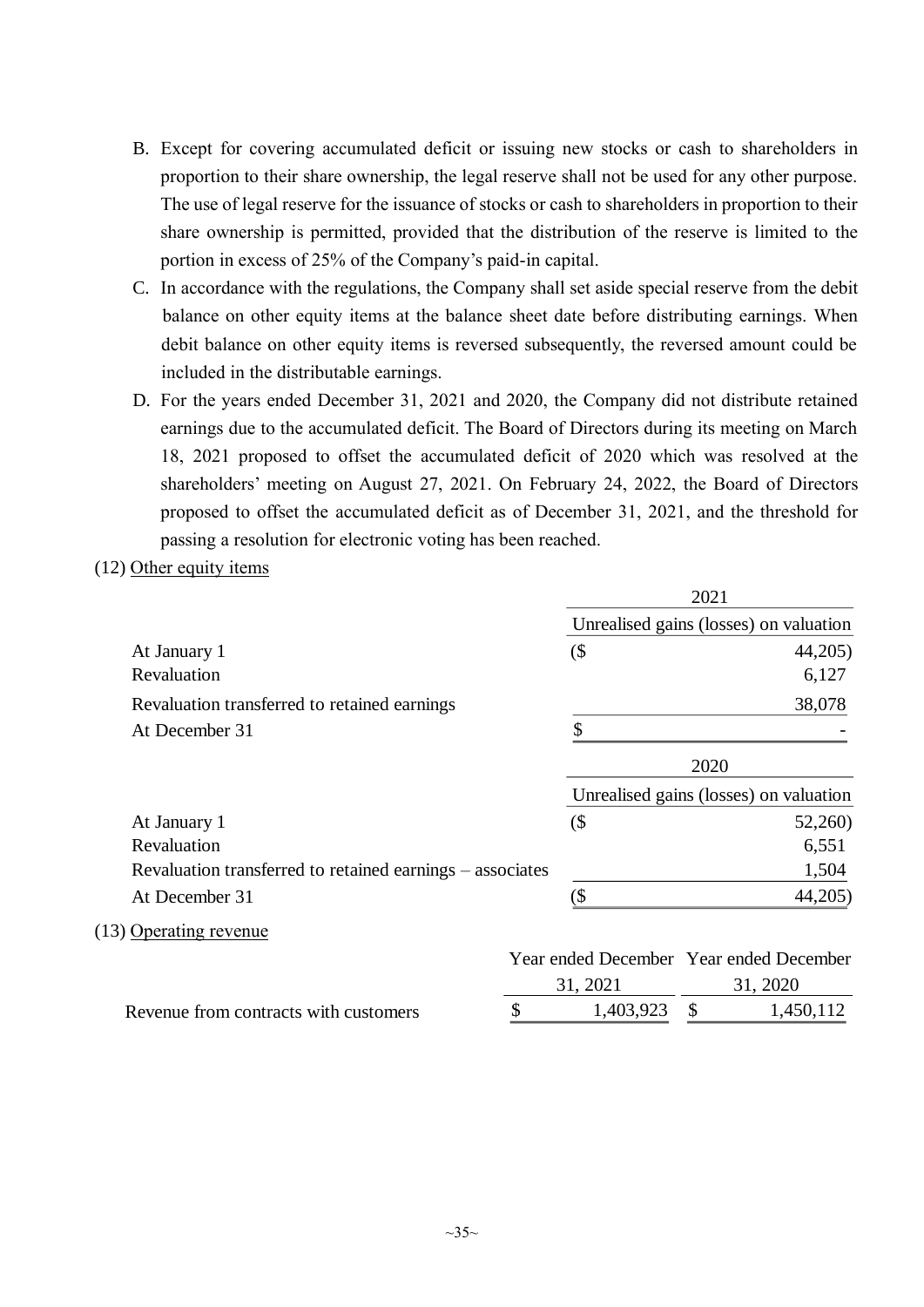B. Except for covering accumulated deficit or issuing new stocks or cash to shareholders in proportion to their share ownership, the legal reserve shall not be used for any other purpose. The use of legal reserve for the issuance of stocks or cash to shareholders in proportion to their share ownership is permitted, provided that the distribution of the reserve is limited to the portion in excess of 25% of the Company's paid-in capital.

C. In accordance with the regulations, the Company shall set aside special reserve from the debit balance on other equity items at the balance sheet date before distributing earnings. When debit balance on other equity items is reversed subsequently, the reversed amount could be included in the distributable earnings.

D. For the years ended December 31, 2021 and 2020, the Company did not distribute retained earnings due to the accumulated deficit. The Board of Directors during its meeting on March 18, 2021 proposed to offset the accumulated deficit of 2020 which was resolved at the shareholders' meeting on August 27, 2021. On February 24, 2022, the Board of Directors proposed to offset the accumulated deficit as of December 31, 2021, and the threshold for passing a resolution for electronic voting has been reached.

(12) Other equity items

| | 2021 |
|---|---|
| | Unrealised gains (losses) on valuation |
| At January 1 | ($ 44,205) |
| Revaluation | 6,127 |
| Revaluation transferred to retained earnings | 38,078 |
| At December 31 | $ - |

| | 2020 |
|---|---|
| | Unrealised gains (losses) on valuation |
| At January 1 | ($ 52,260) |
| Revaluation | 6,551 |
| Revaluation transferred to retained earnings – associates | 1,504 |
| At December 31 | ($ 44,205) |

(13) Operating revenue

| | Year ended December 31, 2021 | Year ended December 31, 2020 |
|---|---|---|
| Revenue from contracts with customers | $ 1,403,923 | $ 1,450,112 |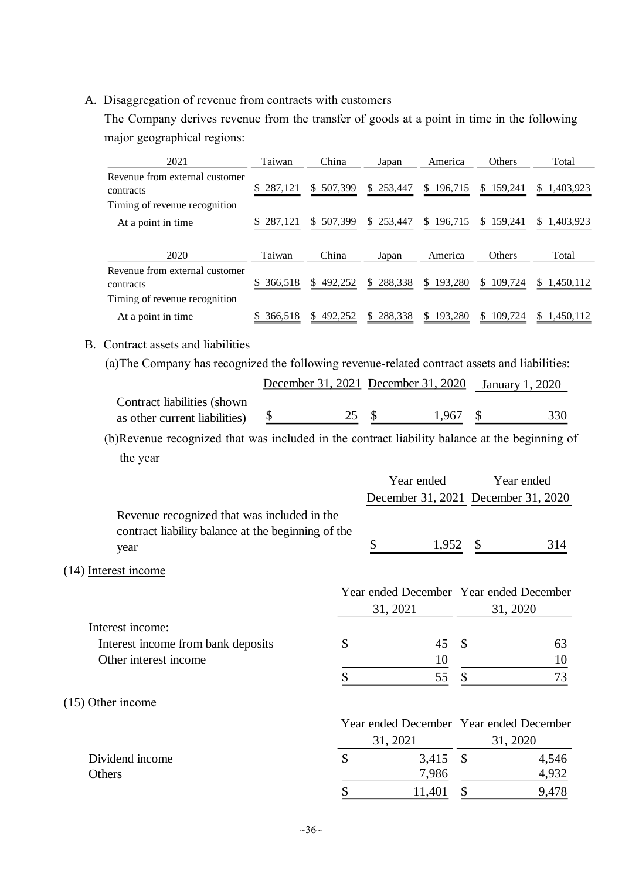A. Disaggregation of revenue from contracts with customers

The Company derives revenue from the transfer of goods at a point in time in the following major geographical regions:

| 2021 | Taiwan | China | Japan | America | Others | Total |
|---|---|---|---|---|---|---|
| Revenue from external customer contracts | $ 287,121 | $ 507,399 | $ 253,447 | $ 196,715 | $ 159,241 | $ 1,403,923 |
| Timing of revenue recognition | | | | | | |
| At a point in time | $ 287,121 | $ 507,399 | $ 253,447 | $ 196,715 | $ 159,241 | $ 1,403,923 |

| 2020 | Taiwan | China | Japan | America | Others | Total |
|---|---|---|---|---|---|---|
| Revenue from external customer contracts | $ 366,518 | $ 492,252 | $ 288,338 | $ 193,280 | $ 109,724 | $ 1,450,112 |
| Timing of revenue recognition | | | | | | |
| At a point in time | $ 366,518 | $ 492,252 | $ 288,338 | $ 193,280 | $ 109,724 | $ 1,450,112 |

B. Contract assets and liabilities

(a)The Company has recognized the following revenue-related contract assets and liabilities:

| | December 31, 2021 | December 31, 2020 | January 1, 2020 |
|---|---|---|---|
| Contract liabilities (shown as other current liabilities) | $ 25 | $ 1,967 | $ 330 |

(b)Revenue recognized that was included in the contract liability balance at the beginning of the year

| | Year ended December 31, 2021 | Year ended December 31, 2020 |
|---|---|---|
| Revenue recognized that was included in the contract liability balance at the beginning of the year | $ 1,952 | $ 314 |

(14) Interest income

| | Year ended December 31, 2021 | Year ended December 31, 2020 |
|---|---|---|
| Interest income: | | |
| Interest income from bank deposits | $ 45 | $ 63 |
| Other interest income | 10 | 10 |
| | $ 55 | $ 73 |

(15) Other income

| | Year ended December 31, 2021 | Year ended December 31, 2020 |
|---|---|---|
| Dividend income | $ 3,415 | $ 4,546 |
| Others | 7,986 | 4,932 |
| | $ 11,401 | $ 9,478 |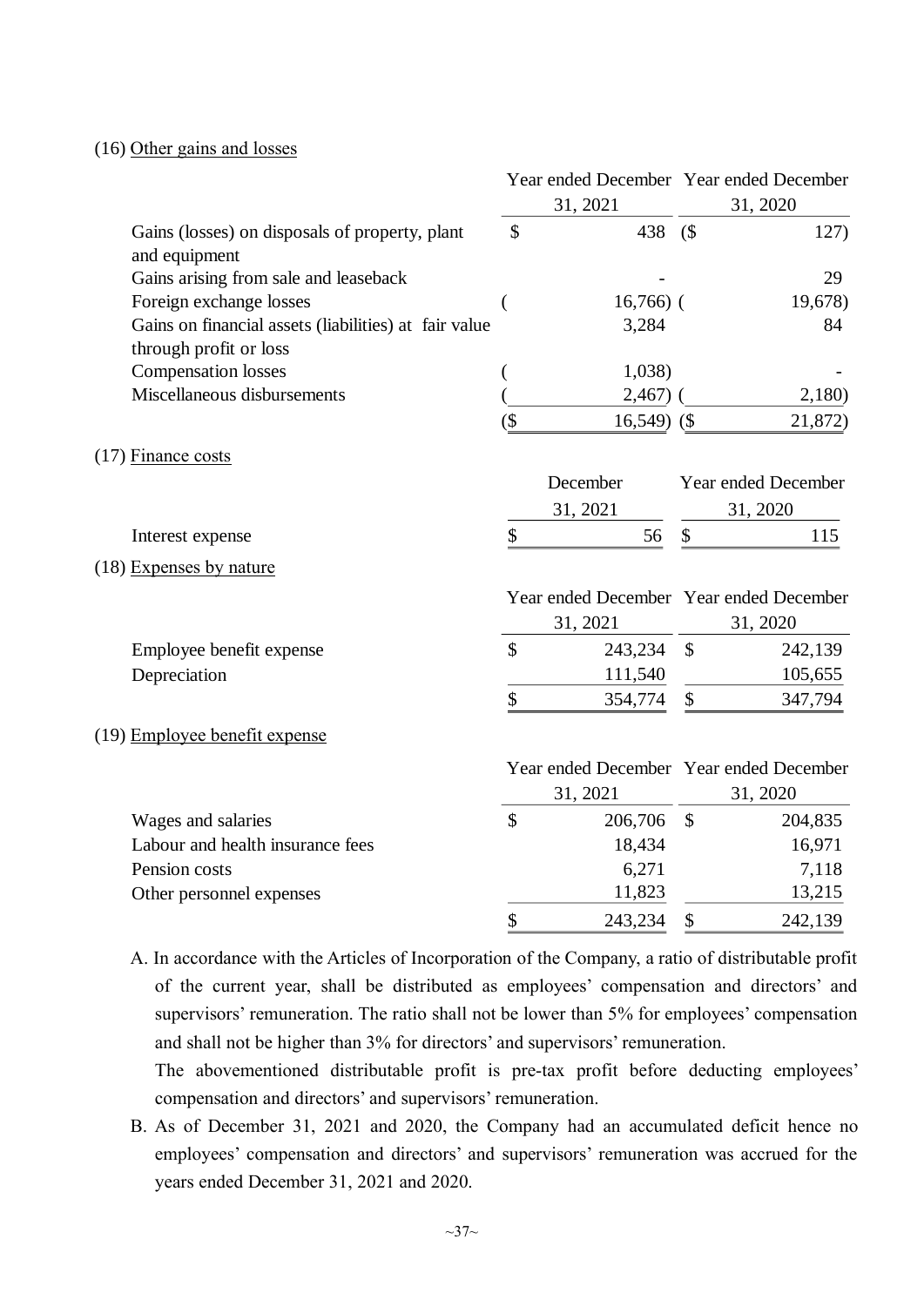(16) Other gains and losses

| | Year ended December 31, 2021 | Year ended December 31, 2020 |
|---|---|---|
| Gains (losses) on disposals of property, plant and equipment | $ 438 | ($ 127) |
| Gains arising from sale and leaseback | - | 29 |
| Foreign exchange losses | ( 16,766) | ( 19,678) |
| Gains on financial assets (liabilities) at fair value through profit or loss | 3,284 | 84 |
| Compensation losses | ( 1,038) | - |
| Miscellaneous disbursements | ( 2,467) | ( 2,180) |
| | ($ 16,549) | ($ 21,872) |

(17) Finance costs

| | December 31, 2021 | Year ended December 31, 2020 |
|---|---|---|
| Interest expense | $ 56 | $ 115 |

(18) Expenses by nature

| | Year ended December 31, 2021 | Year ended December 31, 2020 |
|---|---|---|
| Employee benefit expense | $ 243,234 | $ 242,139 |
| Depreciation | 111,540 | 105,655 |
| | $ 354,774 | $ 347,794 |

(19) Employee benefit expense

| | Year ended December 31, 2021 | Year ended December 31, 2020 |
|---|---|---|
| Wages and salaries | $ 206,706 | $ 204,835 |
| Labour and health insurance fees | 18,434 | 16,971 |
| Pension costs | 6,271 | 7,118 |
| Other personnel expenses | 11,823 | 13,215 |
| | $ 243,234 | $ 242,139 |

A. In accordance with the Articles of Incorporation of the Company, a ratio of distributable profit of the current year, shall be distributed as employees' compensation and directors' and supervisors' remuneration. The ratio shall not be lower than 5% for employees' compensation and shall not be higher than 3% for directors' and supervisors' remuneration.

The abovementioned distributable profit is pre-tax profit before deducting employees' compensation and directors' and supervisors' remuneration.

B. As of December 31, 2021 and 2020, the Company had an accumulated deficit hence no employees' compensation and directors' and supervisors' remuneration was accrued for the years ended December 31, 2021 and 2020.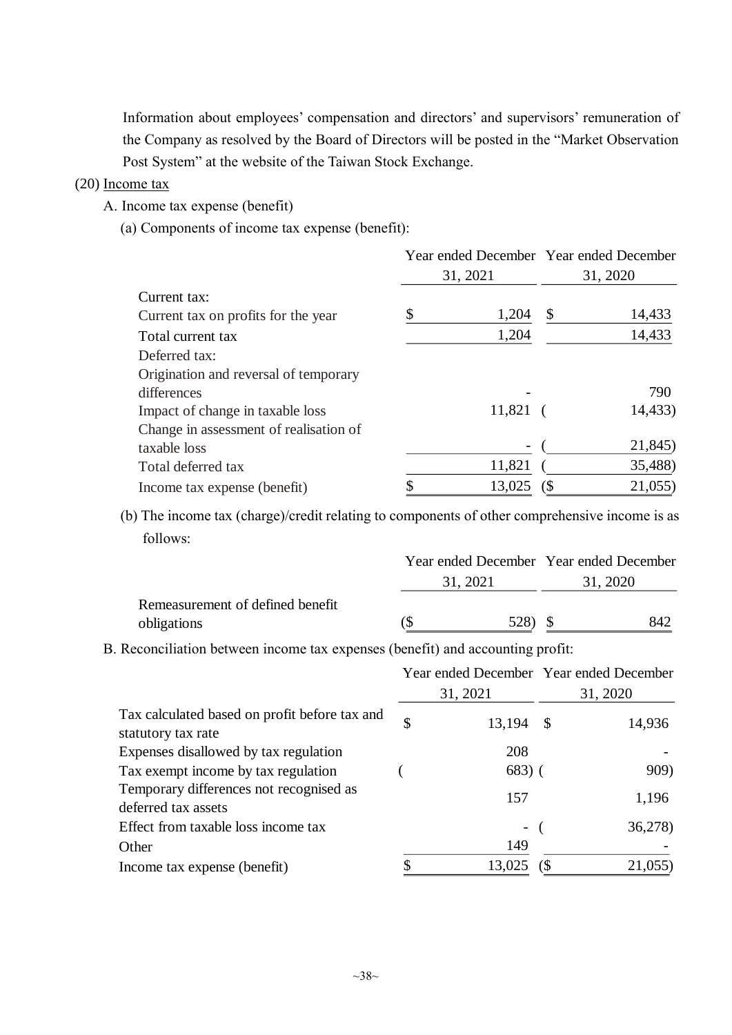Information about employees' compensation and directors' and supervisors' remuneration of the Company as resolved by the Board of Directors will be posted in the "Market Observation Post System" at the website of the Taiwan Stock Exchange.

(20) Income tax

A. Income tax expense (benefit)

(a) Components of income tax expense (benefit):

| | Year ended December 31, 2021 | Year ended December 31, 2020 |
|---|---|---|
| Current tax: | | |
| Current tax on profits for the year | $ 1,204 | $ 14,433 |
| Total current tax | 1,204 | 14,433 |
| Deferred tax: | | |
| Origination and reversal of temporary differences | - | 790 |
| Impact of change in taxable loss | 11,821 | ( 14,433) |
| Change in assessment of realisation of taxable loss | - | ( 21,845) |
| Total deferred tax | 11,821 | ( 35,488) |
| Income tax expense (benefit) | $ 13,025 | ($ 21,055) |

(b) The income tax (charge)/credit relating to components of other comprehensive income is as follows:

| | Year ended December 31, 2021 | Year ended December 31, 2020 |
|---|---|---|
| Remeasurement of defined benefit obligations | ($ 528) | $ 842 |

B. Reconciliation between income tax expenses (benefit) and accounting profit:

| | Year ended December 31, 2021 | Year ended December 31, 2020 |
|---|---|---|
| Tax calculated based on profit before tax and statutory tax rate | $ 13,194 | $ 14,936 |
| Expenses disallowed by tax regulation | 208 | - |
| Tax exempt income by tax regulation | ( 683) | ( 909) |
| Temporary differences not recognised as deferred tax assets | 157 | 1,196 |
| Effect from taxable loss income tax | - | ( 36,278) |
| Other | 149 | - |
| Income tax expense (benefit) | $ 13,025 | ($ 21,055) |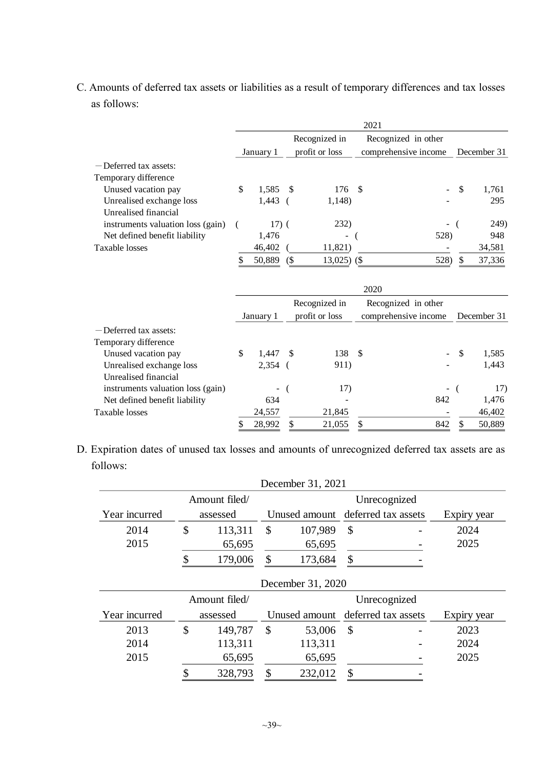C. Amounts of deferred tax assets or liabilities as a result of temporary differences and tax losses as follows:

| | 2021 | | | |
|---|---|---|---|---|
| | January 1 | Recognized in profit or loss | Recognized in other comprehensive income | December 31 |
| －Deferred tax assets: | | | | |
| Temporary difference | | | | |
| Unused vacation pay | $ 1,585 | $ 176 | $ - | $ 1,761 |
| Unrealised exchange loss | 1,443 | ( 1,148) | - | 295 |
| Unrealised financial instruments valuation loss (gain) | ( 17) | ( 232) | - | ( 249) |
| Net defined benefit liability | 1,476 | - | ( 528) | 948 |
| Taxable losses | 46,402 | ( 11,821) | - | 34,581 |
| | $ 50,889 | ($ 13,025) | ($ 528) | $ 37,336 |

| | 2020 | | | |
|---|---|---|---|---|
| | January 1 | Recognized in profit or loss | Recognized in other comprehensive income | December 31 |
| －Deferred tax assets: | | | | |
| Temporary difference | | | | |
| Unused vacation pay | $ 1,447 | $ 138 | $ - | $ 1,585 |
| Unrealised exchange loss | 2,354 | ( 911) | - | 1,443 |
| Unrealised financial instruments valuation loss (gain) | - | ( 17) | - | ( 17) |
| Net defined benefit liability | 634 | - | 842 | 1,476 |
| Taxable losses | 24,557 | 21,845 | - | 46,402 |
| | $ 28,992 | $ 21,055 | $ 842 | $ 50,889 |

D. Expiration dates of unused tax losses and amounts of unrecognized deferred tax assets are as follows:

| December 31, 2021 | | | | |
|---|---|---|---|---|
| Year incurred | Amount filed/ assessed | Unused amount | Unrecognized deferred tax assets | Expiry year |
| 2014 | $ 113,311 | $ 107,989 | $ - | 2024 |
| 2015 | 65,695 | 65,695 | - | 2025 |
| | $ 179,006 | $ 173,684 | $ - | |

| December 31, 2020 | | | | |
|---|---|---|---|---|
| Year incurred | Amount filed/ assessed | Unused amount | Unrecognized deferred tax assets | Expiry year |
| 2013 | $ 149,787 | $ 53,006 | $ - | 2023 |
| 2014 | 113,311 | 113,311 | - | 2024 |
| 2015 | 65,695 | 65,695 | - | 2025 |
| | $ 328,793 | $ 232,012 | $ - | |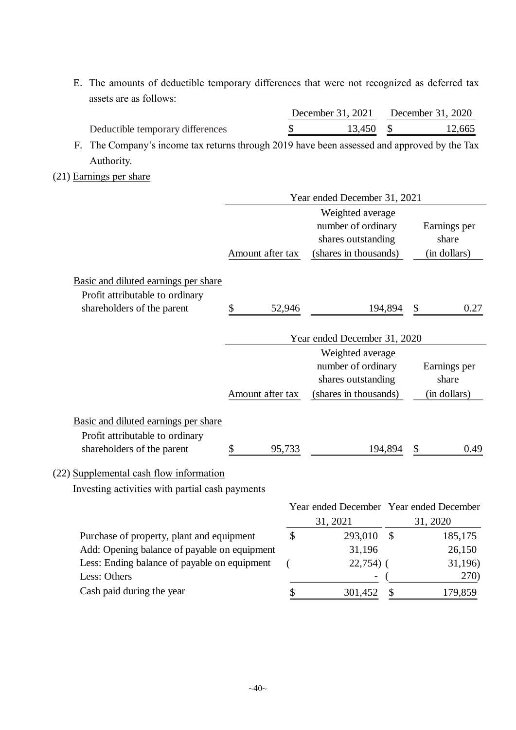E. The amounts of deductible temporary differences that were not recognized as deferred tax assets are as follows:

| | December 31, 2021 | December 31, 2020 |
|---|---|---|
| Deductible temporary differences | $ 13,450 | $ 12,665 |

F. The Company's income tax returns through 2019 have been assessed and approved by the Tax Authority.

(21) Earnings per share

| | Year ended December 31, 2021 | | |
|---|---|---|---|
| | Amount after tax | Weighted average number of ordinary shares outstanding (shares in thousands) | Earnings per share (in dollars) |
| Basic and diluted earnings per share | | | |
| Profit attributable to ordinary shareholders of the parent | $ 52,946 | 194,894 | $ 0.27 |

| | Year ended December 31, 2020 | | |
|---|---|---|---|
| | Amount after tax | Weighted average number of ordinary shares outstanding (shares in thousands) | Earnings per share (in dollars) |
| Basic and diluted earnings per share | | | |
| Profit attributable to ordinary shareholders of the parent | $ 95,733 | 194,894 | $ 0.49 |

(22) Supplemental cash flow information

Investing activities with partial cash payments

| | Year ended December 31, 2021 | Year ended December 31, 2020 |
|---|---|---|
| Purchase of property, plant and equipment | $ 293,010 | $ 185,175 |
| Add: Opening balance of payable on equipment | 31,196 | 26,150 |
| Less: Ending balance of payable on equipment | ( 22,754) | ( 31,196) |
| Less: Others | - | ( 270) |
| Cash paid during the year | $ 301,452 | $ 179,859 |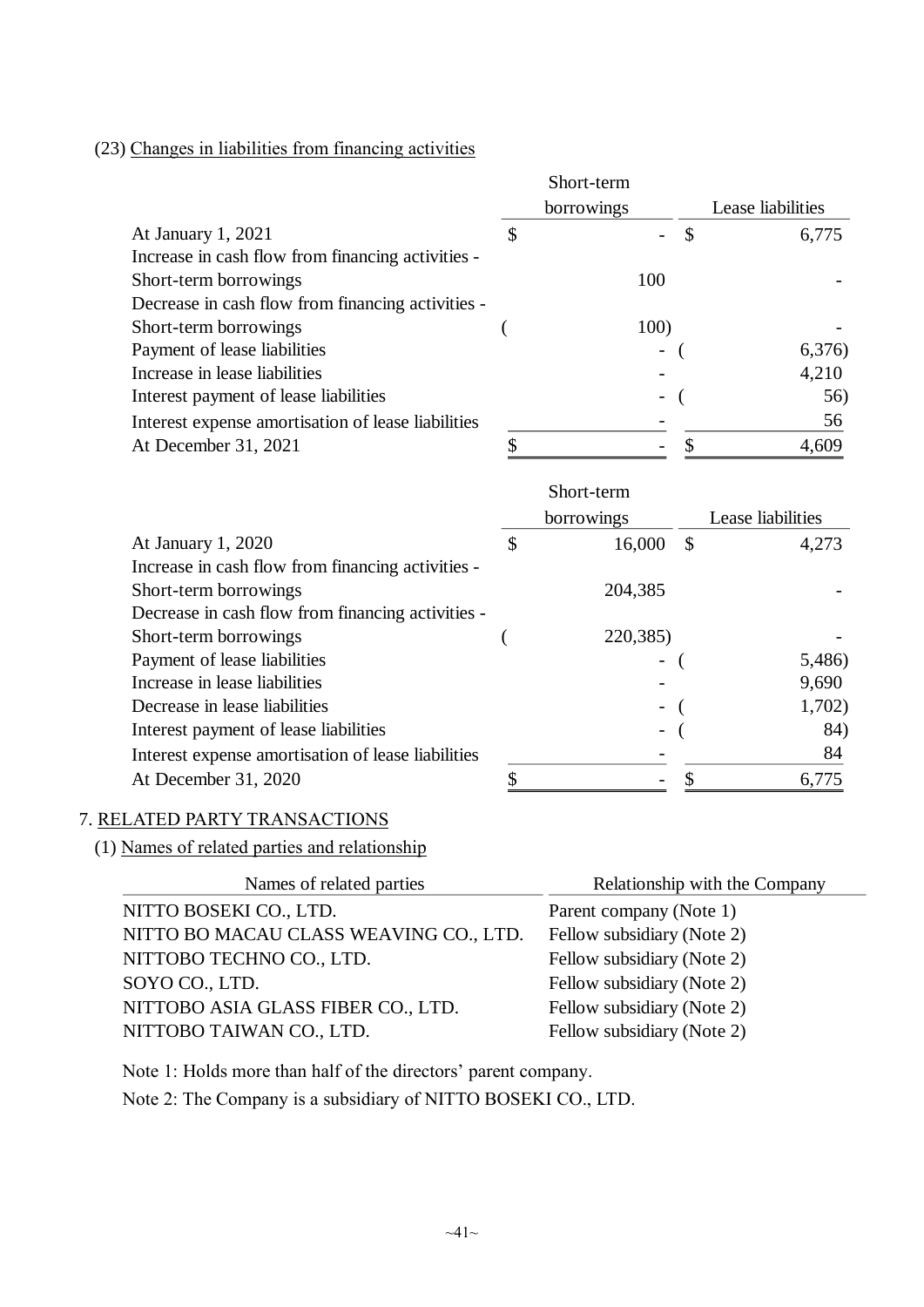(23) Changes in liabilities from financing activities

| | Short-term borrowings | Lease liabilities |
|---|---|---|
| At January 1, 2021 | $ - | $ 6,775 |
| Increase in cash flow from financing activities - Short-term borrowings | 100 | - |
| Decrease in cash flow from financing activities - Short-term borrowings | ( 100) | - |
| Payment of lease liabilities | - | ( 6,376) |
| Increase in lease liabilities | - | 4,210 |
| Interest payment of lease liabilities | - | ( 56) |
| Interest expense amortisation of lease liabilities | - | 56 |
| At December 31, 2021 | $ - | $ 4,609 |

| | Short-term borrowings | Lease liabilities |
|---|---|---|
| At January 1, 2020 | $ 16,000 | $ 4,273 |
| Increase in cash flow from financing activities - Short-term borrowings | 204,385 | - |
| Decrease in cash flow from financing activities - Short-term borrowings | ( 220,385) | - |
| Payment of lease liabilities | - | ( 5,486) |
| Increase in lease liabilities | - | 9,690 |
| Decrease in lease liabilities | - | ( 1,702) |
| Interest payment of lease liabilities | - | ( 84) |
| Interest expense amortisation of lease liabilities | - | 84 |
| At December 31, 2020 | $ - | $ 6,775 |

## 7. RELATED PARTY TRANSACTIONS

(1) Names of related parties and relationship

| Names of related parties | Relationship with the Company |
|---|---|
| NITTO BOSEKI CO., LTD. | Parent company (Note 1) |
| NITTO BO MACAU CLASS WEAVING CO., LTD. | Fellow subsidiary (Note 2) |
| NITTOBO TECHNO CO., LTD. | Fellow subsidiary (Note 2) |
| SOYO CO., LTD. | Fellow subsidiary (Note 2) |
| NITTOBO ASIA GLASS FIBER CO., LTD. | Fellow subsidiary (Note 2) |
| NITTOBO TAIWAN CO., LTD. | Fellow subsidiary (Note 2) |

Note 1: Holds more than half of the directors' parent company.

Note 2: The Company is a subsidiary of NITTO BOSEKI CO., LTD.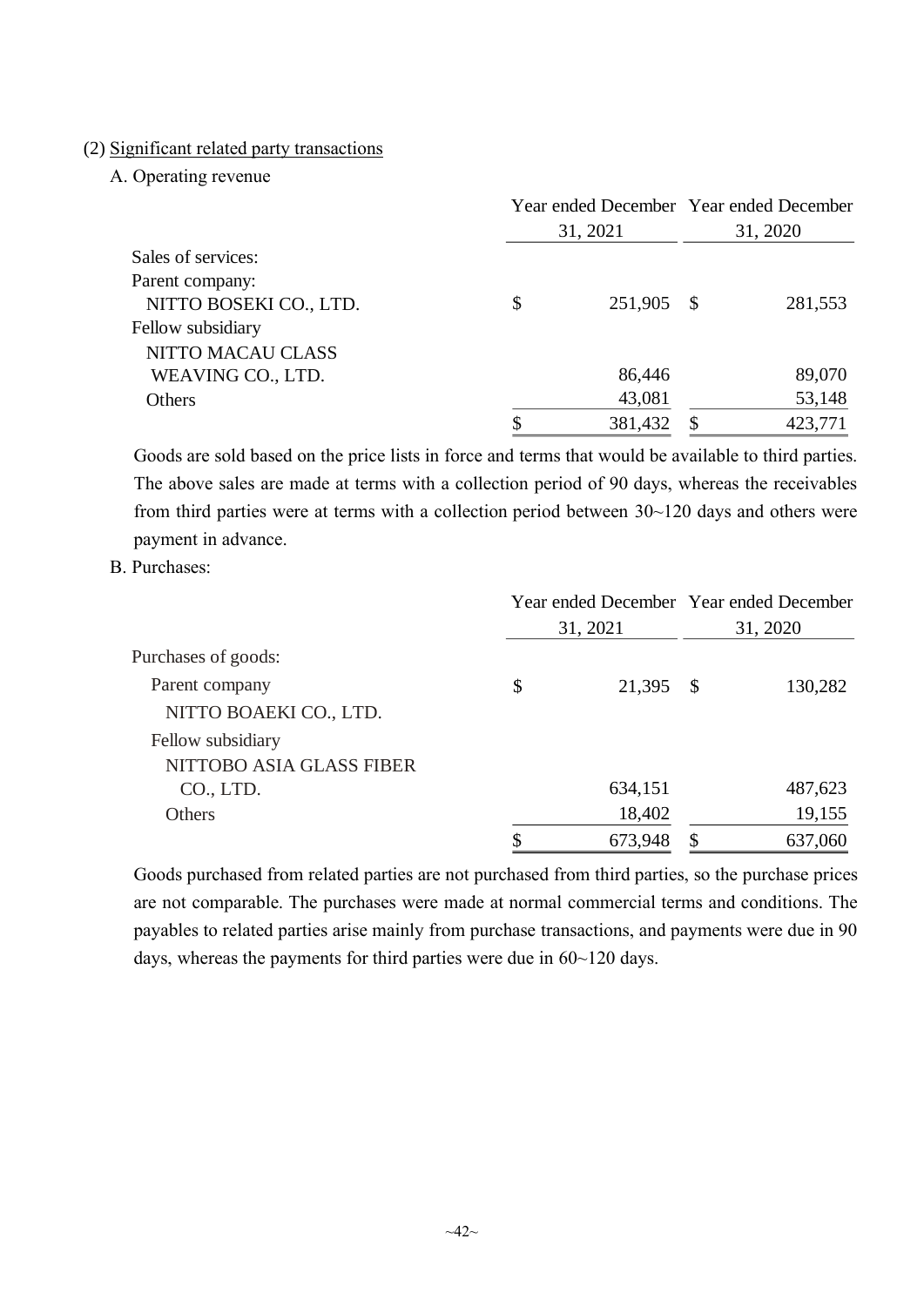(2) Significant related party transactions

A. Operating revenue

| | Year ended December 31, 2021 | Year ended December 31, 2020 |
|---|---|---|
| Sales of services: | | |
| Parent company: | | |
| NITTO BOSEKI CO., LTD. | $ 251,905 | $ 281,553 |
| Fellow subsidiary | | |
| NITTO MACAU CLASS WEAVING CO., LTD. | 86,446 | 89,070 |
| Others | 43,081 | 53,148 |
| | $ 381,432 | $ 423,771 |

Goods are sold based on the price lists in force and terms that would be available to third parties. The above sales are made at terms with a collection period of 90 days, whereas the receivables from third parties were at terms with a collection period between 30~120 days and others were payment in advance.

B. Purchases:

| | Year ended December 31, 2021 | Year ended December 31, 2020 |
|---|---|---|
| Purchases of goods: | | |
| Parent company | $ 21,395 | $ 130,282 |
| NITTO BOAEKI CO., LTD. | | |
| Fellow subsidiary | | |
| NITTOBO ASIA GLASS FIBER CO., LTD. | 634,151 | 487,623 |
| Others | 18,402 | 19,155 |
| | $ 673,948 | $ 637,060 |

Goods purchased from related parties are not purchased from third parties, so the purchase prices are not comparable. The purchases were made at normal commercial terms and conditions. The payables to related parties arise mainly from purchase transactions, and payments were due in 90 days, whereas the payments for third parties were due in 60~120 days.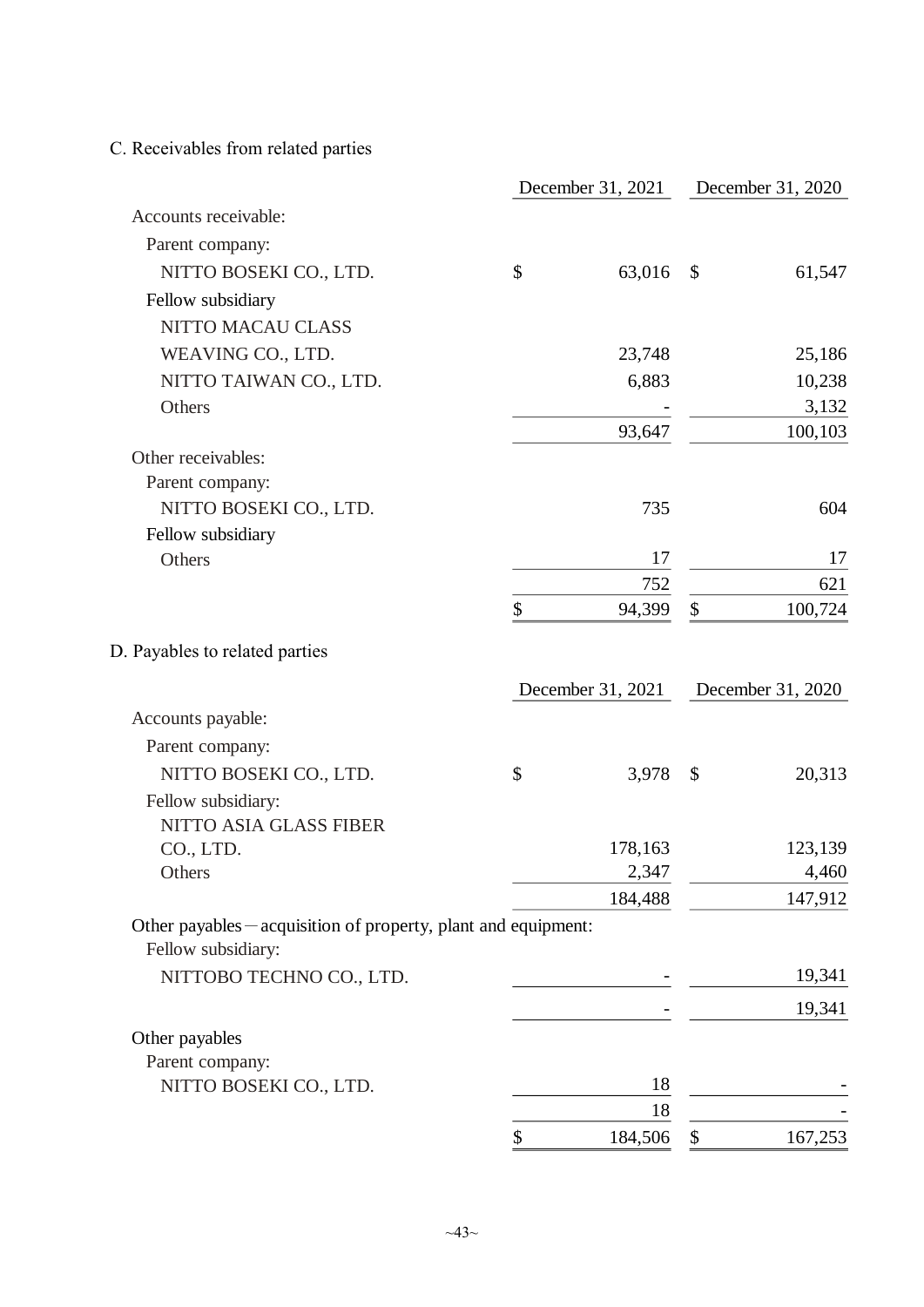C. Receivables from related parties

| | December 31, 2021 | December 31, 2020 |
|---|---|---|
| Accounts receivable: | | |
| Parent company: | | |
| NITTO BOSEKI CO., LTD. | $ 63,016 | $ 61,547 |
| Fellow subsidiary | | |
| NITTO MACAU CLASS WEAVING CO., LTD. | 23,748 | 25,186 |
| NITTO TAIWAN CO., LTD. | 6,883 | 10,238 |
| Others | - | 3,132 |
| | 93,647 | 100,103 |
| Other receivables: | | |
| Parent company: | | |
| NITTO BOSEKI CO., LTD. | 735 | 604 |
| Fellow subsidiary | | |
| Others | 17 | 17 |
| | 752 | 621 |
| | $ 94,399 | $ 100,724 |

D. Payables to related parties

| | December 31, 2021 | December 31, 2020 |
|---|---|---|
| Accounts payable: | | |
| Parent company: | | |
| NITTO BOSEKI CO., LTD. | $ 3,978 | $ 20,313 |
| Fellow subsidiary: | | |
| NITTO ASIA GLASS FIBER CO., LTD. | 178,163 | 123,139 |
| Others | 2,347 | 4,460 |
| | 184,488 | 147,912 |
| Other payables－acquisition of property, plant and equipment: | | |
| Fellow subsidiary: | | |
| NITTOBO TECHNO CO., LTD. | - | 19,341 |
| | - | 19,341 |
| Other payables | | |
| Parent company: | | |
| NITTO BOSEKI CO., LTD. | 18 | - |
| | 18 | - |
| | $ 184,506 | $ 167,253 |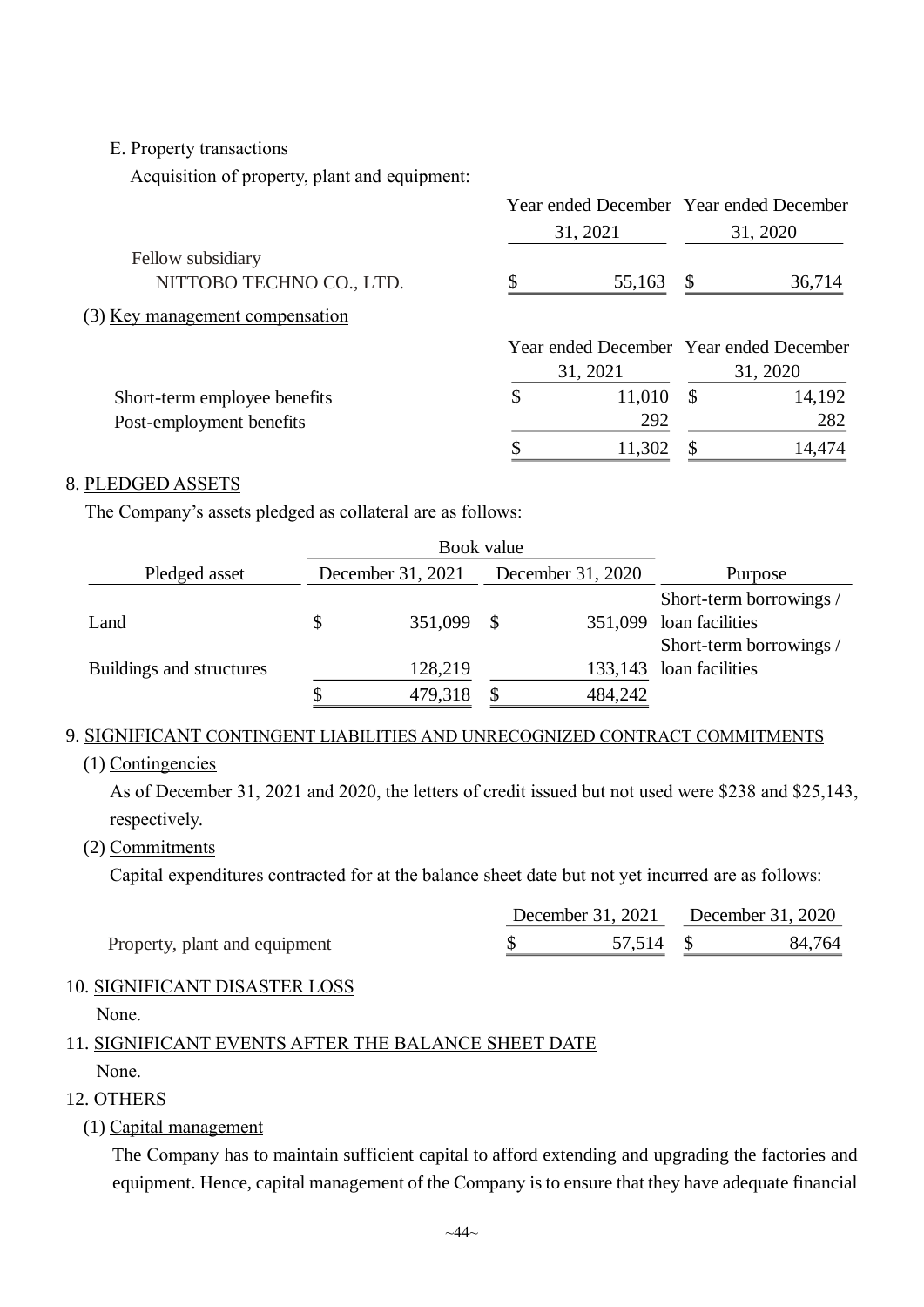E. Property transactions

Acquisition of property, plant and equipment:

| | Year ended December 31, 2021 | Year ended December 31, 2020 |
|---|---|---|
| Fellow subsidiary | | |
| NITTOBO TECHNO CO., LTD. | $ 55,163 | $ 36,714 |

(3) Key management compensation

| | Year ended December 31, 2021 | Year ended December 31, 2020 |
|---|---|---|
| Short-term employee benefits | $ 11,010 | $ 14,192 |
| Post-employment benefits | 292 | 282 |
| | $ 11,302 | $ 14,474 |

8. PLEDGED ASSETS

The Company's assets pledged as collateral are as follows:

| | Book value | | |
|---|---|---|---|
| Pledged asset | December 31, 2021 | December 31, 2020 | Purpose |
| Land | $ 351,099 | $ 351,099 | Short-term borrowings / loan facilities |
| Buildings and structures | 128,219 | 133,143 | Short-term borrowings / loan facilities |
| | $ 479,318 | $ 484,242 | |

9. SIGNIFICANT CONTINGENT LIABILITIES AND UNRECOGNIZED CONTRACT COMMITMENTS

(1) Contingencies

As of December 31, 2021 and 2020, the letters of credit issued but not used were $238 and $25,143, respectively.

(2) Commitments

Capital expenditures contracted for at the balance sheet date but not yet incurred are as follows:

| | December 31, 2021 | December 31, 2020 |
|---|---|---|
| Property, plant and equipment | $ 57,514 | $ 84,764 |

10. SIGNIFICANT DISASTER LOSS

None.

11. SIGNIFICANT EVENTS AFTER THE BALANCE SHEET DATE

None.

12. OTHERS

(1) Capital management

The Company has to maintain sufficient capital to afford extending and upgrading the factories and equipment. Hence, capital management of the Company is to ensure that they have adequate financial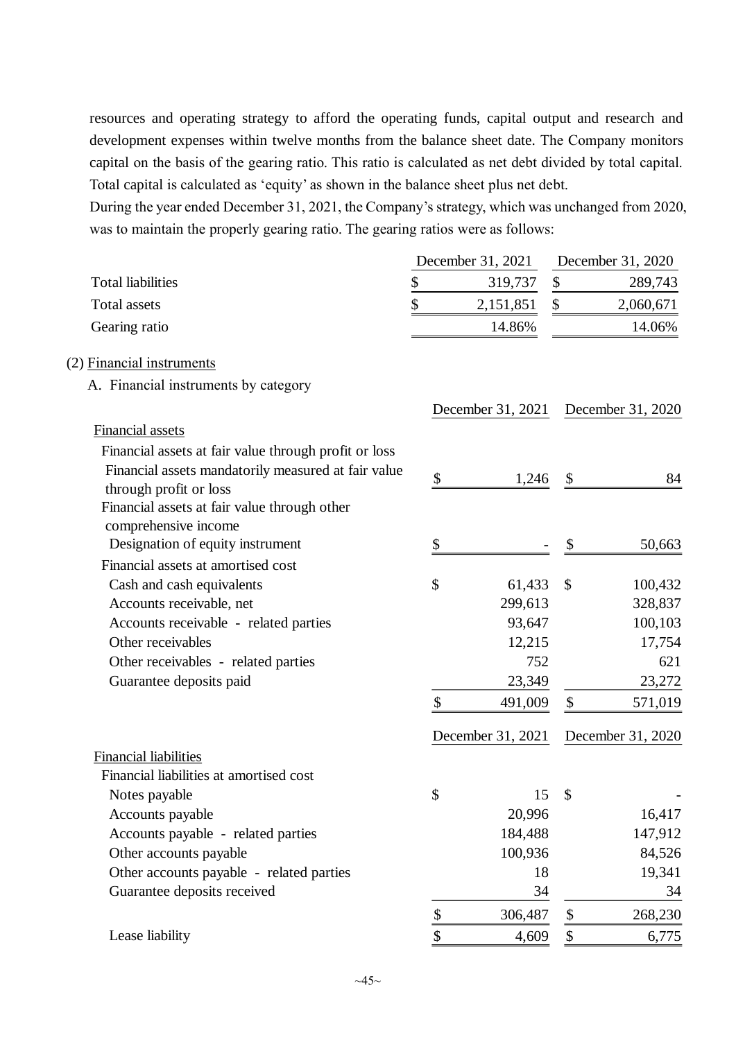resources and operating strategy to afford the operating funds, capital output and research and development expenses within twelve months from the balance sheet date. The Company monitors capital on the basis of the gearing ratio. This ratio is calculated as net debt divided by total capital. Total capital is calculated as 'equity' as shown in the balance sheet plus net debt.

During the year ended December 31, 2021, the Company's strategy, which was unchanged from 2020, was to maintain the properly gearing ratio. The gearing ratios were as follows:

| | December 31, 2021 | December 31, 2020 |
|---|---|---|
| Total liabilities | $ 319,737 | $ 289,743 |
| Total assets | $ 2,151,851 | $ 2,060,671 |
| Gearing ratio | 14.86% | 14.06% |

(2) Financial instruments

A. Financial instruments by category

| | December 31, 2021 | December 31, 2020 |
|---|---|---|
| Financial assets | | |
| Financial assets at fair value through profit or loss | | |
| Financial assets mandatorily measured at fair value through profit or loss | $ 1,246 | $ 84 |
| Financial assets at fair value through other comprehensive income | | |
| Designation of equity instrument | $ - | $ 50,663 |
| Financial assets at amortised cost | | |
| Cash and cash equivalents | $ 61,433 | $ 100,432 |
| Accounts receivable, net | 299,613 | 328,837 |
| Accounts receivable - related parties | 93,647 | 100,103 |
| Other receivables | 12,215 | 17,754 |
| Other receivables - related parties | 752 | 621 |
| Guarantee deposits paid | 23,349 | 23,272 |
| | $ 491,009 | $ 571,019 |

| | December 31, 2021 | December 31, 2020 |
|---|---|---|
| Financial liabilities | | |
| Financial liabilities at amortised cost | | |
| Notes payable | $ 15 | $ - |
| Accounts payable | 20,996 | 16,417 |
| Accounts payable - related parties | 184,488 | 147,912 |
| Other accounts payable | 100,936 | 84,526 |
| Other accounts payable - related parties | 18 | 19,341 |
| Guarantee deposits received | 34 | 34 |
| | $ 306,487 | $ 268,230 |
| Lease liability | $ 4,609 | $ 6,775 |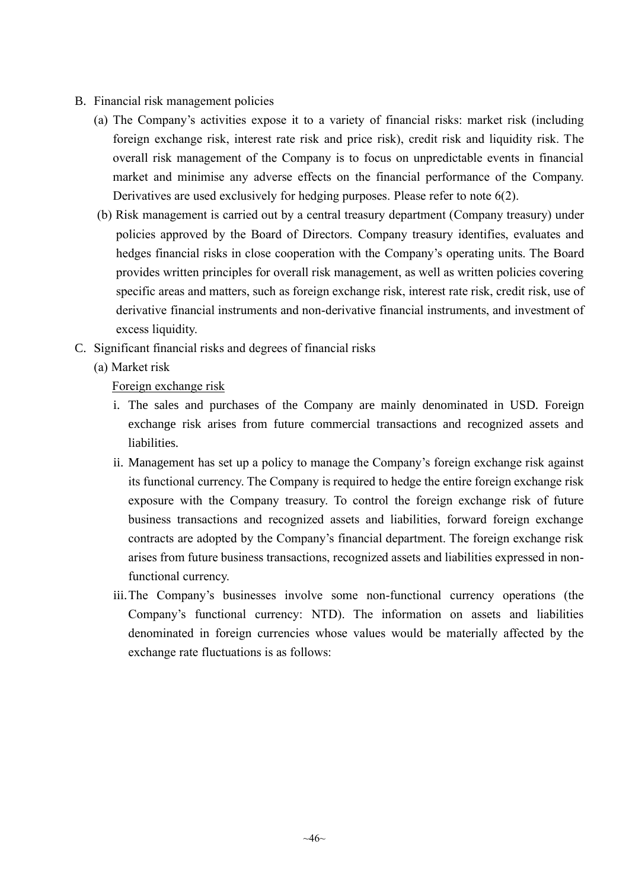B. Financial risk management policies

   (a) The Company's activities expose it to a variety of financial risks: market risk (including foreign exchange risk, interest rate risk and price risk), credit risk and liquidity risk. The overall risk management of the Company is to focus on unpredictable events in financial market and minimise any adverse effects on the financial performance of the Company. Derivatives are used exclusively for hedging purposes. Please refer to note 6(2).

   (b) Risk management is carried out by a central treasury department (Company treasury) under policies approved by the Board of Directors. Company treasury identifies, evaluates and hedges financial risks in close cooperation with the Company's operating units. The Board provides written principles for overall risk management, as well as written policies covering specific areas and matters, such as foreign exchange risk, interest rate risk, credit risk, use of derivative financial instruments and non-derivative financial instruments, and investment of excess liquidity.

C. Significant financial risks and degrees of financial risks

   (a) Market risk

   Foreign exchange risk

   i. The sales and purchases of the Company are mainly denominated in USD. Foreign exchange risk arises from future commercial transactions and recognized assets and liabilities.

   ii. Management has set up a policy to manage the Company's foreign exchange risk against its functional currency. The Company is required to hedge the entire foreign exchange risk exposure with the Company treasury. To control the foreign exchange risk of future business transactions and recognized assets and liabilities, forward foreign exchange contracts are adopted by the Company's financial department. The foreign exchange risk arises from future business transactions, recognized assets and liabilities expressed in non-functional currency.

   iii. The Company's businesses involve some non-functional currency operations (the Company's functional currency: NTD). The information on assets and liabilities denominated in foreign currencies whose values would be materially affected by the exchange rate fluctuations is as follows: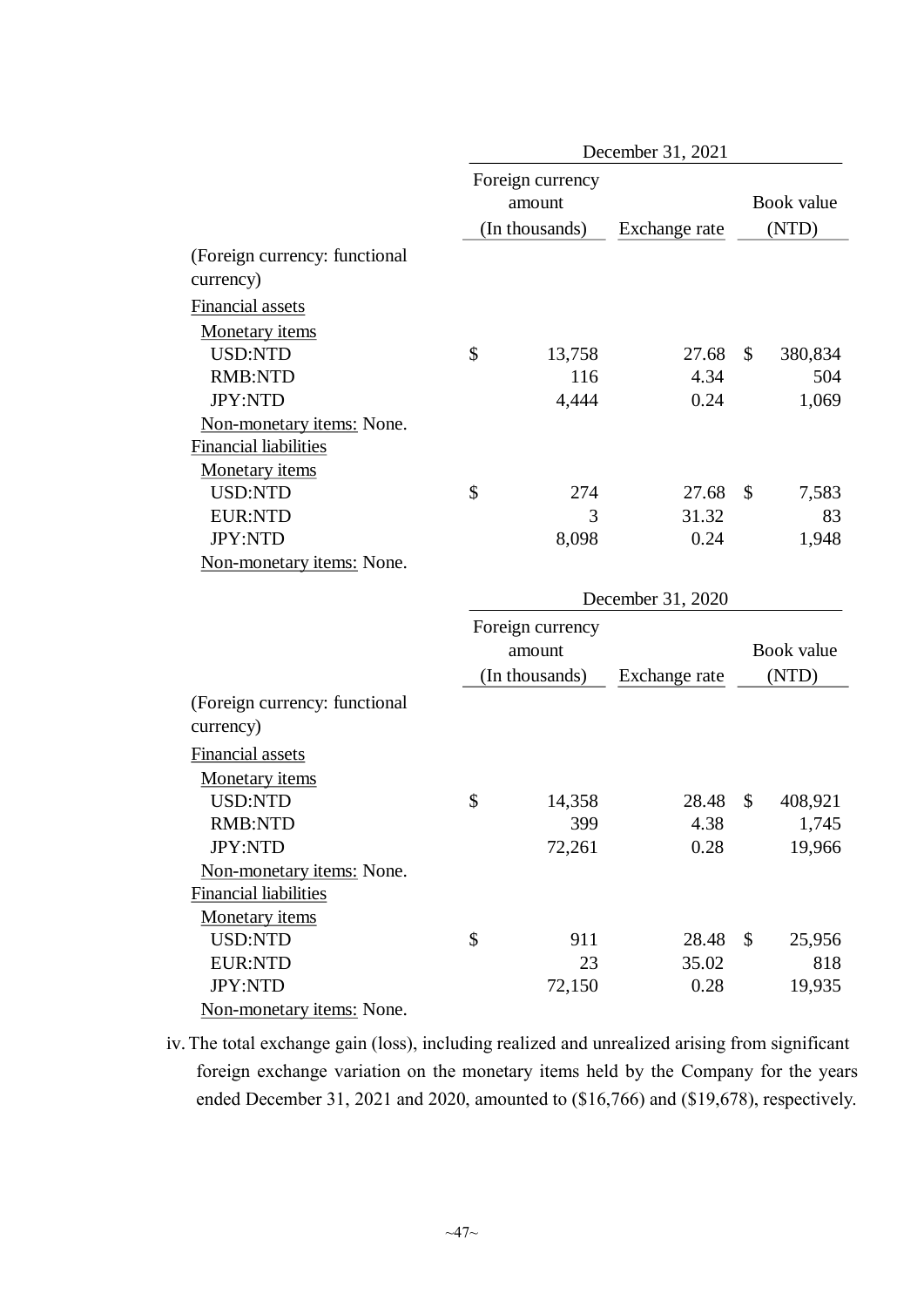| | December 31, 2021 | | |
|---|---|---|---|
| | Foreign currency amount (In thousands) | Exchange rate | Book value (NTD) |
| (Foreign currency: functional currency) | | | |
| Financial assets | | | |
| Monetary items | | | |
| USD:NTD | $ 13,758 | 27.68 | $ 380,834 |
| RMB:NTD | 116 | 4.34 | 504 |
| JPY:NTD | 4,444 | 0.24 | 1,069 |
| Non-monetary items: None. | | | |
| Financial liabilities | | | |
| Monetary items | | | |
| USD:NTD | $ 274 | 27.68 | $ 7,583 |
| EUR:NTD | 3 | 31.32 | 83 |
| JPY:NTD | 8,098 | 0.24 | 1,948 |
| Non-monetary items: None. | | | |

| | December 31, 2020 | | |
|---|---|---|---|
| | Foreign currency amount (In thousands) | Exchange rate | Book value (NTD) |
| (Foreign currency: functional currency) | | | |
| Financial assets | | | |
| Monetary items | | | |
| USD:NTD | $ 14,358 | 28.48 | $ 408,921 |
| RMB:NTD | 399 | 4.38 | 1,745 |
| JPY:NTD | 72,261 | 0.28 | 19,966 |
| Non-monetary items: None. | | | |
| Financial liabilities | | | |
| Monetary items | | | |
| USD:NTD | $ 911 | 28.48 | $ 25,956 |
| EUR:NTD | 23 | 35.02 | 818 |
| JPY:NTD | 72,150 | 0.28 | 19,935 |
| Non-monetary items: None. | | | |

iv. The total exchange gain (loss), including realized and unrealized arising from significant foreign exchange variation on the monetary items held by the Company for the years ended December 31, 2021 and 2020, amounted to ($16,766) and ($19,678), respectively.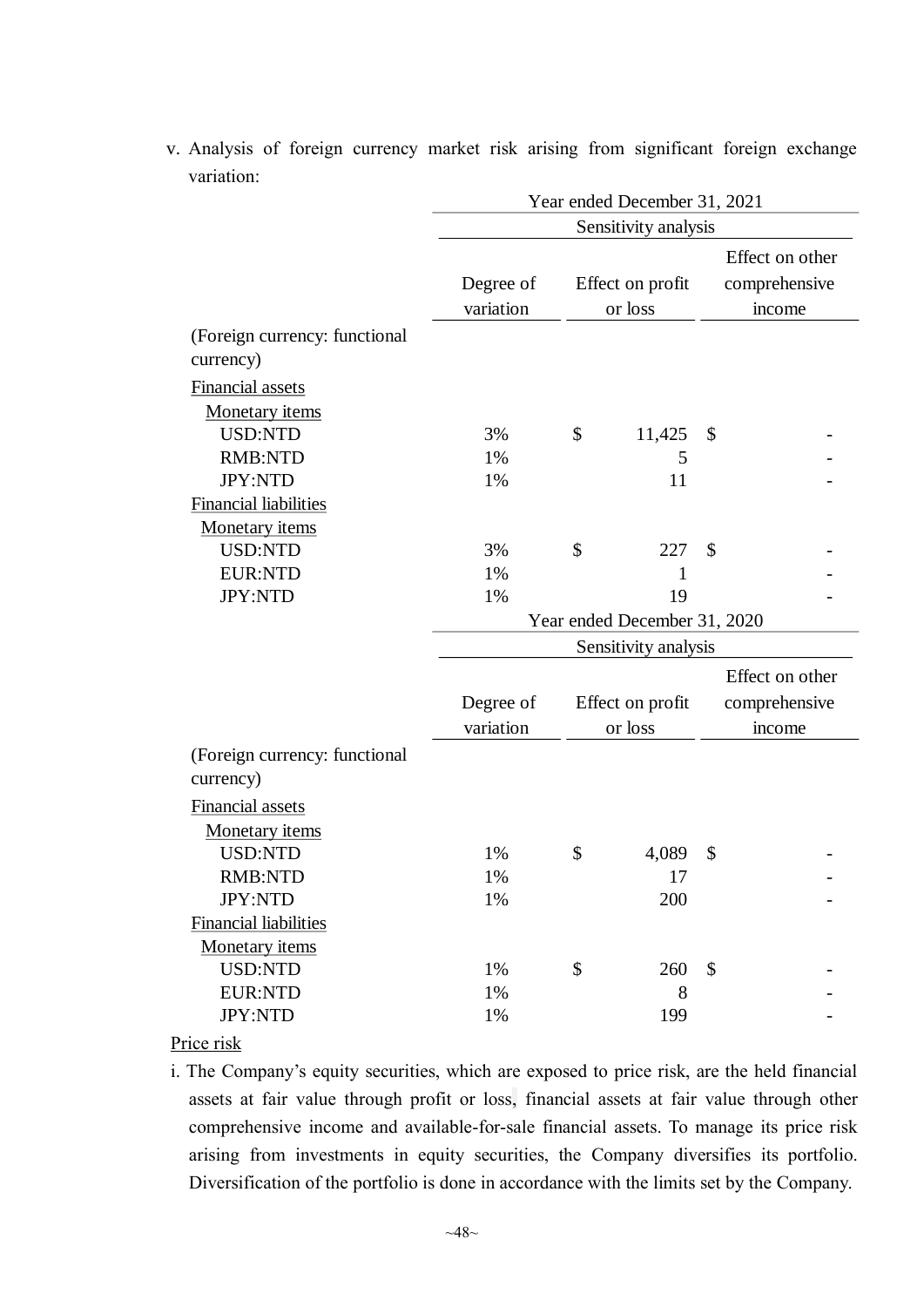v. Analysis of foreign currency market risk arising from significant foreign exchange variation:

| | Year ended December 31, 2021 | | |
|---|---|---|---|
| | Sensitivity analysis | | |
| | Degree of variation | Effect on profit or loss | Effect on other comprehensive income |
| (Foreign currency: functional currency) | | | |
| Financial assets | | | |
| Monetary items | | | |
| USD:NTD | 3% | $ 11,425 | $ - |
| RMB:NTD | 1% | 5 | - |
| JPY:NTD | 1% | 11 | - |
| Financial liabilities | | | |
| Monetary items | | | |
| USD:NTD | 3% | $ 227 | $ - |
| EUR:NTD | 1% | 1 | - |
| JPY:NTD | 1% | 19 | - |

| | Year ended December 31, 2020 | | |
|---|---|---|---|
| | Sensitivity analysis | | |
| | Degree of variation | Effect on profit or loss | Effect on other comprehensive income |
| (Foreign currency: functional currency) | | | |
| Financial assets | | | |
| Monetary items | | | |
| USD:NTD | 1% | $ 4,089 | $ - |
| RMB:NTD | 1% | 17 | - |
| JPY:NTD | 1% | 200 | - |
| Financial liabilities | | | |
| Monetary items | | | |
| USD:NTD | 1% | $ 260 | $ - |
| EUR:NTD | 1% | 8 | - |
| JPY:NTD | 1% | 199 | - |

Price risk

i. The Company's equity securities, which are exposed to price risk, are the held financial assets at fair value through profit or loss, financial assets at fair value through other comprehensive income and available-for-sale financial assets. To manage its price risk arising from investments in equity securities, the Company diversifies its portfolio. Diversification of the portfolio is done in accordance with the limits set by the Company.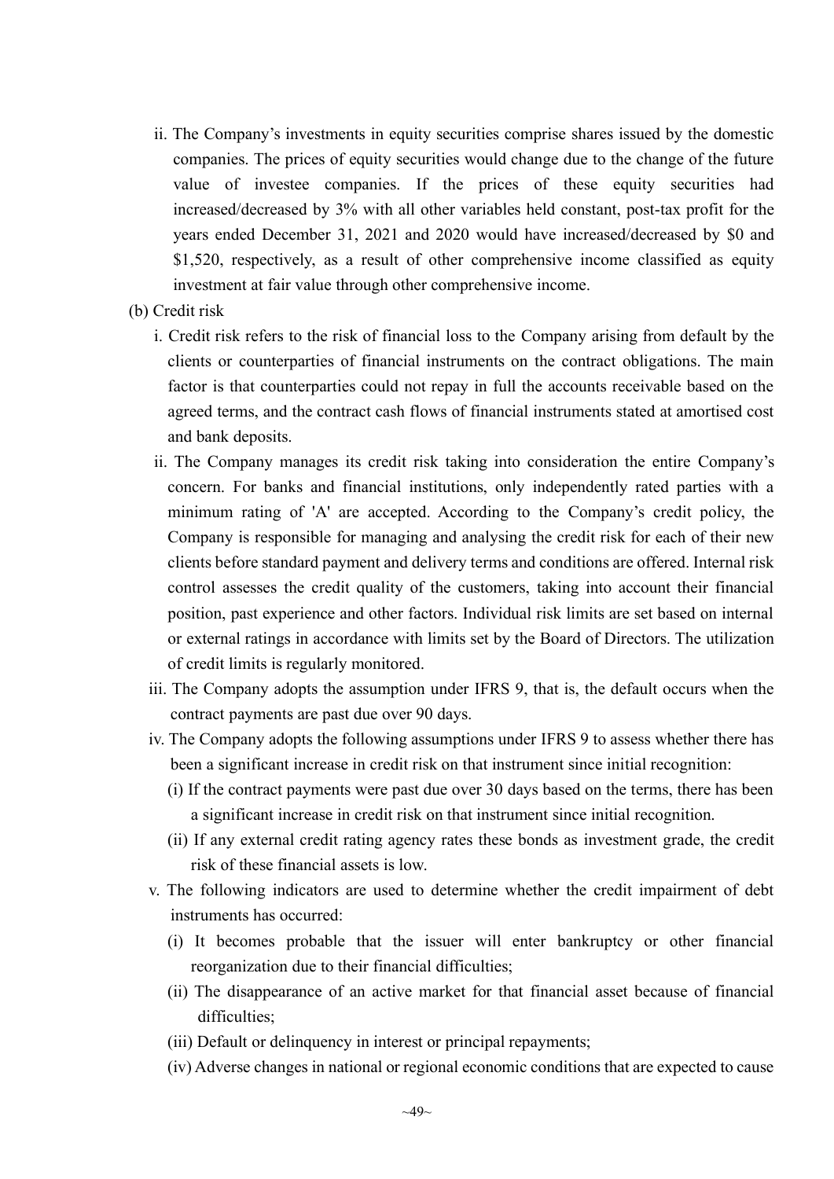ii. The Company's investments in equity securities comprise shares issued by the domestic companies. The prices of equity securities would change due to the change of the future value of investee companies. If the prices of these equity securities had increased/decreased by 3% with all other variables held constant, post-tax profit for the years ended December 31, 2021 and 2020 would have increased/decreased by $0 and $1,520, respectively, as a result of other comprehensive income classified as equity investment at fair value through other comprehensive income.

(b) Credit risk

i. Credit risk refers to the risk of financial loss to the Company arising from default by the clients or counterparties of financial instruments on the contract obligations. The main factor is that counterparties could not repay in full the accounts receivable based on the agreed terms, and the contract cash flows of financial instruments stated at amortised cost and bank deposits.

ii. The Company manages its credit risk taking into consideration the entire Company's concern. For banks and financial institutions, only independently rated parties with a minimum rating of 'A' are accepted. According to the Company's credit policy, the Company is responsible for managing and analysing the credit risk for each of their new clients before standard payment and delivery terms and conditions are offered. Internal risk control assesses the credit quality of the customers, taking into account their financial position, past experience and other factors. Individual risk limits are set based on internal or external ratings in accordance with limits set by the Board of Directors. The utilization of credit limits is regularly monitored.

iii. The Company adopts the assumption under IFRS 9, that is, the default occurs when the contract payments are past due over 90 days.

iv. The Company adopts the following assumptions under IFRS 9 to assess whether there has been a significant increase in credit risk on that instrument since initial recognition:

(i) If the contract payments were past due over 30 days based on the terms, there has been a significant increase in credit risk on that instrument since initial recognition.

(ii) If any external credit rating agency rates these bonds as investment grade, the credit risk of these financial assets is low.

v. The following indicators are used to determine whether the credit impairment of debt instruments has occurred:

(i) It becomes probable that the issuer will enter bankruptcy or other financial reorganization due to their financial difficulties;

(ii) The disappearance of an active market for that financial asset because of financial difficulties;

(iii) Default or delinquency in interest or principal repayments;

(iv) Adverse changes in national or regional economic conditions that are expected to cause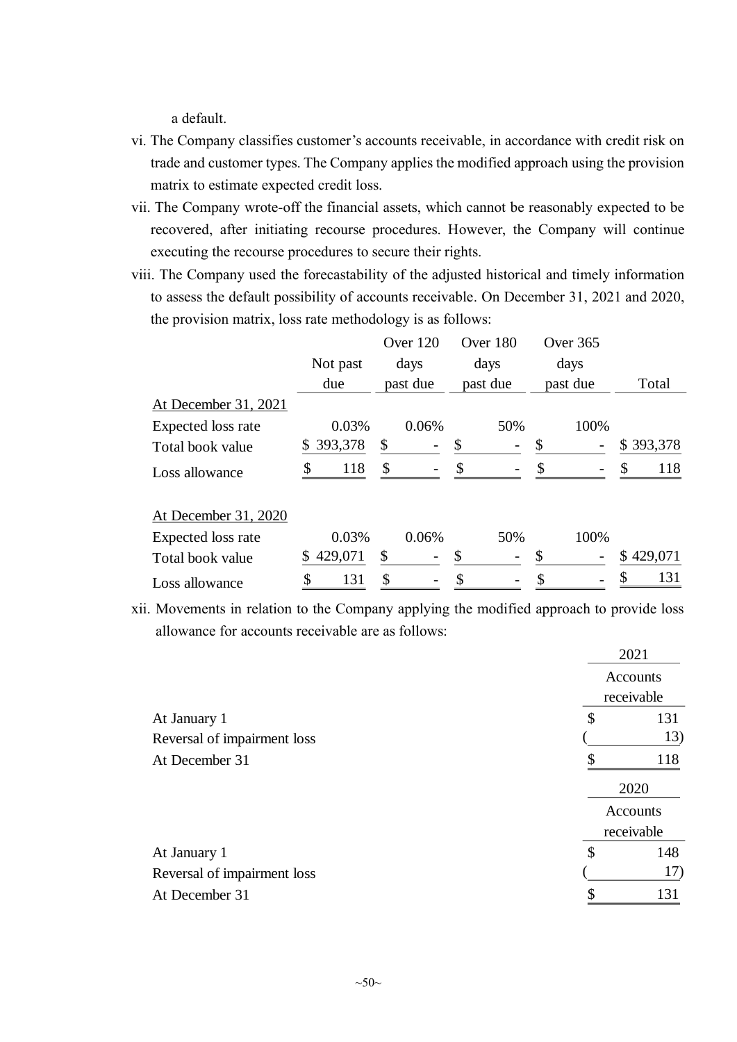a default.

vi. The Company classifies customer's accounts receivable, in accordance with credit risk on trade and customer types. The Company applies the modified approach using the provision matrix to estimate expected credit loss.

vii. The Company wrote-off the financial assets, which cannot be reasonably expected to be recovered, after initiating recourse procedures. However, the Company will continue executing the recourse procedures to secure their rights.

viii. The Company used the forecastability of the adjusted historical and timely information to assess the default possibility of accounts receivable. On December 31, 2021 and 2020, the provision matrix, loss rate methodology is as follows:

| | Not past due | Over 120 days past due | Over 180 days past due | Over 365 days past due | Total |
|---|---|---|---|---|---|
| At December 31, 2021 | | | | | |
| Expected loss rate | 0.03% | 0.06% | 50% | 100% | |
| Total book value | $ 393,378 | $ - | $ - | $ - | $ 393,378 |
| Loss allowance | $ 118 | $ - | $ - | $ - | $ 118 |
| | | | | | |
| At December 31, 2020 | | | | | |
| Expected loss rate | 0.03% | 0.06% | 50% | 100% | |
| Total book value | $ 429,071 | $ - | $ - | $ - | $ 429,071 |
| Loss allowance | $ 131 | $ - | $ - | $ - | $ 131 |

xii. Movements in relation to the Company applying the modified approach to provide loss allowance for accounts receivable are as follows:

| | 2021 |
|---|---|
| | Accounts receivable |
| At January 1 | $ 131 |
| Reversal of impairment loss | ( 13) |
| At December 31 | $ 118 |

| | 2020 |
|---|---|
| | Accounts receivable |
| At January 1 | $ 148 |
| Reversal of impairment loss | ( 17) |
| At December 31 | $ 131 |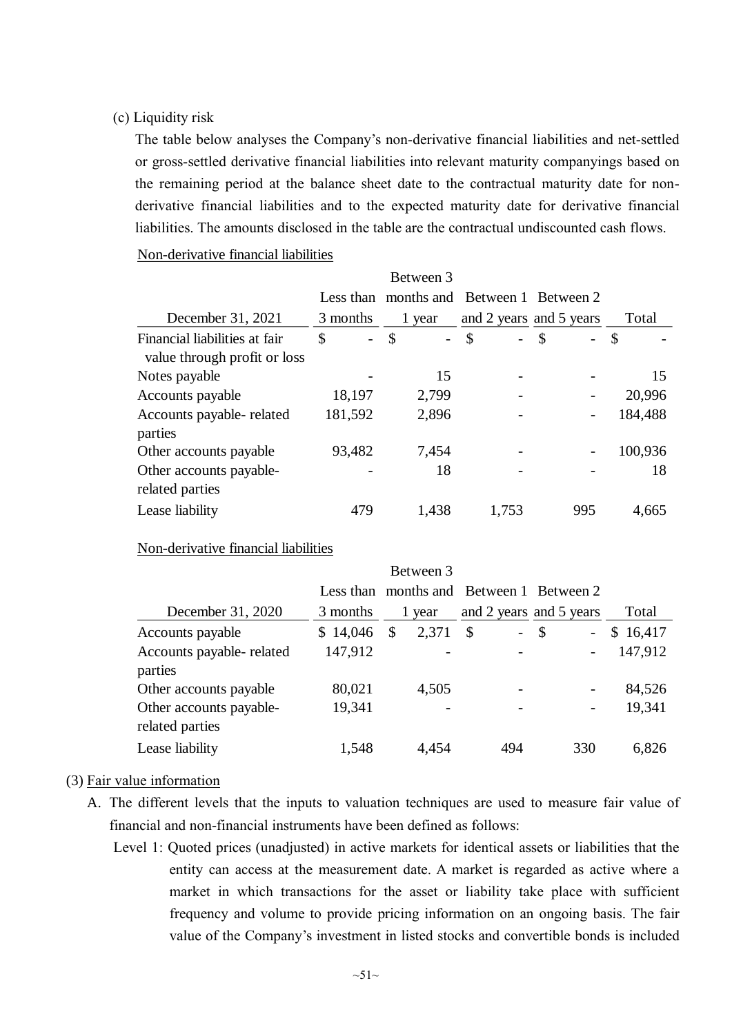(c) Liquidity risk

The table below analyses the Company's non-derivative financial liabilities and net-settled or gross-settled derivative financial liabilities into relevant maturity companyings based on the remaining period at the balance sheet date to the contractual maturity date for non-derivative financial liabilities and to the expected maturity date for derivative financial liabilities. The amounts disclosed in the table are the contractual undiscounted cash flows.

Non-derivative financial liabilities

| December 31, 2021 | Less than 3 months | Between 3 months and 1 year | Between 1 and 2 years | Between 2 and 5 years | Total |
|---|---|---|---|---|---|
| Financial liabilities at fair value through profit or loss | $ - | $ - | $ - | $ - | $ - |
| Notes payable | - | 15 | - | - | 15 |
| Accounts payable | 18,197 | 2,799 | - | - | 20,996 |
| Accounts payable- related parties | 181,592 | 2,896 | - | - | 184,488 |
| Other accounts payable | 93,482 | 7,454 | - | - | 100,936 |
| Other accounts payable- related parties | - | 18 | - | - | 18 |
| Lease liability | 479 | 1,438 | 1,753 | 995 | 4,665 |

Non-derivative financial liabilities

| December 31, 2020 | Less than 3 months | Between 3 months and 1 year | Between 1 and 2 years | Between 2 and 5 years | Total |
|---|---|---|---|---|---|
| Accounts payable | $ 14,046 | $ 2,371 | $ - | $ - | $ 16,417 |
| Accounts payable- related parties | 147,912 | - | - | - | 147,912 |
| Other accounts payable | 80,021 | 4,505 | - | - | 84,526 |
| Other accounts payable- related parties | 19,341 | - | - | - | 19,341 |
| Lease liability | 1,548 | 4,454 | 494 | 330 | 6,826 |

(3) Fair value information

A. The different levels that the inputs to valuation techniques are used to measure fair value of financial and non-financial instruments have been defined as follows:

Level 1: Quoted prices (unadjusted) in active markets for identical assets or liabilities that the entity can access at the measurement date. A market is regarded as active where a market in which transactions for the asset or liability take place with sufficient frequency and volume to provide pricing information on an ongoing basis. The fair value of the Company's investment in listed stocks and convertible bonds is included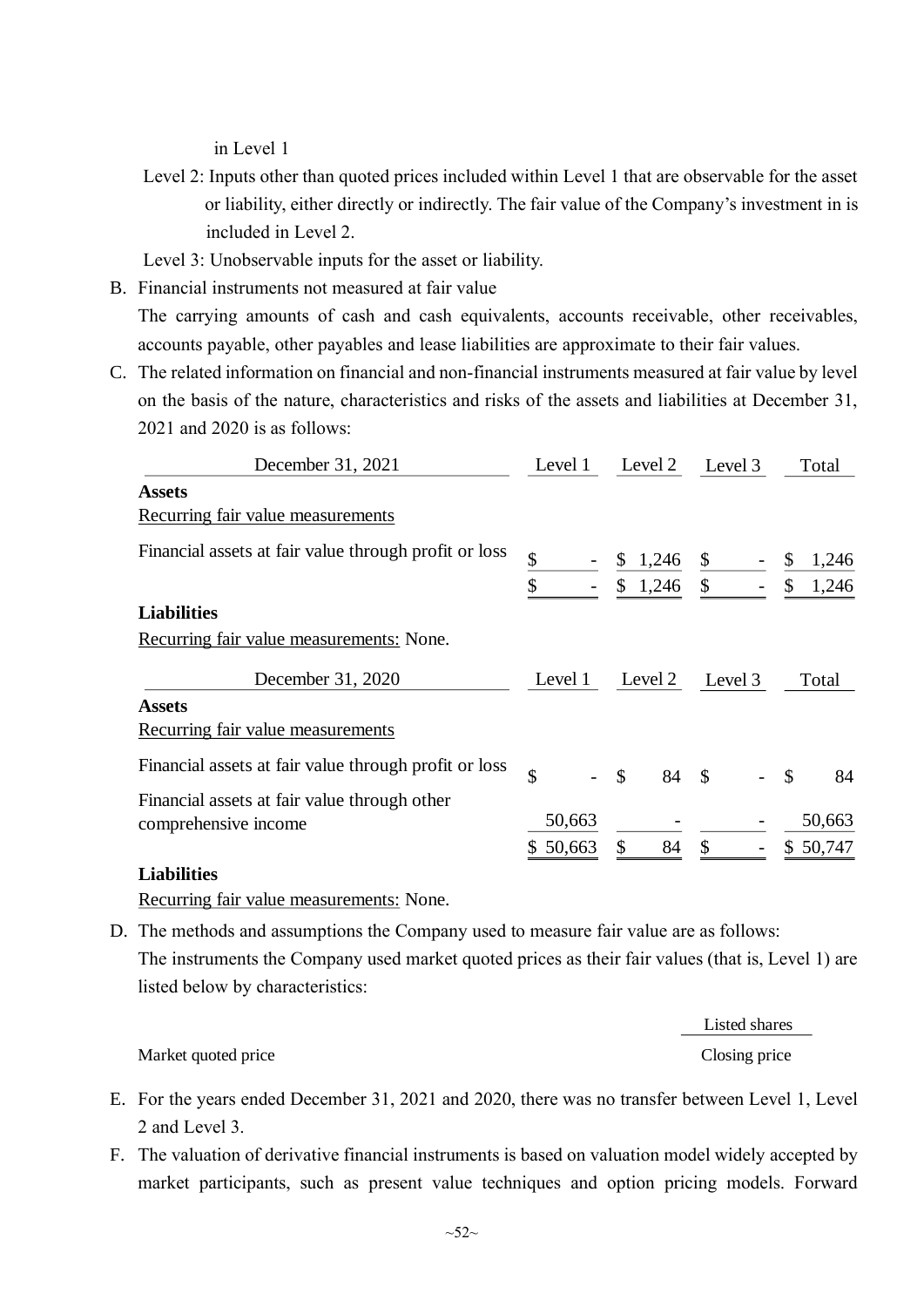in Level 1

Level 2: Inputs other than quoted prices included within Level 1 that are observable for the asset or liability, either directly or indirectly. The fair value of the Company's investment in is included in Level 2.

Level 3: Unobservable inputs for the asset or liability.

B. Financial instruments not measured at fair value

The carrying amounts of cash and cash equivalents, accounts receivable, other receivables, accounts payable, other payables and lease liabilities are approximate to their fair values.

C. The related information on financial and non-financial instruments measured at fair value by level on the basis of the nature, characteristics and risks of the assets and liabilities at December 31, 2021 and 2020 is as follows:

| December 31, 2021 | Level 1 | Level 2 | Level 3 | Total |
|---|---|---|---|---|
| **Assets** | | | | |
| Recurring fair value measurements | | | | |
| Financial assets at fair value through profit or loss | $ - | $ 1,246 | $ - | $ 1,246 |
| | $ - | $ 1,246 | $ - | $ 1,246 |
| **Liabilities** | | | | |
| Recurring fair value measurements: None. | | | | |

| December 31, 2020 | Level 1 | Level 2 | Level 3 | Total |
|---|---|---|---|---|
| **Assets** | | | | |
| Recurring fair value measurements | | | | |
| Financial assets at fair value through profit or loss | $ - | $ 84 | $ - | $ 84 |
| Financial assets at fair value through other comprehensive income | 50,663 | - | - | 50,663 |
| | $ 50,663 | $ 84 | $ - | $ 50,747 |
| **Liabilities** | | | | |
| Recurring fair value measurements: None. | | | | |

D. The methods and assumptions the Company used to measure fair value are as follows:

The instruments the Company used market quoted prices as their fair values (that is, Level 1) are listed below by characteristics:

| | Listed shares |
|---|---|
| Market quoted price | Closing price |

E. For the years ended December 31, 2021 and 2020, there was no transfer between Level 1, Level 2 and Level 3.

F. The valuation of derivative financial instruments is based on valuation model widely accepted by market participants, such as present value techniques and option pricing models. Forward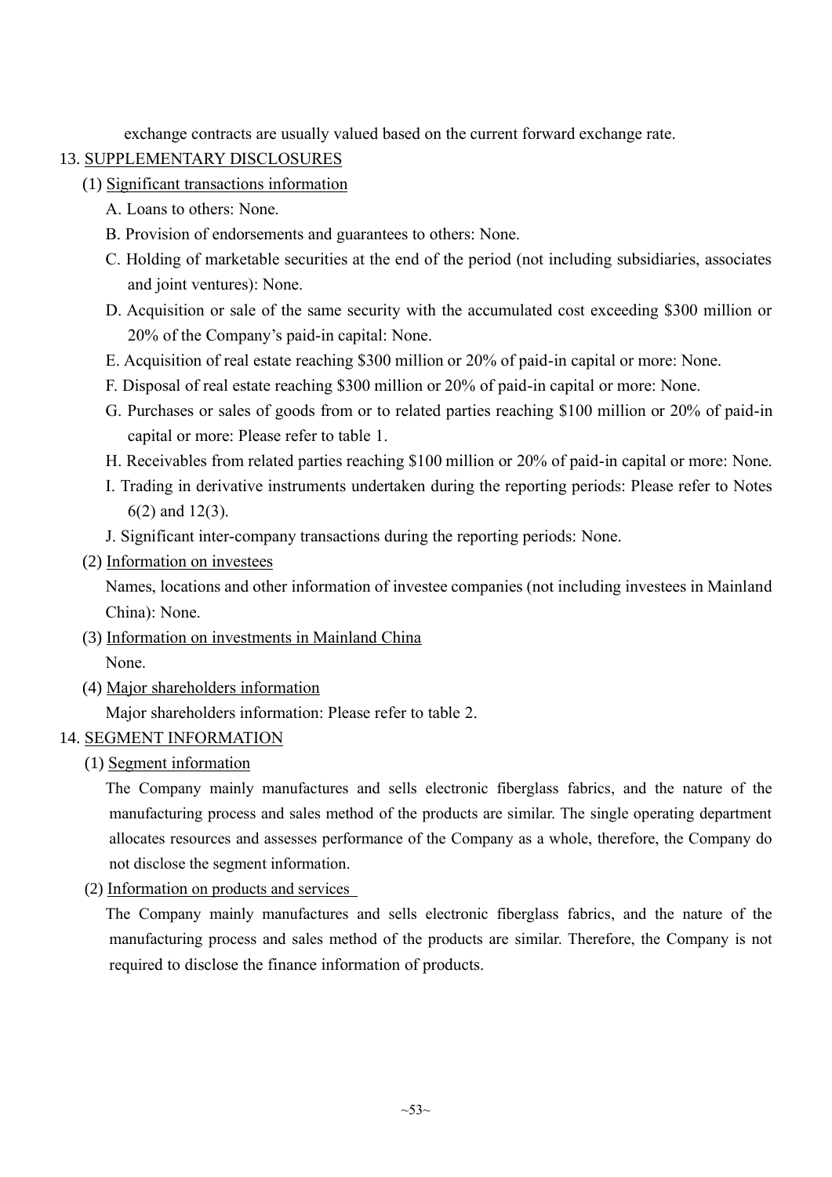exchange contracts are usually valued based on the current forward exchange rate.

## 13. SUPPLEMENTARY DISCLOSURES

### (1) Significant transactions information

A. Loans to others: None.

B. Provision of endorsements and guarantees to others: None.

C. Holding of marketable securities at the end of the period (not including subsidiaries, associates and joint ventures): None.

D. Acquisition or sale of the same security with the accumulated cost exceeding $300 million or 20% of the Company's paid-in capital: None.

E. Acquisition of real estate reaching $300 million or 20% of paid-in capital or more: None.

F. Disposal of real estate reaching $300 million or 20% of paid-in capital or more: None.

G. Purchases or sales of goods from or to related parties reaching $100 million or 20% of paid-in capital or more: Please refer to table 1.

H. Receivables from related parties reaching $100 million or 20% of paid-in capital or more: None.

I. Trading in derivative instruments undertaken during the reporting periods: Please refer to Notes 6(2) and 12(3).

J. Significant inter-company transactions during the reporting periods: None.

### (2) Information on investees

Names, locations and other information of investee companies (not including investees in Mainland China): None.

### (3) Information on investments in Mainland China

None.

### (4) Major shareholders information

Major shareholders information: Please refer to table 2.

## 14. SEGMENT INFORMATION

### (1) Segment information

The Company mainly manufactures and sells electronic fiberglass fabrics, and the nature of the manufacturing process and sales method of the products are similar. The single operating department allocates resources and assesses performance of the Company as a whole, therefore, the Company do not disclose the segment information.

### (2) Information on products and services

The Company mainly manufactures and sells electronic fiberglass fabrics, and the nature of the manufacturing process and sales method of the products are similar. Therefore, the Company is not required to disclose the finance information of products.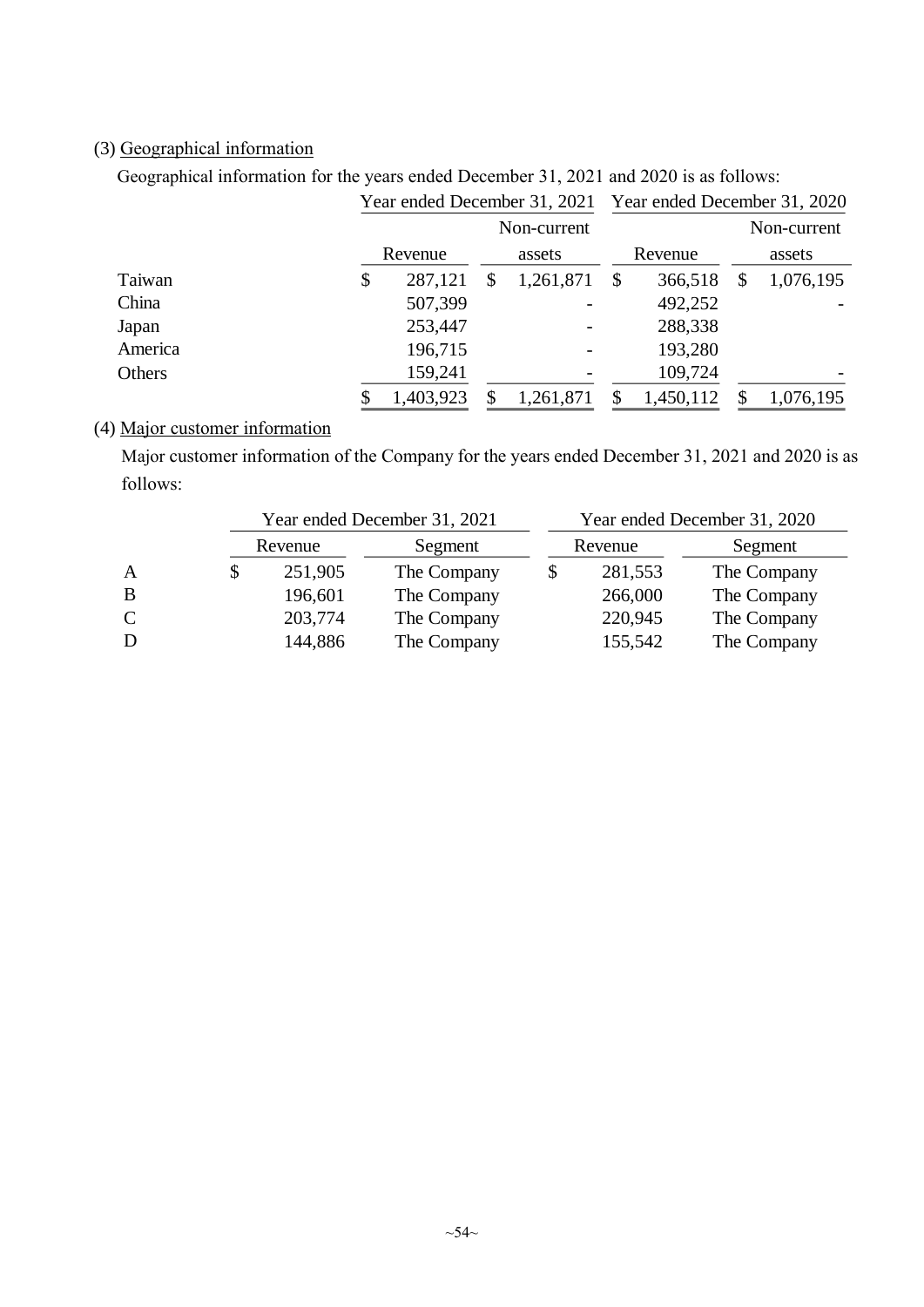(3) Geographical information

Geographical information for the years ended December 31, 2021 and 2020 is as follows:

| | Year ended December 31, 2021 | | Year ended December 31, 2020 | |
|---|---|---|---|---|
| | Revenue | Non-current assets | Revenue | Non-current assets |
| Taiwan | $ 287,121 | $ 1,261,871 | $ 366,518 | $ 1,076,195 |
| China | 507,399 | - | 492,252 | - |
| Japan | 253,447 | - | 288,338 | |
| America | 196,715 | - | 193,280 | |
| Others | 159,241 | - | 109,724 | - |
| | $ 1,403,923 | $ 1,261,871 | $ 1,450,112 | $ 1,076,195 |

(4) Major customer information

Major customer information of the Company for the years ended December 31, 2021 and 2020 is as follows:

| | Year ended December 31, 2021 | | Year ended December 31, 2020 | |
|---|---|---|---|---|
| | Revenue | Segment | Revenue | Segment |
| A | $ 251,905 | The Company | $ 281,553 | The Company |
| B | 196,601 | The Company | 266,000 | The Company |
| C | 203,774 | The Company | 220,945 | The Company |
| D | 144,886 | The Company | 155,542 | The Company |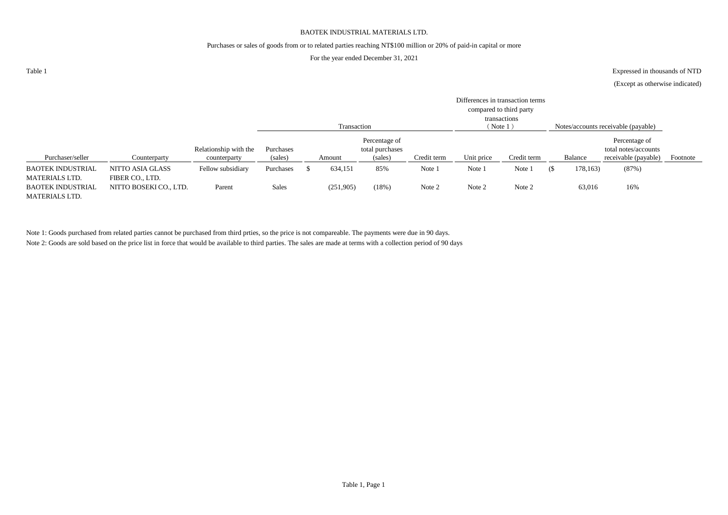BAOTEK INDUSTRIAL MATERIALS LTD.

Purchases or sales of goods from or to related parties reaching NT$100 million or 20% of paid-in capital or more

For the year ended December 31, 2021

Table 1

Expressed in thousands of NTD

(Except as otherwise indicated)

| | | | Transaction | | | | Differences in transaction terms compared to third party transactions (Note 1) | | Notes/accounts receivable (payable) | | |
|---|---|---|---|---|---|---|---|---|---|---|---|
| Purchaser/seller | Counterparty | Relationship with the counterparty | Purchases (sales) | Amount | Percentage of total purchases (sales) | Credit term | Unit price | Credit term | Balance | Percentage of total notes/accounts receivable (payable) | Footnote |
| BAOTEK INDUSTRIAL MATERIALS LTD. | NITTO ASIA GLASS FIBER CO., LTD. | Fellow subsidiary | Purchases | $ 634,151 | 85% | Note 1 | Note 1 | Note 1 | ($ 178,163) | (87%) | |
| BAOTEK INDUSTRIAL MATERIALS LTD. | NITTO BOSEKI CO., LTD. | Parent | Sales | (251,905) | (18%) | Note 2 | Note 2 | Note 2 | 63,016 | 16% | |

Note 1: Goods purchased from related parties cannot be purchased from third prties, so the price is not compareable. The payments were due in 90 days.

Note 2: Goods are sold based on the price list in force that would be available to third parties. The sales are made at terms with a collection period of 90 days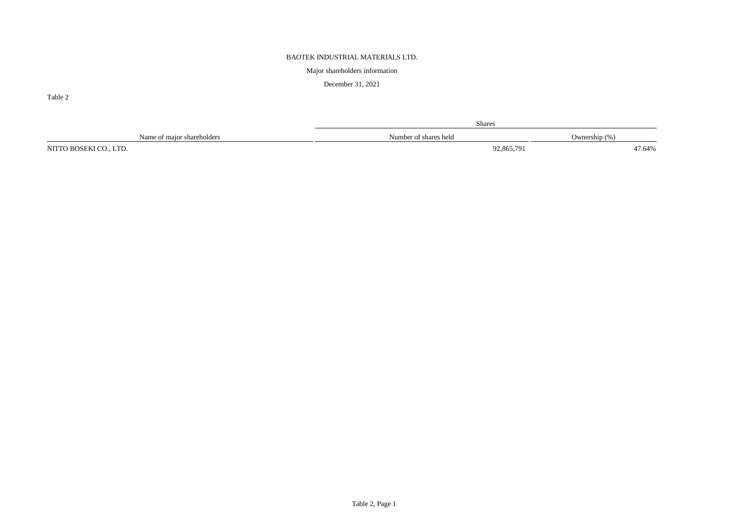BAOTEK INDUSTRIAL MATERIALS LTD.

Major shareholders information

December 31, 2021

Table 2

| Name of major shareholders | Shares | |
|---|---|---|
| | Number of shares held | Ownership (%) |
| NITTO BOSEKI CO., LTD. | 92,865,791 | 47.64% |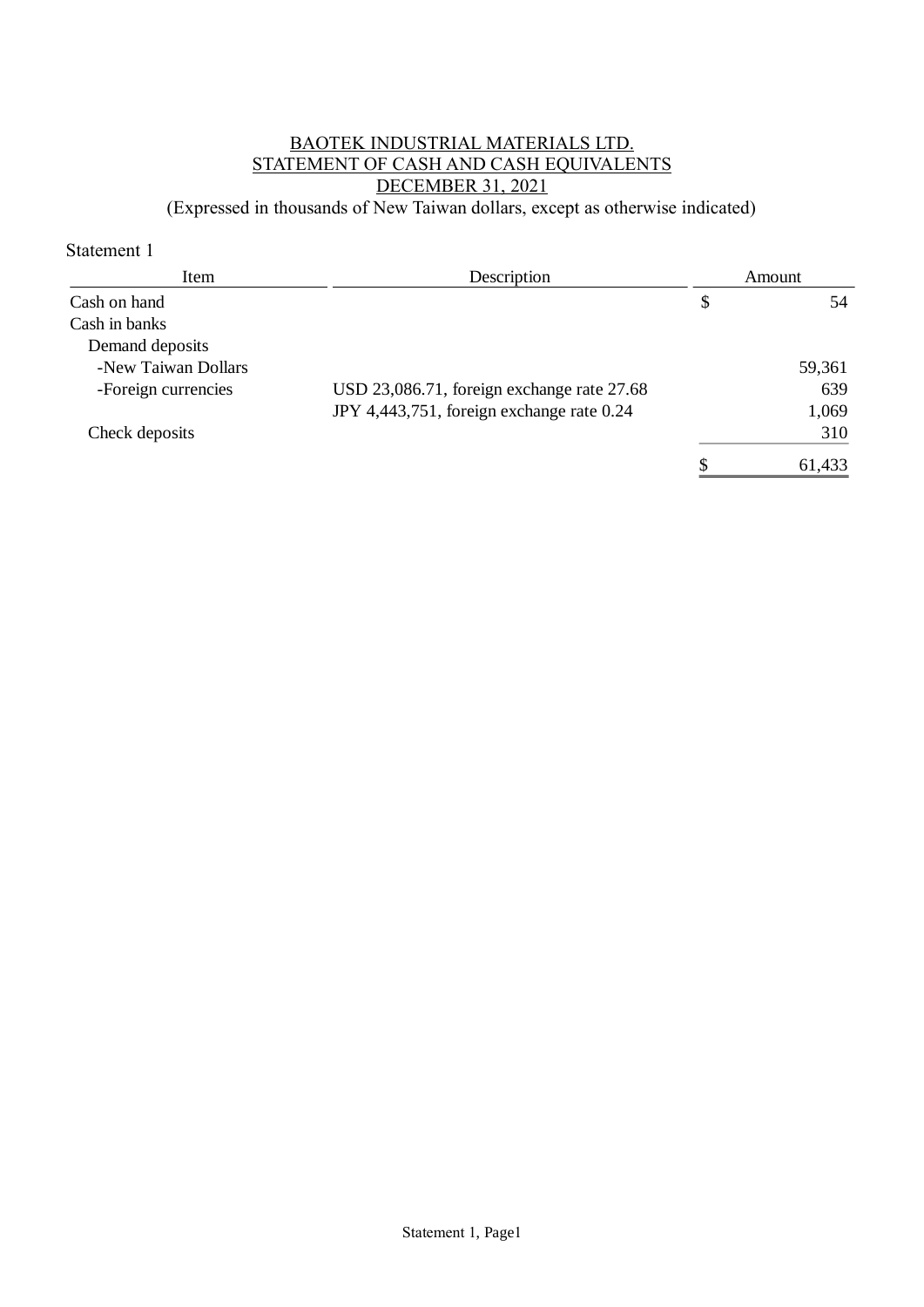# BAOTEK INDUSTRIAL MATERIALS LTD.
## STATEMENT OF CASH AND CASH EQUIVALENTS
## DECEMBER 31, 2021

(Expressed in thousands of New Taiwan dollars, except as otherwise indicated)

Statement 1

| Item | Description | Amount |
|---|---|---|
| Cash on hand | | $ 54 |
| Cash in banks | | |
| Demand deposits | | |
| -New Taiwan Dollars | | 59,361 |
| -Foreign currencies | USD 23,086.71, foreign exchange rate 27.68 | 639 |
| | JPY 4,443,751, foreign exchange rate 0.24 | 1,069 |
| Check deposits | | 310 |
| | | $ 61,433 |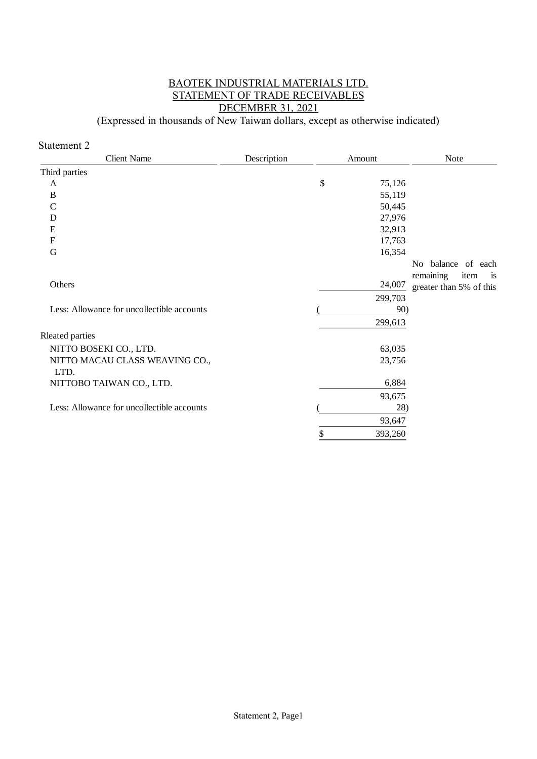BAOTEK INDUSTRIAL MATERIALS LTD.
STATEMENT OF TRADE RECEIVABLES
DECEMBER 31, 2021
(Expressed in thousands of New Taiwan dollars, except as otherwise indicated)

Statement 2

| Client Name | Description | Amount | Note |
|---|---|---|---|
| Third parties | | | |
| A | | $ 75,126 | |
| B | | 55,119 | |
| C | | 50,445 | |
| D | | 27,976 | |
| E | | 32,913 | |
| F | | 17,763 | |
| G | | 16,354 | |
| Others | | 24,007 | No balance of each remaining item is greater than 5% of this |
| | | 299,703 | |
| Less: Allowance for uncollectible accounts | | ( 90) | |
| | | 299,613 | |
| Rleated parties | | | |
| NITTO BOSEKI CO., LTD. | | 63,035 | |
| NITTO MACAU CLASS WEAVING CO., LTD. | | 23,756 | |
| NITTOBO TAIWAN CO., LTD. | | 6,884 | |
| | | 93,675 | |
| Less: Allowance for uncollectible accounts | | ( 28) | |
| | | 93,647 | |
| | | $ 393,260 | |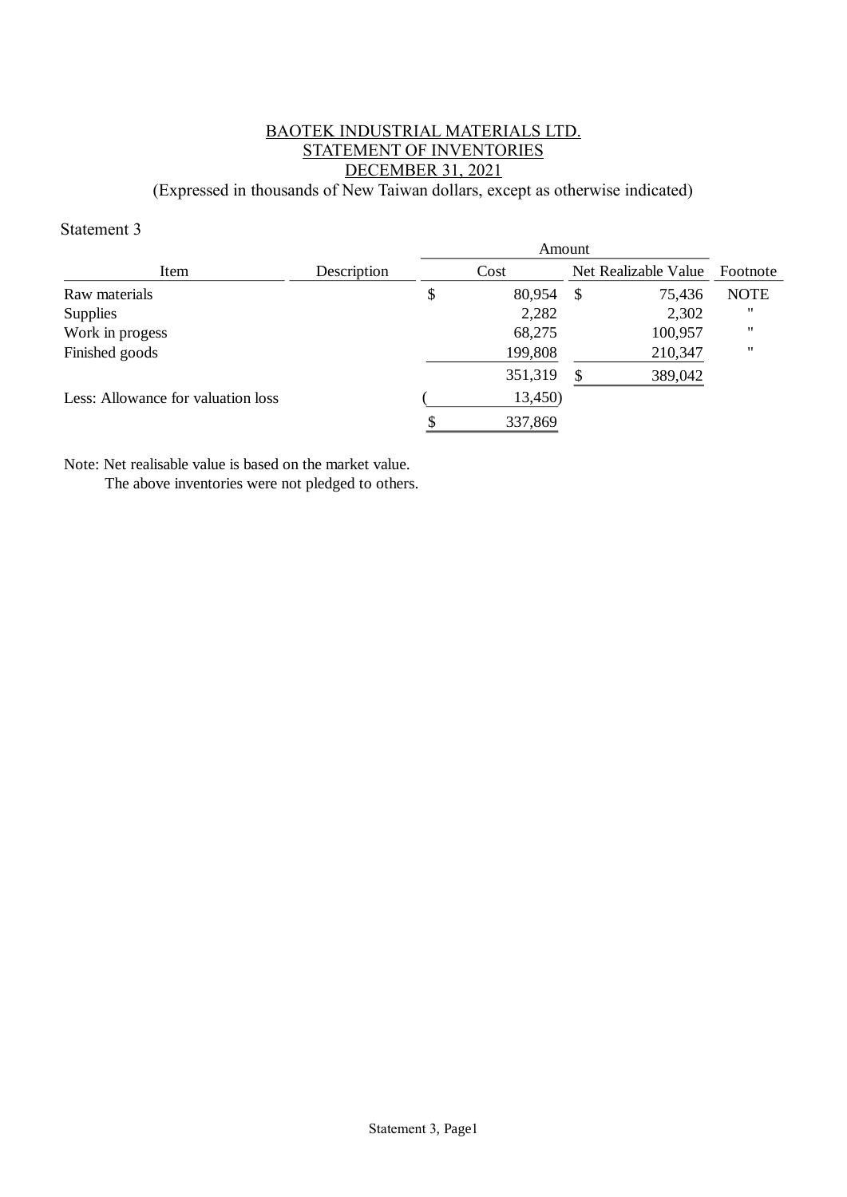# BAOTEK INDUSTRIAL MATERIALS LTD.
## STATEMENT OF INVENTORIES
## DECEMBER 31, 2021

(Expressed in thousands of New Taiwan dollars, except as otherwise indicated)

Statement 3

| Item | Description | Amount | | Footnote |
|---|---|---|---|---|
| | | Cost | Net Realizable Value | |
| Raw materials | | $ 80,954 | $ 75,436 | NOTE |
| Supplies | | 2,282 | 2,302 | " |
| Work in progess | | 68,275 | 100,957 | " |
| Finished goods | | 199,808 | 210,347 | " |
| | | 351,319 | $ 389,042 | |
| Less: Allowance for valuation loss | | ( 13,450) | | |
| | | $ 337,869 | | |

Note: Net realisable value is based on the market value.
The above inventories were not pledged to others.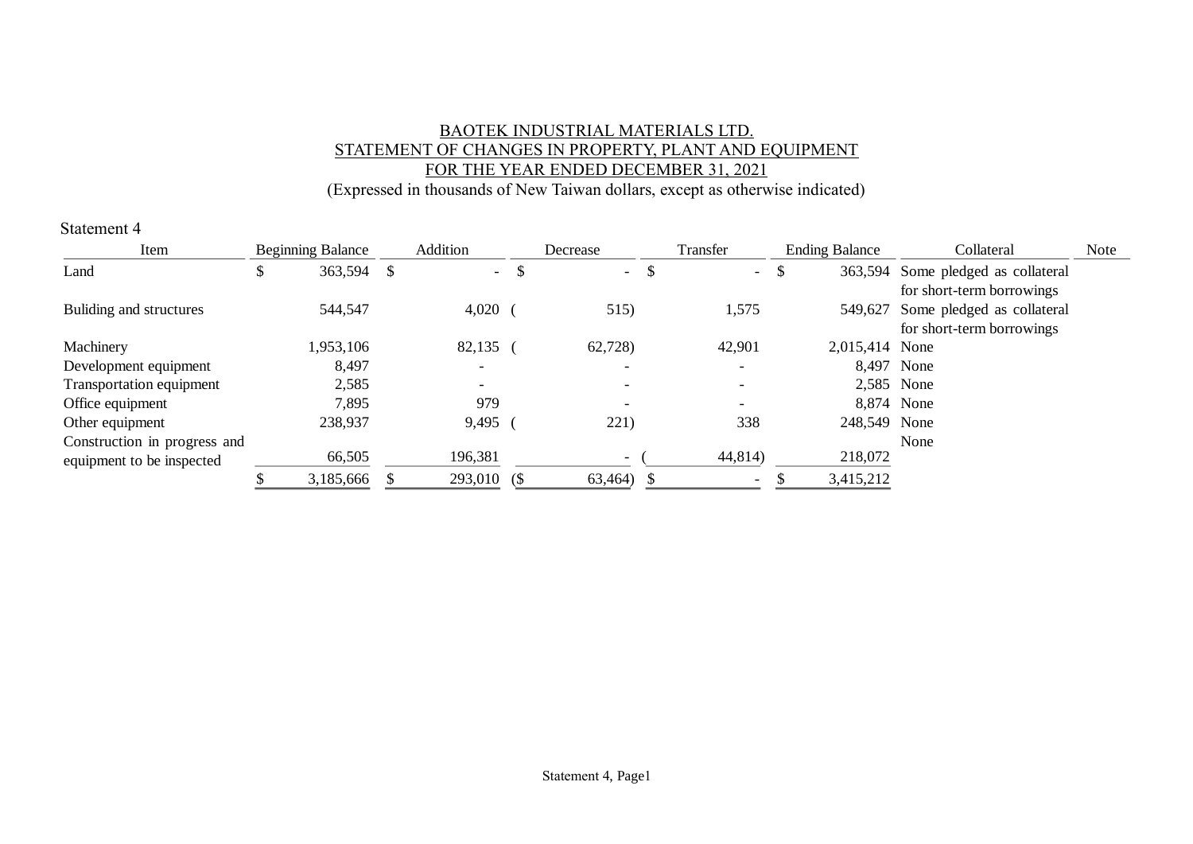BAOTEK INDUSTRIAL MATERIALS LTD.
STATEMENT OF CHANGES IN PROPERTY, PLANT AND EQUIPMENT
FOR THE YEAR ENDED DECEMBER 31, 2021
(Expressed in thousands of New Taiwan dollars, except as otherwise indicated)

Statement 4

| Item | Beginning Balance | Addition | Decrease | Transfer | Ending Balance | Collateral | Note |
|---|---|---|---|---|---|---|---|
| Land | $ 363,594 | $ - | $ - | $ - | $ 363,594 | Some pledged as collateral for short-term borrowings | |
| Buliding and structures | 544,547 | 4,020 | ( 515) | 1,575 | 549,627 | Some pledged as collateral for short-term borrowings | |
| Machinery | 1,953,106 | 82,135 | ( 62,728) | 42,901 | 2,015,414 | None | |
| Development equipment | 8,497 | - | - | - | 8,497 | None | |
| Transportation equipment | 2,585 | - | - | - | 2,585 | None | |
| Office equipment | 7,895 | 979 | - | - | 8,874 | None | |
| Other equipment | 238,937 | 9,495 | ( 221) | 338 | 248,549 | None | |
| Construction in progress and equipment to be inspected | 66,505 | 196,381 | - | ( 44,814) | 218,072 | None | |
| | $ 3,185,666 | $ 293,010 | ($ 63,464) | $ - | $ 3,415,212 | | |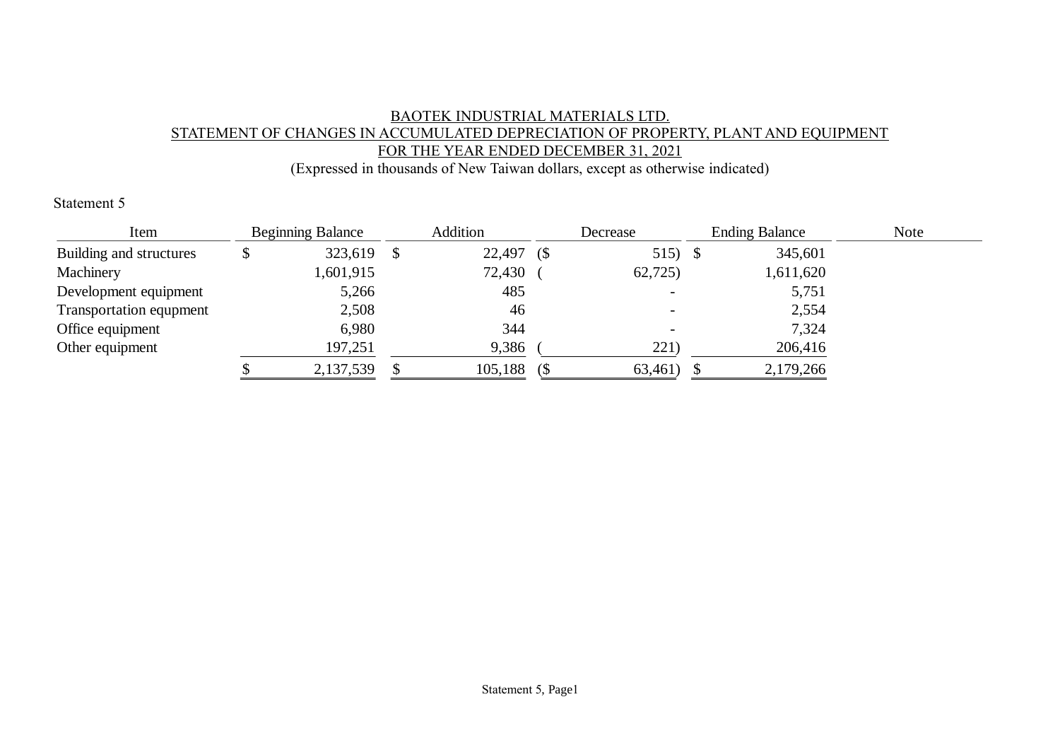BAOTEK INDUSTRIAL MATERIALS LTD.
STATEMENT OF CHANGES IN ACCUMULATED DEPRECIATION OF PROPERTY, PLANT AND EQUIPMENT
FOR THE YEAR ENDED DECEMBER 31, 2021
(Expressed in thousands of New Taiwan dollars, except as otherwise indicated)

Statement 5

| Item | Beginning Balance | Addition | Decrease | Ending Balance | Note |
|---|---|---|---|---|---|
| Building and structures | $ 323,619 | $ 22,497 | ($ 515) | $ 345,601 | |
| Machinery | 1,601,915 | 72,430 | ( 62,725) | 1,611,620 | |
| Development equipment | 5,266 | 485 | - | 5,751 | |
| Transportation equpment | 2,508 | 46 | - | 2,554 | |
| Office equipment | 6,980 | 344 | - | 7,324 | |
| Other equipment | 197,251 | 9,386 | ( 221) | 206,416 | |
| | $ 2,137,539 | $ 105,188 | ($ 63,461) | $ 2,179,266 | |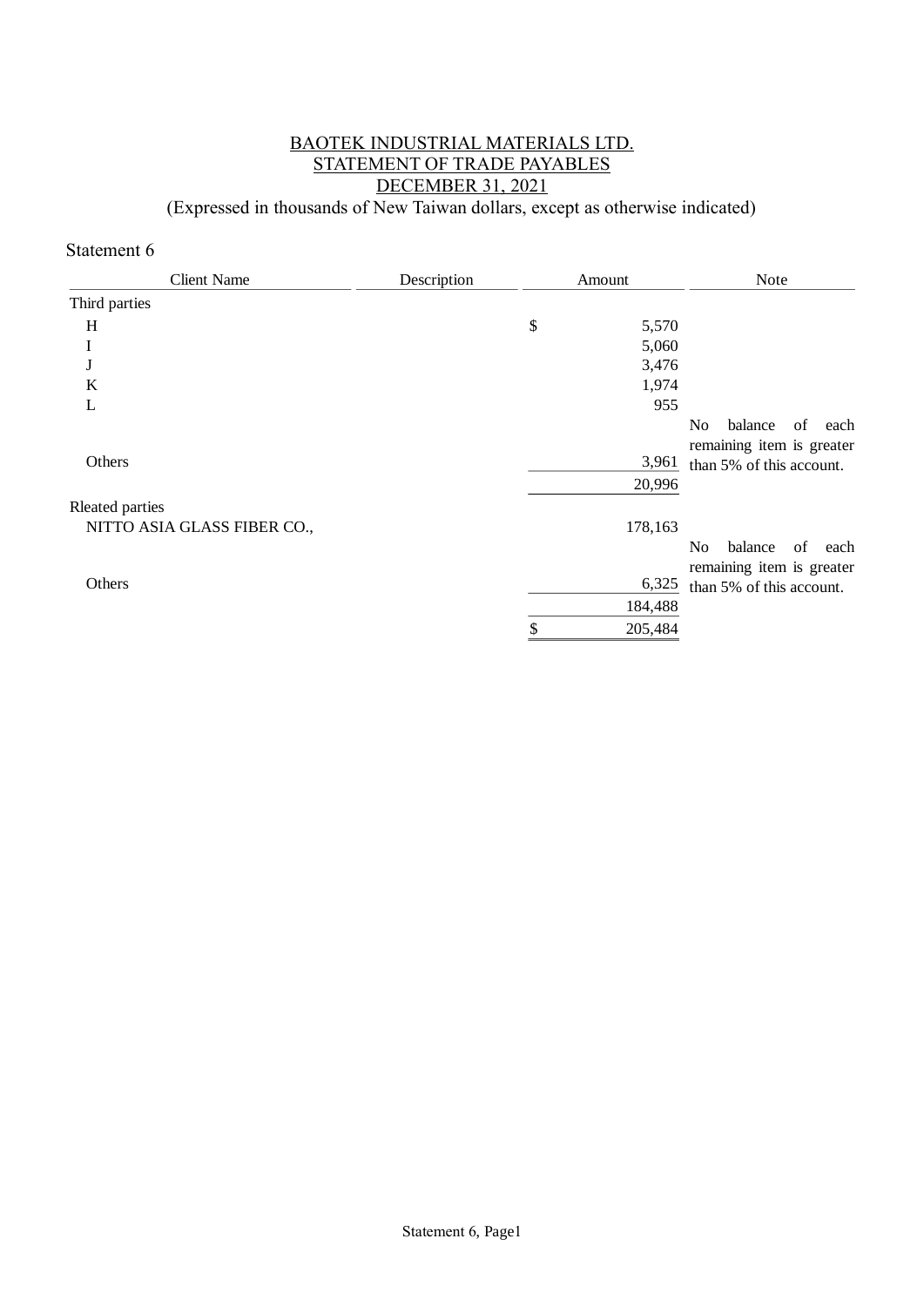BAOTEK INDUSTRIAL MATERIALS LTD.
STATEMENT OF TRADE PAYABLES
DECEMBER 31, 2021
(Expressed in thousands of New Taiwan dollars, except as otherwise indicated)

Statement 6

| Client Name | Description | Amount | Note |
|---|---|---|---|
| Third parties | | | |
| H | | $ 5,570 | |
| I | | 5,060 | |
| J | | 3,476 | |
| K | | 1,974 | |
| L | | 955 | |
| Others | | 3,961 | No balance of each remaining item is greater than 5% of this account. |
| | | 20,996 | |
| Rleated parties | | | |
| NITTO ASIA GLASS FIBER CO., | | 178,163 | |
| Others | | 6,325 | No balance of each remaining item is greater than 5% of this account. |
| | | 184,488 | |
| | | $ 205,484 | |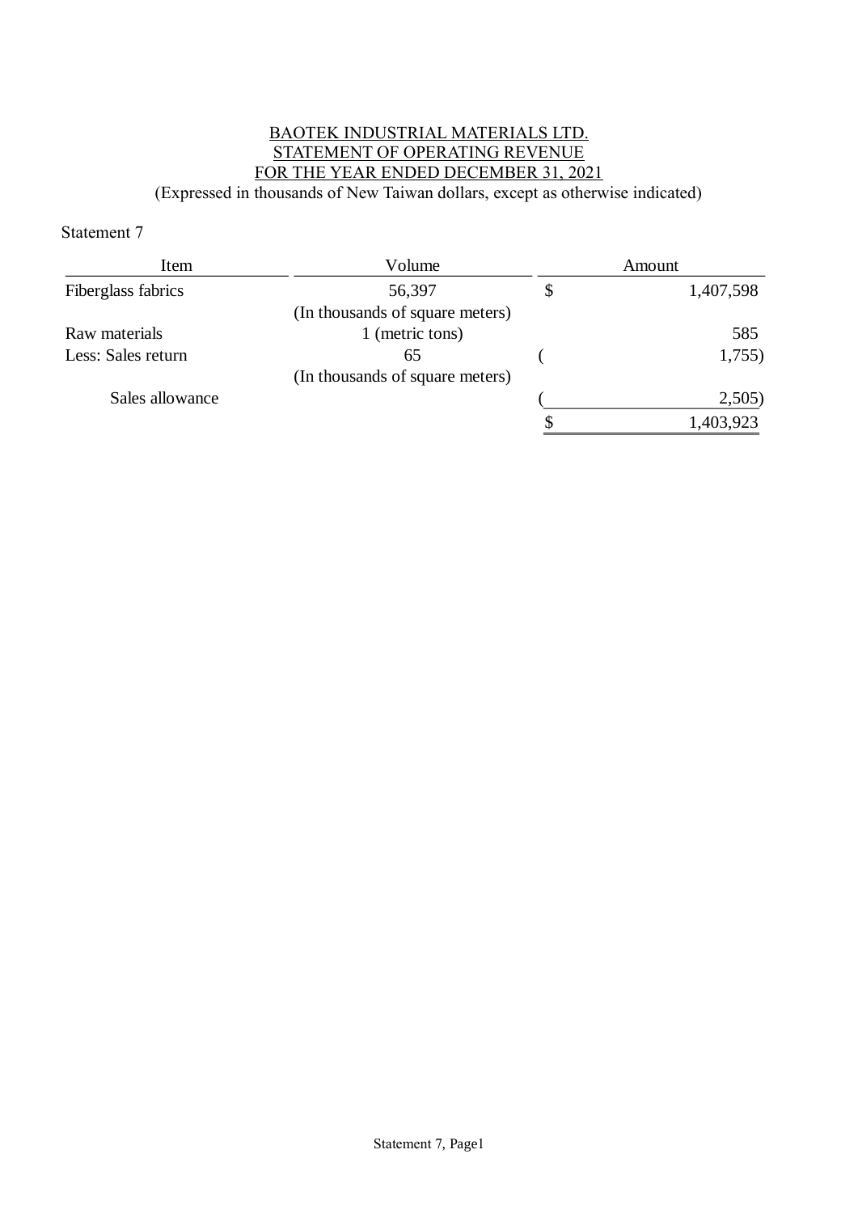BAOTEK INDUSTRIAL MATERIALS LTD.
STATEMENT OF OPERATING REVENUE
FOR THE YEAR ENDED DECEMBER 31, 2021
(Expressed in thousands of New Taiwan dollars, except as otherwise indicated)

Statement 7

| Item | Volume | Amount |
|---|---|---|
| Fiberglass fabrics | 56,397 (In thousands of square meters) | $ 1,407,598 |
| Raw materials | 1 (metric tons) | 585 |
| Less: Sales return | 65 (In thousands of square meters) | ( 1,755) |
| Sales allowance | | ( 2,505) |
| | | $ 1,403,923 |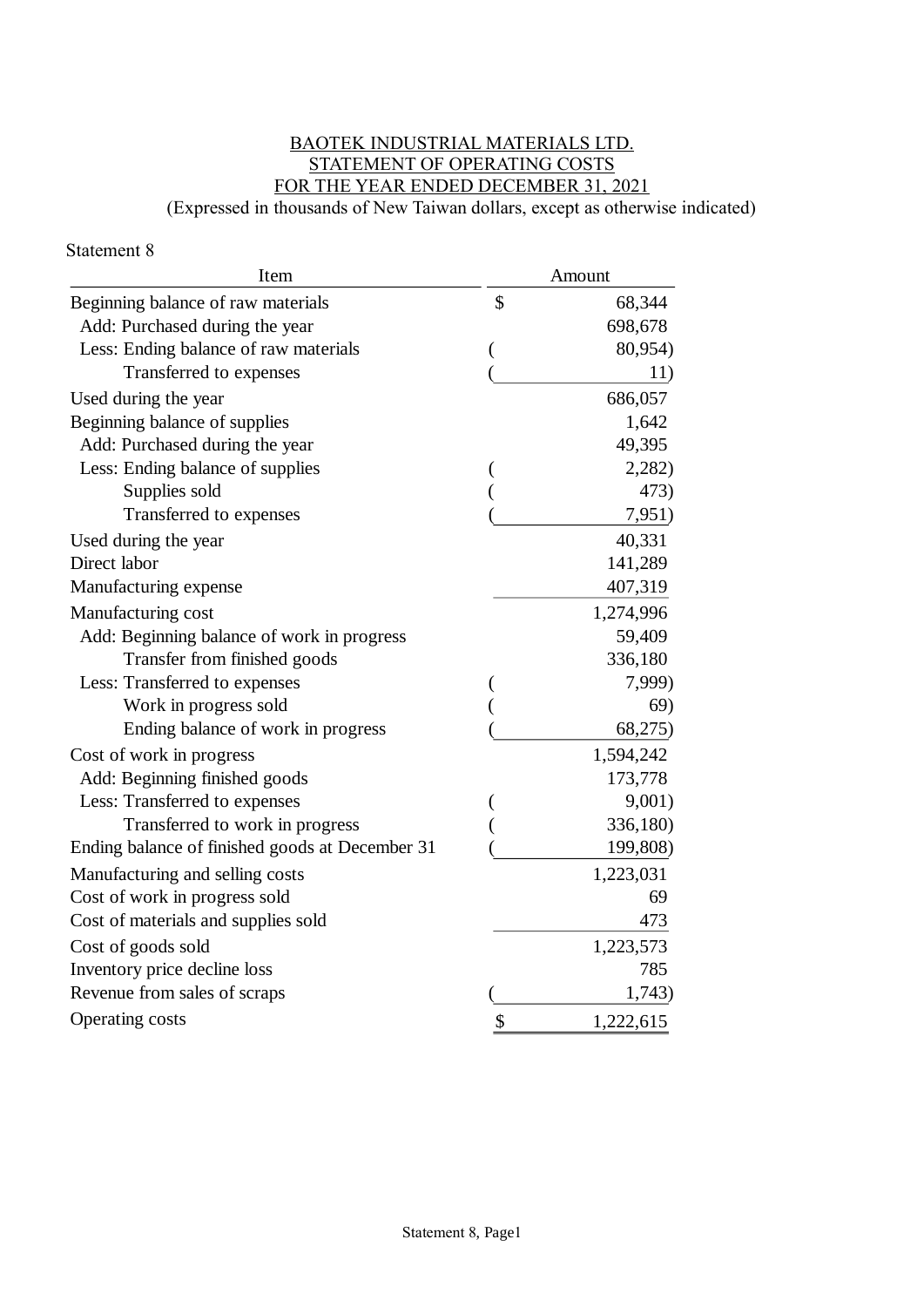BAOTEK INDUSTRIAL MATERIALS LTD.
STATEMENT OF OPERATING COSTS
FOR THE YEAR ENDED DECEMBER 31, 2021
(Expressed in thousands of New Taiwan dollars, except as otherwise indicated)

Statement 8

| Item | Amount |
|---|---|
| Beginning balance of raw materials | $ 68,344 |
| Add: Purchased during the year | 698,678 |
| Less: Ending balance of raw materials | ( 80,954) |
| Transferred to expenses | ( 11) |
| Used during the year | 686,057 |
| Beginning balance of supplies | 1,642 |
| Add: Purchased during the year | 49,395 |
| Less: Ending balance of supplies | ( 2,282) |
| Supplies sold | ( 473) |
| Transferred to expenses | ( 7,951) |
| Used during the year | 40,331 |
| Direct labor | 141,289 |
| Manufacturing expense | 407,319 |
| Manufacturing cost | 1,274,996 |
| Add: Beginning balance of work in progress | 59,409 |
| Transfer from finished goods | 336,180 |
| Less: Transferred to expenses | ( 7,999) |
| Work in progress sold | ( 69) |
| Ending balance of work in progress | ( 68,275) |
| Cost of work in progress | 1,594,242 |
| Add: Beginning finished goods | 173,778 |
| Less: Transferred to expenses | ( 9,001) |
| Transferred to work in progress | ( 336,180) |
| Ending balance of finished goods at December 31 | ( 199,808) |
| Manufacturing and selling costs | 1,223,031 |
| Cost of work in progress sold | 69 |
| Cost of materials and supplies sold | 473 |
| Cost of goods sold | 1,223,573 |
| Inventory price decline loss | 785 |
| Revenue from sales of scraps | ( 1,743) |
| Operating costs | $ 1,222,615 |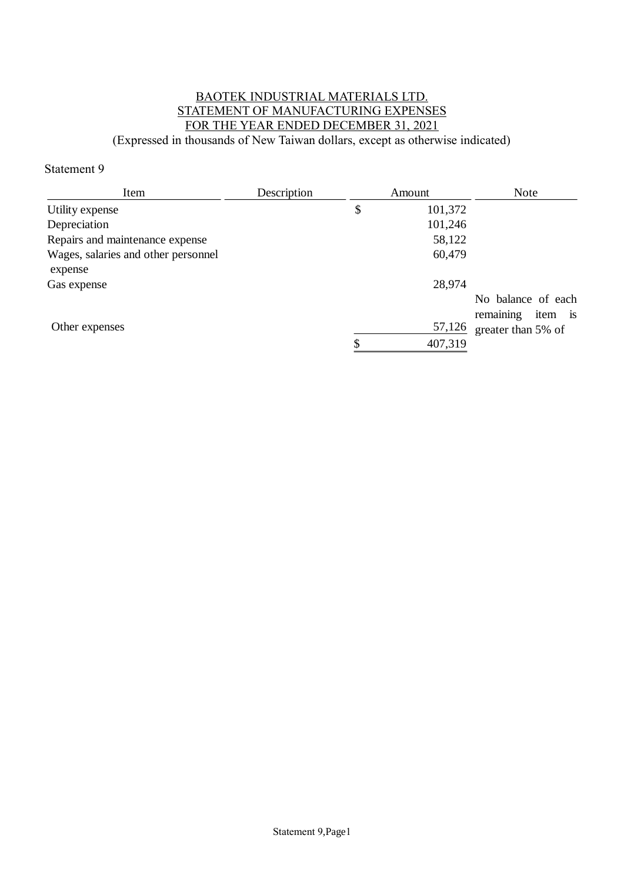BAOTEK INDUSTRIAL MATERIALS LTD.
STATEMENT OF MANUFACTURING EXPENSES
FOR THE YEAR ENDED DECEMBER 31, 2021
(Expressed in thousands of New Taiwan dollars, except as otherwise indicated)

Statement 9

| Item | Description | Amount | Note |
|---|---|---|---|
| Utility expense | | $ 101,372 | |
| Depreciation | | 101,246 | |
| Repairs and maintenance expense | | 58,122 | |
| Wages, salaries and other personnel expense | | 60,479 | |
| Gas expense | | 28,974 | |
| Other expenses | | 57,126 | No balance of each remaining item is greater than 5% of |
| | | $ 407,319 | |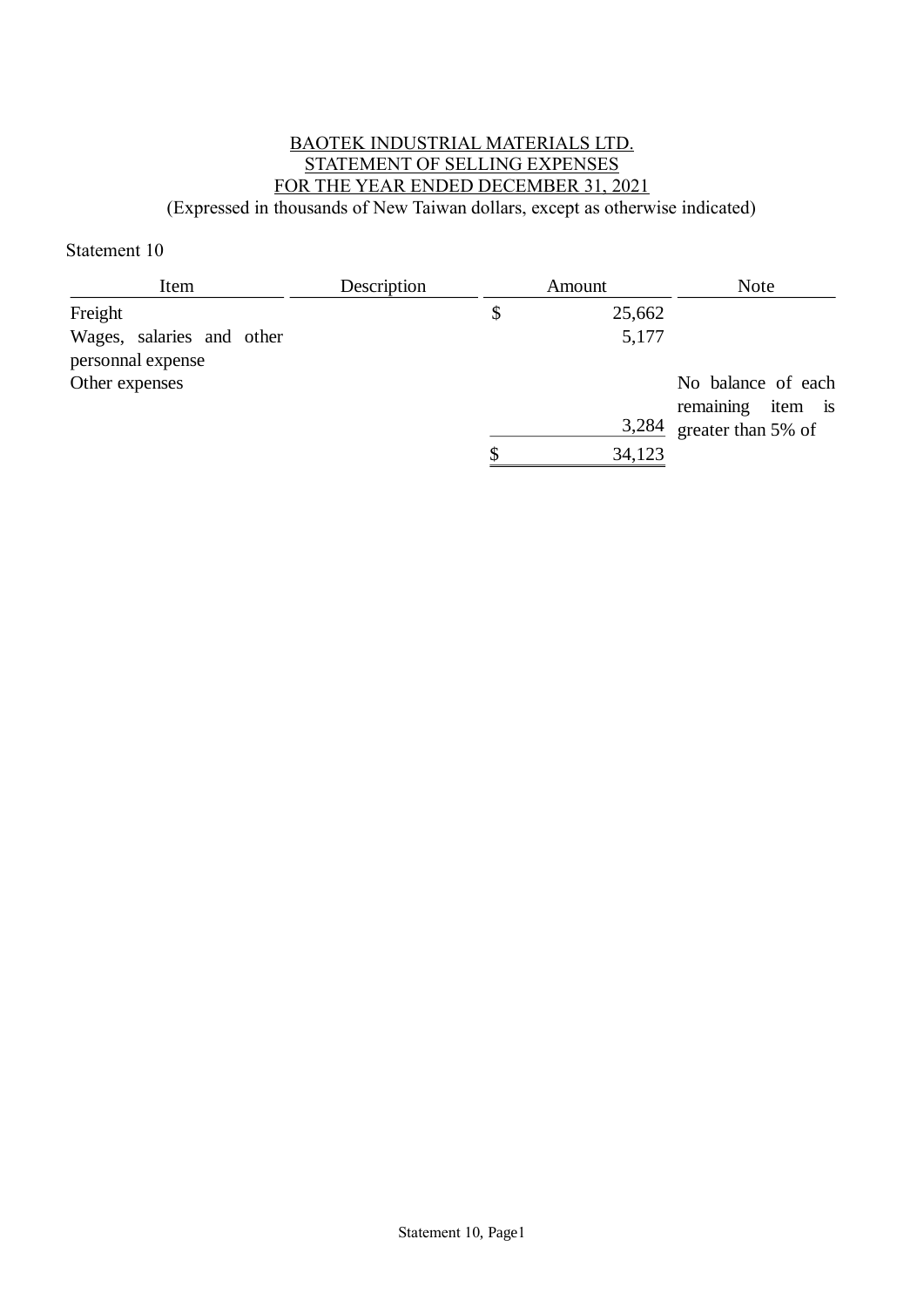BAOTEK INDUSTRIAL MATERIALS LTD.
STATEMENT OF SELLING EXPENSES
FOR THE YEAR ENDED DECEMBER 31, 2021
(Expressed in thousands of New Taiwan dollars, except as otherwise indicated)

Statement 10

| Item | Description | Amount | Note |
|---|---|---|---|
| Freight | | $ 25,662 | |
| Wages, salaries and other personnal expense | | 5,177 | |
| Other expenses | | 3,284 | No balance of each remaining item is greater than 5% of |
| | | $ 34,123 | |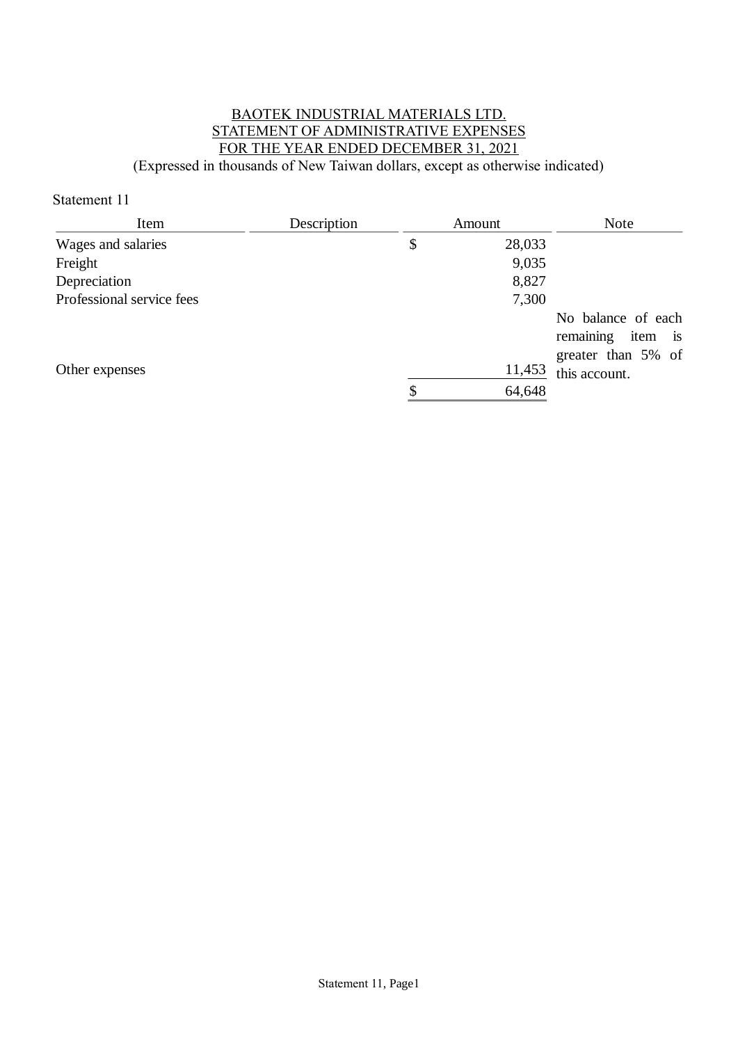BAOTEK INDUSTRIAL MATERIALS LTD.
STATEMENT OF ADMINISTRATIVE EXPENSES
FOR THE YEAR ENDED DECEMBER 31, 2021
(Expressed in thousands of New Taiwan dollars, except as otherwise indicated)

Statement 11

| Item | Description | Amount | Note |
|---|---|---|---|
| Wages and salaries | | $ 28,033 | |
| Freight | | 9,035 | |
| Depreciation | | 8,827 | |
| Professional service fees | | 7,300 | |
| Other expenses | | 11,453 | No balance of each remaining item is greater than 5% of this account. |
| | | $ 64,648 | |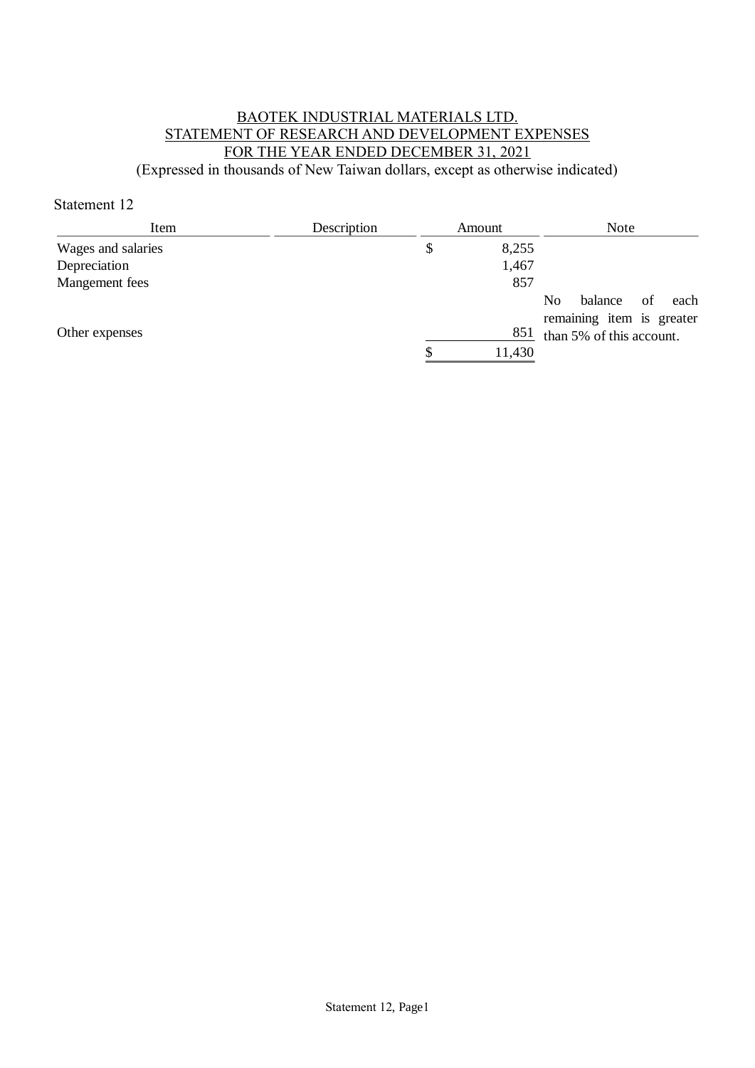# BAOTEK INDUSTRIAL MATERIALS LTD.
# STATEMENT OF RESEARCH AND DEVELOPMENT EXPENSES
# FOR THE YEAR ENDED DECEMBER 31, 2021

(Expressed in thousands of New Taiwan dollars, except as otherwise indicated)

Statement 12

| Item | Description | Amount | Note |
|---|---|---|---|
| Wages and salaries | | $ 8,255 | |
| Depreciation | | 1,467 | |
| Mangement fees | | 857 | |
| Other expenses | | 851 | No balance of each remaining item is greater than 5% of this account. |
| | | $ 11,430 | |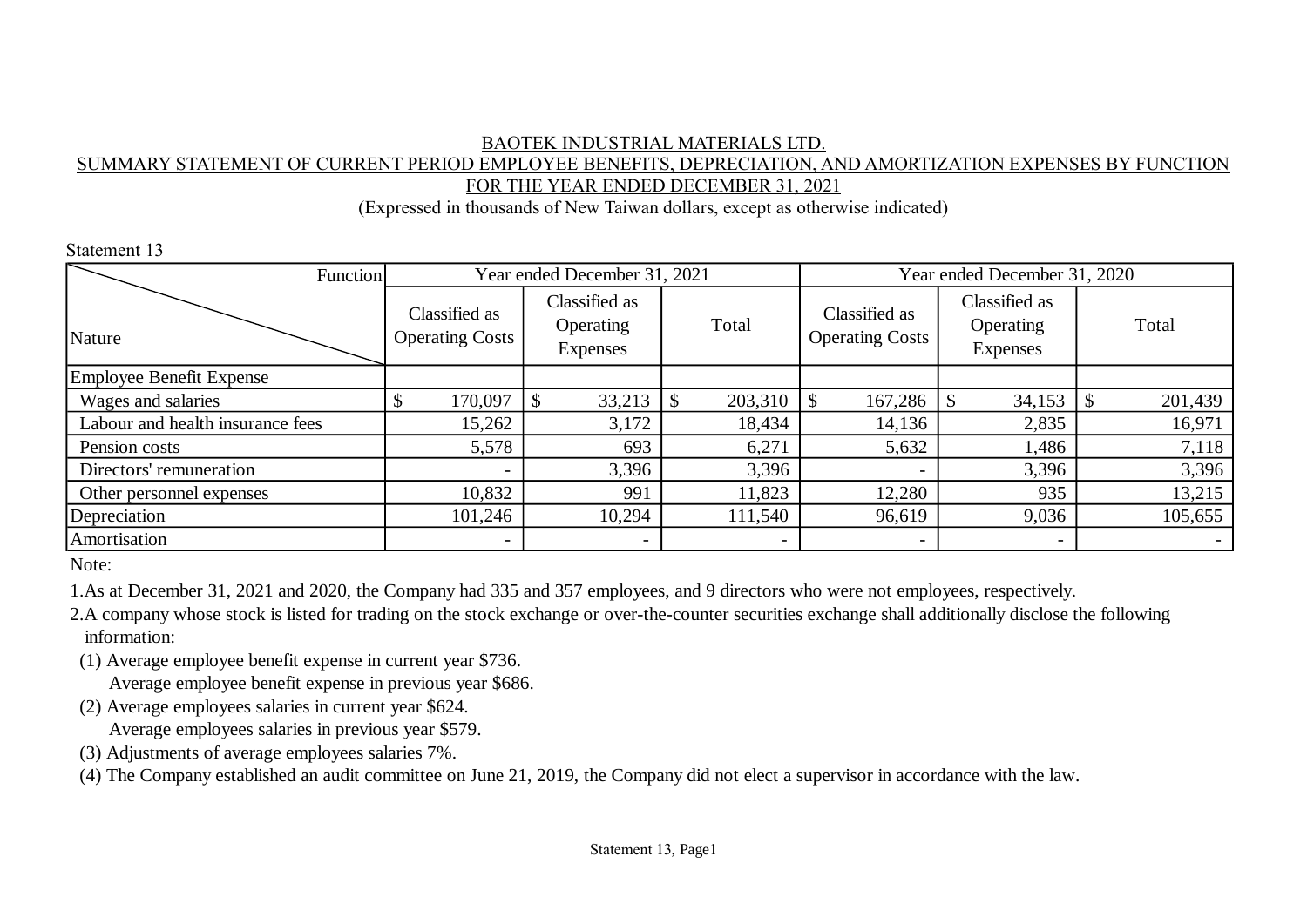BAOTEK INDUSTRIAL MATERIALS LTD.

SUMMARY STATEMENT OF CURRENT PERIOD EMPLOYEE BENEFITS, DEPRECIATION, AND AMORTIZATION EXPENSES BY FUNCTION

FOR THE YEAR ENDED DECEMBER 31, 2021

(Expressed in thousands of New Taiwan dollars, except as otherwise indicated)

Statement 13

| Function / Nature | Year ended December 31, 2021 | | | Year ended December 31, 2020 | | |
|---|---|---|---|---|---|---|
| | Classified as Operating Costs | Classified as Operating Expenses | Total | Classified as Operating Costs | Classified as Operating Expenses | Total |
| Employee Benefit Expense | | | | | | |
| Wages and salaries | $ 170,097 | $ 33,213 | $ 203,310 | $ 167,286 | $ 34,153 | $ 201,439 |
| Labour and health insurance fees | 15,262 | 3,172 | 18,434 | 14,136 | 2,835 | 16,971 |
| Pension costs | 5,578 | 693 | 6,271 | 5,632 | 1,486 | 7,118 |
| Directors' remuneration | - | 3,396 | 3,396 | - | 3,396 | 3,396 |
| Other personnel expenses | 10,832 | 991 | 11,823 | 12,280 | 935 | 13,215 |
| Depreciation | 101,246 | 10,294 | 111,540 | 96,619 | 9,036 | 105,655 |
| Amortisation | - | - | - | - | - | - |

Note:

1. As at December 31, 2021 and 2020, the Company had 335 and 357 employees, and 9 directors who were not employees, respectively.
2. A company whose stock is listed for trading on the stock exchange or over-the-counter securities exchange shall additionally disclose the following information:
   (1) Average employee benefit expense in current year $736.
       Average employee benefit expense in previous year $686.
   (2) Average employees salaries in current year $624.
       Average employees salaries in previous year $579.
   (3) Adjustments of average employees salaries 7%.
   (4) The Company established an audit committee on June 21, 2019, the Company did not elect a supervisor in accordance with the law.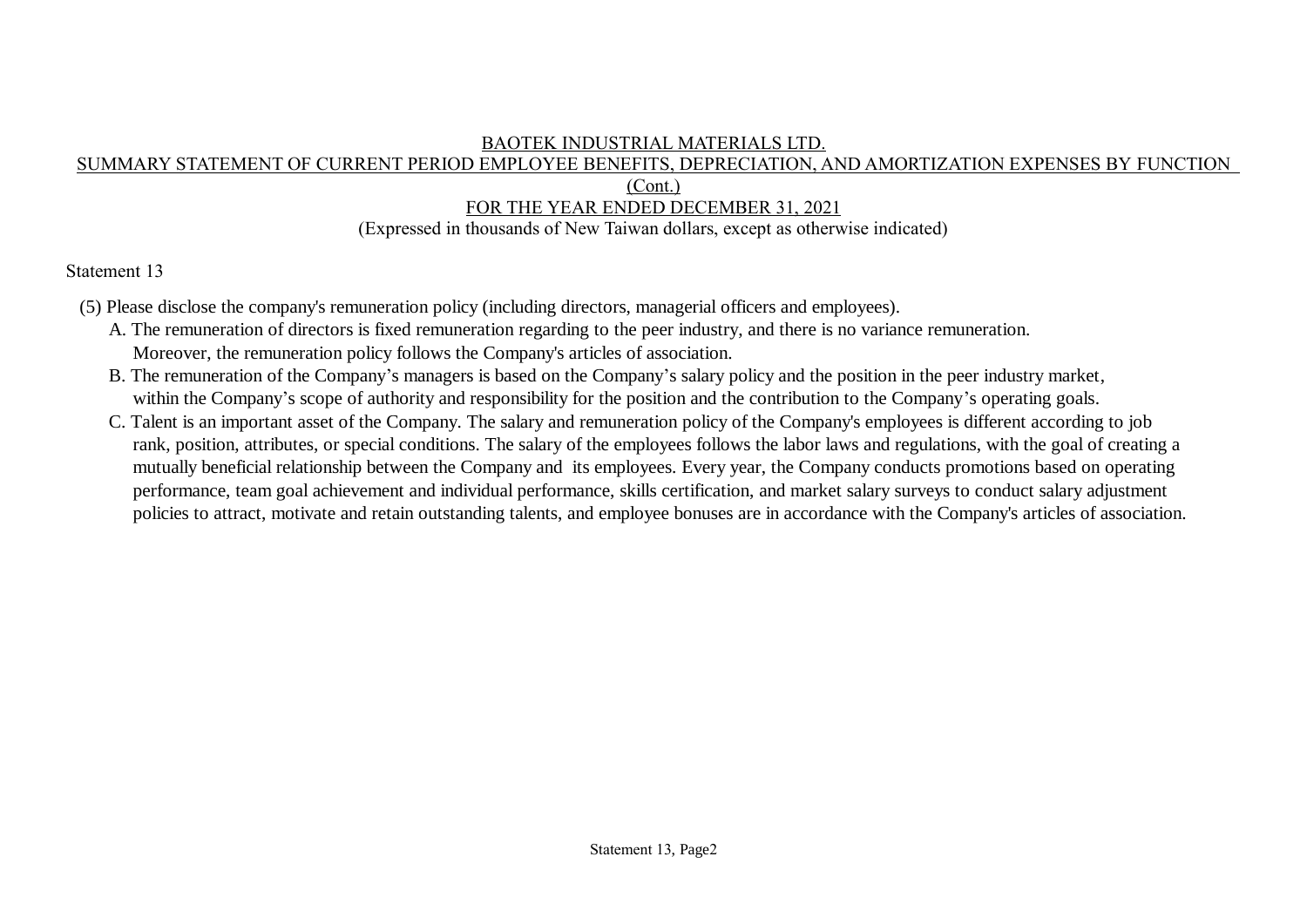# BAOTEK INDUSTRIAL MATERIALS LTD.

## SUMMARY STATEMENT OF CURRENT PERIOD EMPLOYEE BENEFITS, DEPRECIATION, AND AMORTIZATION EXPENSES BY FUNCTION (Cont.)

## FOR THE YEAR ENDED DECEMBER 31, 2021

(Expressed in thousands of New Taiwan dollars, except as otherwise indicated)

Statement 13

(5) Please disclose the company's remuneration policy (including directors, managerial officers and employees).

A. The remuneration of directors is fixed remuneration regarding to the peer industry, and there is no variance remuneration. Moreover, the remuneration policy follows the Company's articles of association.

B. The remuneration of the Company's managers is based on the Company's salary policy and the position in the peer industry market, within the Company's scope of authority and responsibility for the position and the contribution to the Company's operating goals.

C. Talent is an important asset of the Company. The salary and remuneration policy of the Company's employees is different according to job rank, position, attributes, or special conditions. The salary of the employees follows the labor laws and regulations, with the goal of creating a mutually beneficial relationship between the Company and its employees. Every year, the Company conducts promotions based on operating performance, team goal achievement and individual performance, skills certification, and market salary surveys to conduct salary adjustment policies to attract, motivate and retain outstanding talents, and employee bonuses are in accordance with the Company's articles of association.